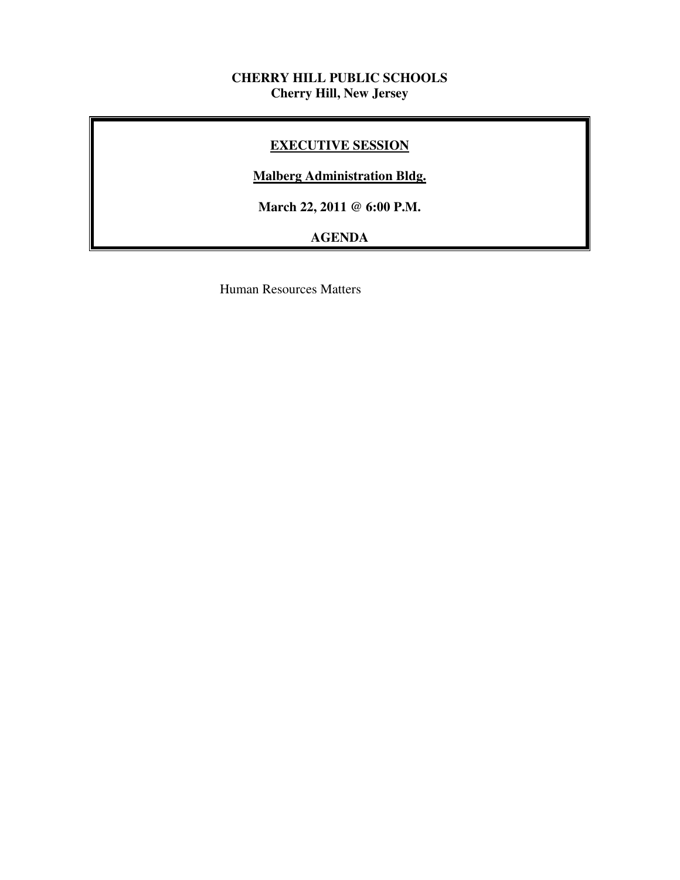**CHERRY HILL PUBLIC SCHOOLS**
**Cherry Hill, New Jersey**

## EXECUTIVE SESSION

**Malberg Administration Bldg.**

**March 22, 2011 @ 6:00 P.M.**

**AGENDA**

Human Resources Matters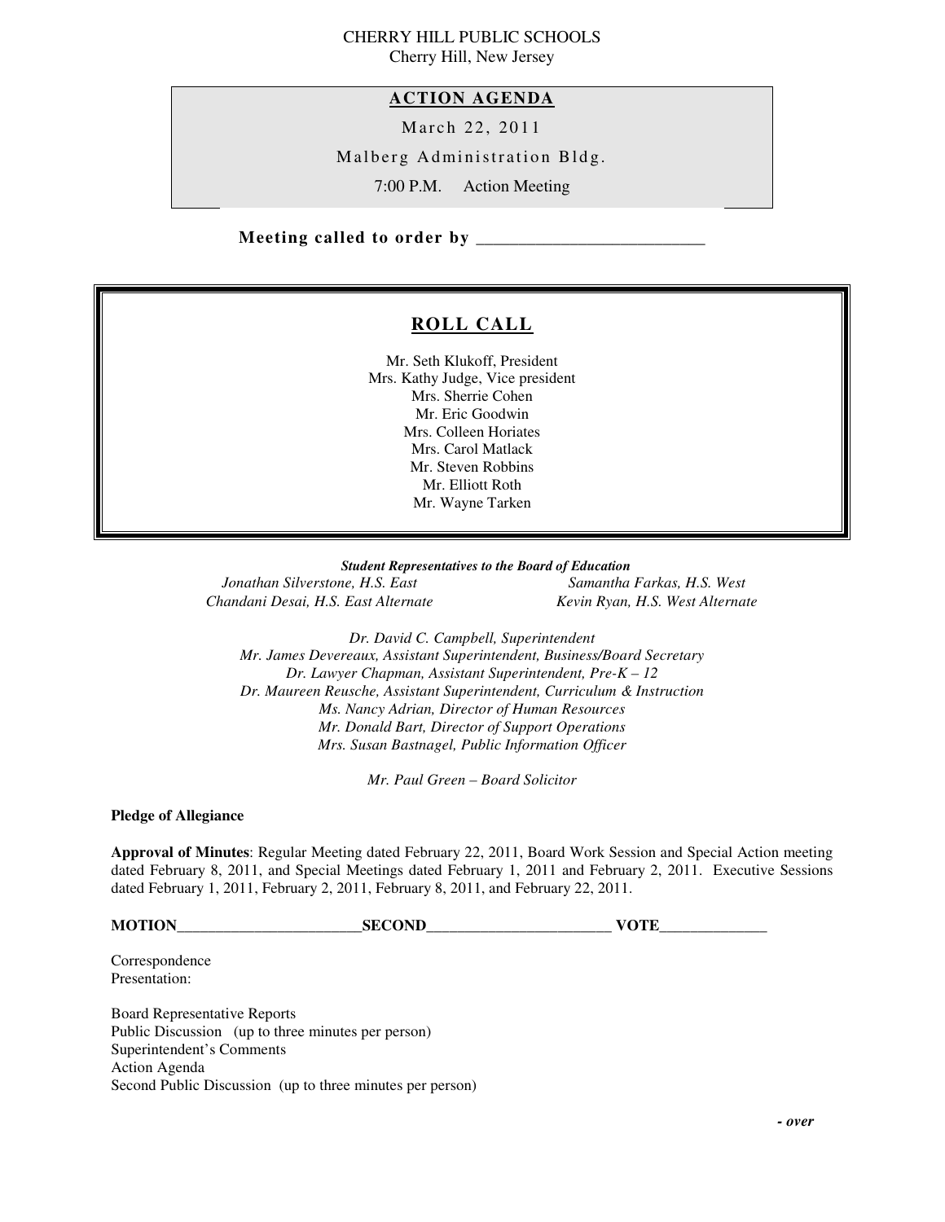CHERRY HILL PUBLIC SCHOOLS
Cherry Hill, New Jersey

## ACTION AGENDA

March 22, 2011

Malberg Administration Bldg.

7:00 P.M. Action Meeting

**Meeting called to order by** __________________________

## ROLL CALL

Mr. Seth Klukoff, President
Mrs. Kathy Judge, Vice president
Mrs. Sherrie Cohen
Mr. Eric Goodwin
Mrs. Colleen Horiates
Mrs. Carol Matlack
Mr. Steven Robbins
Mr. Elliott Roth
Mr. Wayne Tarken

***Student Representatives to the Board of Education***

*Jonathan Silverstone, H.S. East*
*Samantha Farkas, H.S. West*
*Chandani Desai, H.S. East Alternate*
*Kevin Ryan, H.S. West Alternate*

*Dr. David C. Campbell, Superintendent*
*Mr. James Devereaux, Assistant Superintendent, Business/Board Secretary*
*Dr. Lawyer Chapman, Assistant Superintendent, Pre-K – 12*
*Dr. Maureen Reusche, Assistant Superintendent, Curriculum & Instruction*
*Ms. Nancy Adrian, Director of Human Resources*
*Mr. Donald Bart, Director of Support Operations*
*Mrs. Susan Bastnagel, Public Information Officer*

*Mr. Paul Green – Board Solicitor*

**Pledge of Allegiance**

**Approval of Minutes**: Regular Meeting dated February 22, 2011, Board Work Session and Special Action meeting dated February 8, 2011, and Special Meetings dated February 1, 2011 and February 2, 2011. Executive Sessions dated February 1, 2011, February 2, 2011, February 8, 2011, and February 22, 2011.

**MOTION**________________________**SECOND**________________________ **VOTE**______________

Correspondence
Presentation:

Board Representative Reports
Public Discussion (up to three minutes per person)
Superintendent's Comments
Action Agenda
Second Public Discussion (up to three minutes per person)

***- over***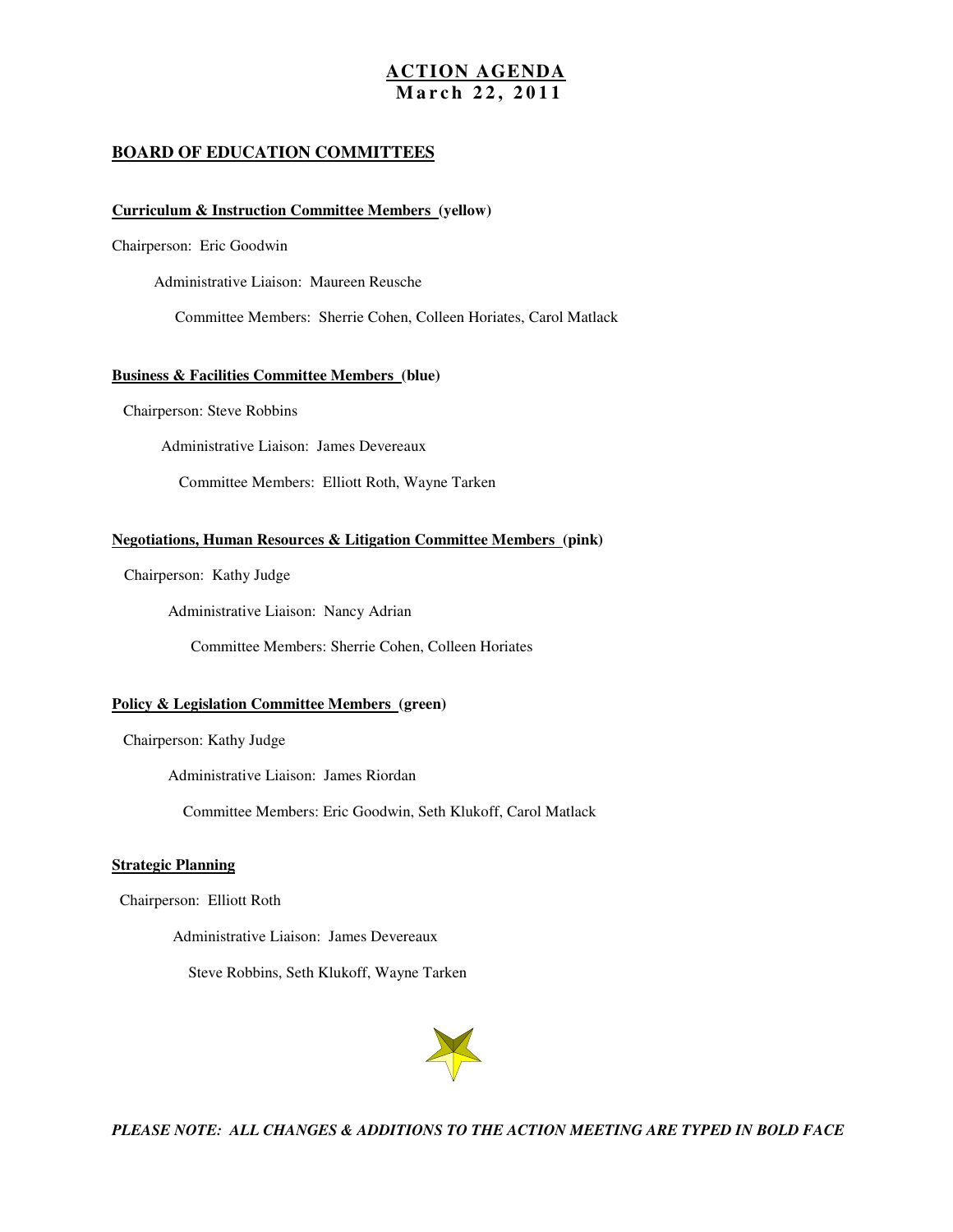# ACTION AGENDA
## March 22, 2011

## BOARD OF EDUCATION COMMITTEES

### Curriculum & Instruction Committee Members (yellow)

Chairperson: Eric Goodwin

Administrative Liaison: Maureen Reusche

Committee Members: Sherrie Cohen, Colleen Horiates, Carol Matlack

### Business & Facilities Committee Members (blue)

Chairperson: Steve Robbins

Administrative Liaison: James Devereaux

Committee Members: Elliott Roth, Wayne Tarken

### Negotiations, Human Resources & Litigation Committee Members (pink)

Chairperson: Kathy Judge

Administrative Liaison: Nancy Adrian

Committee Members: Sherrie Cohen, Colleen Horiates

### Policy & Legislation Committee Members (green)

Chairperson: Kathy Judge

Administrative Liaison: James Riordan

Committee Members: Eric Goodwin, Seth Klukoff, Carol Matlack

### Strategic Planning

Chairperson: Elliott Roth

Administrative Liaison: James Devereaux

Steve Robbins, Seth Klukoff, Wayne Tarken

***PLEASE NOTE: ALL CHANGES & ADDITIONS TO THE ACTION MEETING ARE TYPED IN BOLD FACE***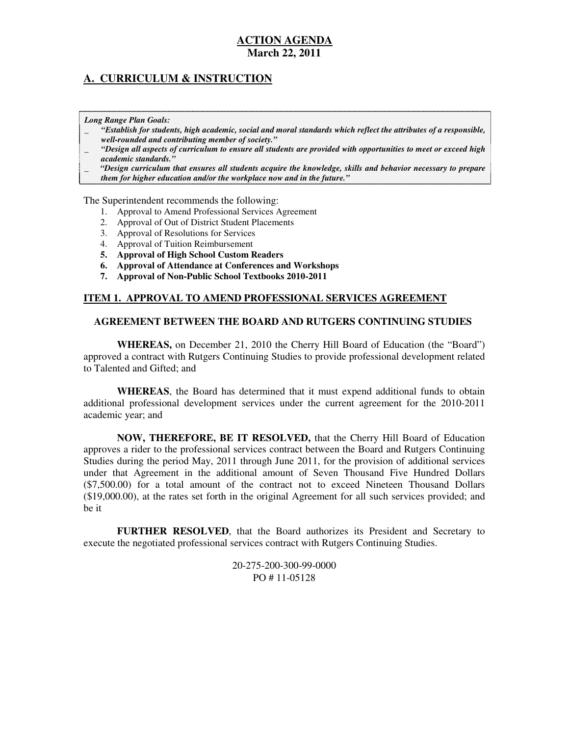# ACTION AGENDA
**March 22, 2011**

## A. CURRICULUM & INSTRUCTION

***Long Range Plan Goals:***

- ***"Establish for students, high academic, social and moral standards which reflect the attributes of a responsible, well-rounded and contributing member of society."***
- ***"Design all aspects of curriculum to ensure all students are provided with opportunities to meet or exceed high academic standards."***
- ***"Design curriculum that ensures all students acquire the knowledge, skills and behavior necessary to prepare them for higher education and/or the workplace now and in the future."***

The Superintendent recommends the following:

1. Approval to Amend Professional Services Agreement
2. Approval of Out of District Student Placements
3. Approval of Resolutions for Services
4. Approval of Tuition Reimbursement
5. **Approval of High School Custom Readers**
6. **Approval of Attendance at Conferences and Workshops**
7. **Approval of Non-Public School Textbooks 2010-2011**

### ITEM 1. APPROVAL TO AMEND PROFESSIONAL SERVICES AGREEMENT

#### AGREEMENT BETWEEN THE BOARD AND RUTGERS CONTINUING STUDIES

**WHEREAS,** on December 21, 2010 the Cherry Hill Board of Education (the "Board") approved a contract with Rutgers Continuing Studies to provide professional development related to Talented and Gifted; and

**WHEREAS**, the Board has determined that it must expend additional funds to obtain additional professional development services under the current agreement for the 2010-2011 academic year; and

**NOW, THEREFORE, BE IT RESOLVED,** that the Cherry Hill Board of Education approves a rider to the professional services contract between the Board and Rutgers Continuing Studies during the period May, 2011 through June 2011, for the provision of additional services under that Agreement in the additional amount of Seven Thousand Five Hundred Dollars ($7,500.00) for a total amount of the contract not to exceed Nineteen Thousand Dollars ($19,000.00), at the rates set forth in the original Agreement for all such services provided; and be it

**FURTHER RESOLVED**, that the Board authorizes its President and Secretary to execute the negotiated professional services contract with Rutgers Continuing Studies.

20-275-200-300-99-0000
PO # 11-05128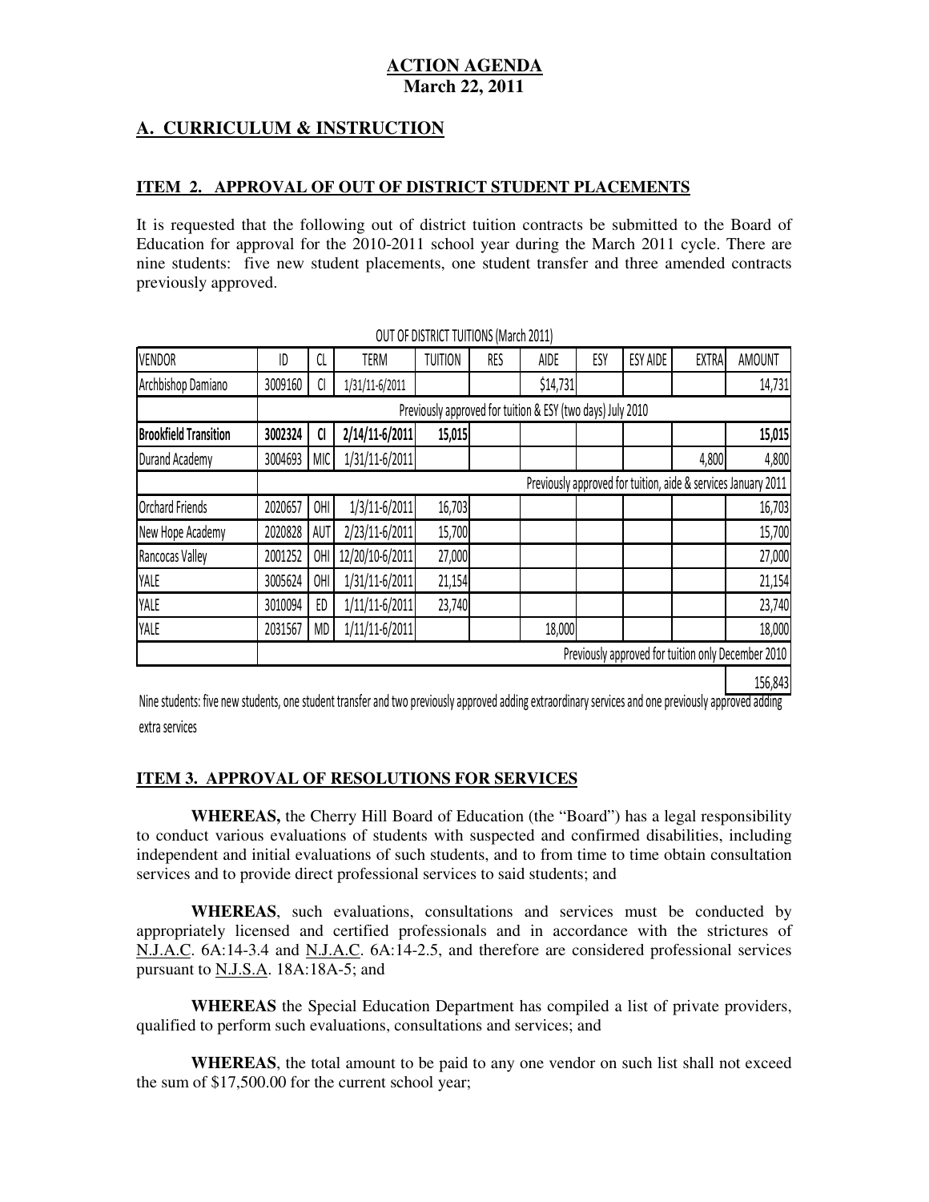# ACTION AGENDA
**March 22, 2011**

## A. CURRICULUM & INSTRUCTION

### ITEM 2. APPROVAL OF OUT OF DISTRICT STUDENT PLACEMENTS

It is requested that the following out of district tuition contracts be submitted to the Board of Education for approval for the 2010-2011 school year during the March 2011 cycle. There are nine students: five new student placements, one student transfer and three amended contracts previously approved.

OUT OF DISTRICT TUITIONS (March 2011)

| VENDOR | ID | CL | TERM | TUITION | RES | AIDE | ESY | ESY AIDE | EXTRA | AMOUNT |
|---|---|---|---|---|---|---|---|---|---|---|
| Archbishop Damiano | 3009160 | CI | 1/31/11-6/2011 | | | $14,731 | | | | 14,731 |
| | Previously approved for tuition & ESY (two days) July 2010 | | | | | | | | | |
| **Brookfield Transition** | **3002324** | **CI** | **2/14/11-6/2011** | **15,015** | | | | | | **15,015** |
| Durand Academy | 3004693 | MIC | 1/31/11-6/2011 | | | | | | 4,800 | 4,800 |
| | Previously approved for tuition, aide & services January 2011 | | | | | | | | | |
| Orchard Friends | 2020657 | OHI | 1/3/11-6/2011 | 16,703 | | | | | | 16,703 |
| New Hope Academy | 2020828 | AUT | 2/23/11-6/2011 | 15,700 | | | | | | 15,700 |
| Rancocas Valley | 2001252 | OHI | 12/20/10-6/2011 | 27,000 | | | | | | 27,000 |
| YALE | 3005624 | OHI | 1/31/11-6/2011 | 21,154 | | | | | | 21,154 |
| YALE | 3010094 | ED | 1/11/11-6/2011 | 23,740 | | | | | | 23,740 |
| YALE | 2031567 | MD | 1/11/11-6/2011 | | | 18,000 | | | | 18,000 |
| | Previously approved for tuition only December 2010 | | | | | | | | | |
| | | | | | | | | | | 156,843 |

Nine students: five new students, one student transfer and two previously approved adding extraordinary services and one previously approved adding extra services

### ITEM 3. APPROVAL OF RESOLUTIONS FOR SERVICES

**WHEREAS,** the Cherry Hill Board of Education (the "Board") has a legal responsibility to conduct various evaluations of students with suspected and confirmed disabilities, including independent and initial evaluations of such students, and to from time to time obtain consultation services and to provide direct professional services to said students; and

**WHEREAS**, such evaluations, consultations and services must be conducted by appropriately licensed and certified professionals and in accordance with the strictures of N.J.A.C. 6A:14-3.4 and N.J.A.C. 6A:14-2.5, and therefore are considered professional services pursuant to N.J.S.A. 18A:18A-5; and

**WHEREAS** the Special Education Department has compiled a list of private providers, qualified to perform such evaluations, consultations and services; and

**WHEREAS**, the total amount to be paid to any one vendor on such list shall not exceed the sum of $17,500.00 for the current school year;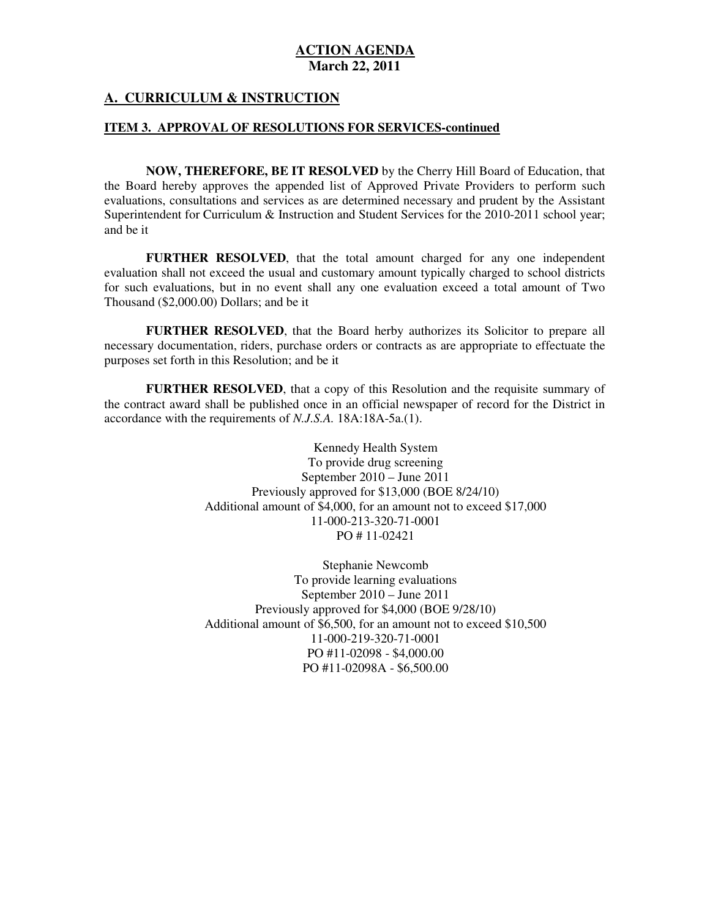**ACTION AGENDA**
**March 22, 2011**

## A. CURRICULUM & INSTRUCTION

### ITEM 3. APPROVAL OF RESOLUTIONS FOR SERVICES-continued

**NOW, THEREFORE, BE IT RESOLVED** by the Cherry Hill Board of Education, that the Board hereby approves the appended list of Approved Private Providers to perform such evaluations, consultations and services as are determined necessary and prudent by the Assistant Superintendent for Curriculum & Instruction and Student Services for the 2010-2011 school year; and be it

**FURTHER RESOLVED**, that the total amount charged for any one independent evaluation shall not exceed the usual and customary amount typically charged to school districts for such evaluations, but in no event shall any one evaluation exceed a total amount of Two Thousand ($2,000.00) Dollars; and be it

**FURTHER RESOLVED**, that the Board herby authorizes its Solicitor to prepare all necessary documentation, riders, purchase orders or contracts as are appropriate to effectuate the purposes set forth in this Resolution; and be it

**FURTHER RESOLVED**, that a copy of this Resolution and the requisite summary of the contract award shall be published once in an official newspaper of record for the District in accordance with the requirements of *N.J.S.A.* 18A:18A-5a.(1).

Kennedy Health System
To provide drug screening
September 2010 – June 2011
Previously approved for $13,000 (BOE 8/24/10)
Additional amount of $4,000, for an amount not to exceed $17,000
11-000-213-320-71-0001
PO # 11-02421

Stephanie Newcomb
To provide learning evaluations
September 2010 – June 2011
Previously approved for $4,000 (BOE 9/28/10)
Additional amount of $6,500, for an amount not to exceed $10,500
11-000-219-320-71-0001
PO #11-02098 - $4,000.00
PO #11-02098A - $6,500.00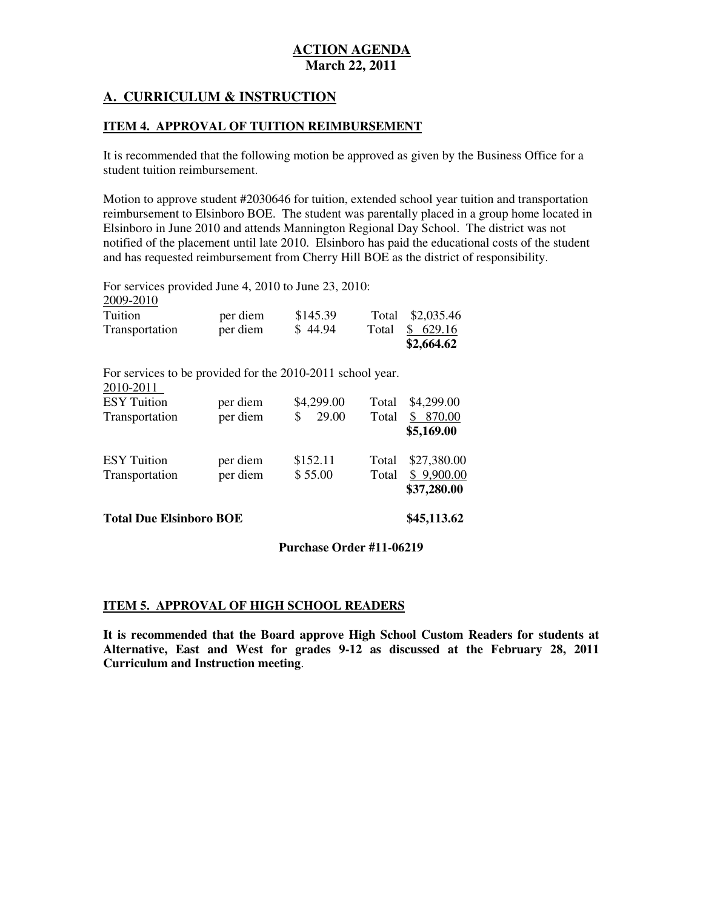**ACTION AGENDA**
**March 22, 2011**

## A. CURRICULUM & INSTRUCTION

### ITEM 4. APPROVAL OF TUITION REIMBURSEMENT

It is recommended that the following motion be approved as given by the Business Office for a student tuition reimbursement.

Motion to approve student #2030646 for tuition, extended school year tuition and transportation reimbursement to Elsinboro BOE. The student was parentally placed in a group home located in Elsinboro in June 2010 and attends Mannington Regional Day School. The district was not notified of the placement until late 2010. Elsinboro has paid the educational costs of the student and has requested reimbursement from Cherry Hill BOE as the district of responsibility.

For services provided June 4, 2010 to June 23, 2010:

| 2009-2010 | | | | |
|---|---|---|---|---|
| Tuition | per diem | $145.39 | Total | $2,035.46 |
| Transportation | per diem | $ 44.94 | Total | $ 629.16 |
| | | | | **$2,664.62** |

For services to be provided for the 2010-2011 school year.

| 2010-2011 | | | | |
|---|---|---|---|---|
| ESY Tuition | per diem | $4,299.00 | Total | $4,299.00 |
| Transportation | per diem | $ 29.00 | Total | $ 870.00 |
| | | | | **$5,169.00** |
| ESY Tuition | per diem | $152.11 | Total | $27,380.00 |
| Transportation | per diem | $ 55.00 | Total | $ 9,900.00 |
| | | | | **$37,280.00** |

**Total Due Elsinboro BOE** **$45,113.62**

**Purchase Order #11-06219**

### ITEM 5. APPROVAL OF HIGH SCHOOL READERS

**It is recommended that the Board approve High School Custom Readers for students at Alternative, East and West for grades 9-12 as discussed at the February 28, 2011 Curriculum and Instruction meeting**.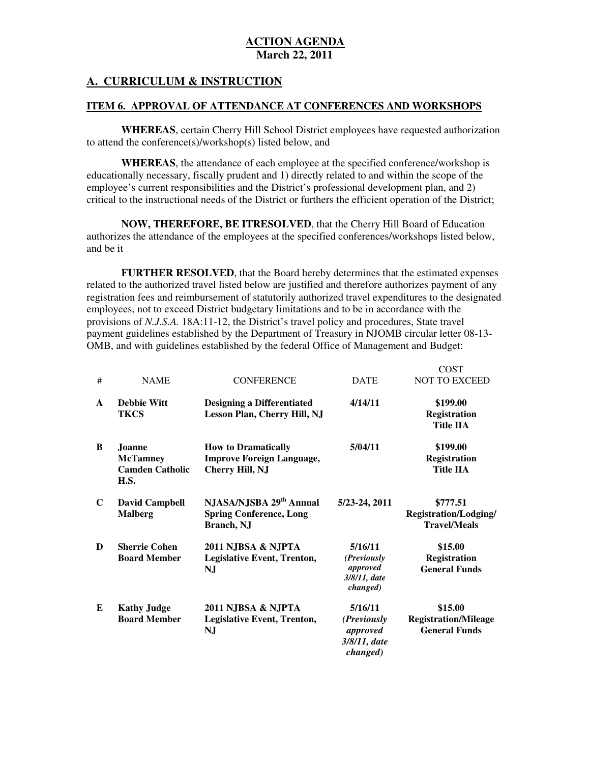# ACTION AGENDA
## March 22, 2011

## A. CURRICULUM & INSTRUCTION

### ITEM 6. APPROVAL OF ATTENDANCE AT CONFERENCES AND WORKSHOPS

**WHEREAS**, certain Cherry Hill School District employees have requested authorization to attend the conference(s)/workshop(s) listed below, and

**WHEREAS**, the attendance of each employee at the specified conference/workshop is educationally necessary, fiscally prudent and 1) directly related to and within the scope of the employee's current responsibilities and the District's professional development plan, and 2) critical to the instructional needs of the District or furthers the efficient operation of the District;

**NOW, THEREFORE, BE ITRESOLVED**, that the Cherry Hill Board of Education authorizes the attendance of the employees at the specified conferences/workshops listed below, and be it

**FURTHER RESOLVED**, that the Board hereby determines that the estimated expenses related to the authorized travel listed below are justified and therefore authorizes payment of any registration fees and reimbursement of statutorily authorized travel expenditures to the designated employees, not to exceed District budgetary limitations and to be in accordance with the provisions of *N.J.S.A.* 18A:11-12, the District's travel policy and procedures, State travel payment guidelines established by the Department of Treasury in NJOMB circular letter 08-13-OMB, and with guidelines established by the federal Office of Management and Budget:

| # | NAME | CONFERENCE | DATE | COST NOT TO EXCEED |
|---|---|---|---|---|
| **A** | **Debbie Witt TKCS** | **Designing a Differentiated Lesson Plan, Cherry Hill, NJ** | **4/14/11** | **$199.00 Registration Title IIA** |
| **B** | **Joanne McTamney Camden Catholic H.S.** | **How to Dramatically Improve Foreign Language, Cherry Hill, NJ** | **5/04/11** | **$199.00 Registration Title IIA** |
| **C** | **David Campbell Malberg** | **NJASA/NJSBA 29th Annual Spring Conference, Long Branch, NJ** | **5/23-24, 2011** | **$777.51 Registration/Lodging/ Travel/Meals** |
| **D** | **Sherrie Cohen Board Member** | **2011 NJBSA & NJPTA Legislative Event, Trenton, NJ** | **5/16/11** ***(Previously approved 3/8/11, date changed)*** | **$15.00 Registration General Funds** |
| **E** | **Kathy Judge Board Member** | **2011 NJBSA & NJPTA Legislative Event, Trenton, NJ** | **5/16/11** ***(Previously approved 3/8/11, date changed)*** | **$15.00 Registration/Mileage General Funds** |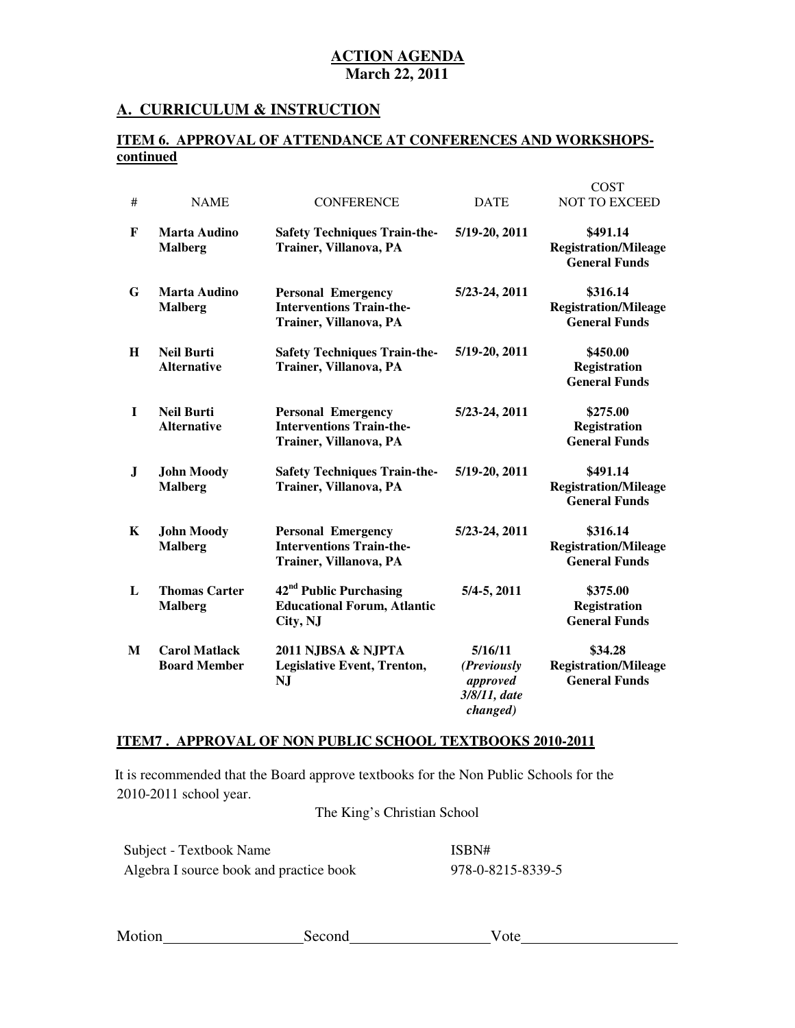**ACTION AGENDA**
**March 22, 2011**

## A. CURRICULUM & INSTRUCTION

### ITEM 6. APPROVAL OF ATTENDANCE AT CONFERENCES AND WORKSHOPS-continued

| # | NAME | CONFERENCE | DATE | COST NOT TO EXCEED |
|---|---|---|---|---|
| **F** | **Marta Audino Malberg** | **Safety Techniques Train-the-Trainer, Villanova, PA** | **5/19-20, 2011** | **$491.14 Registration/Mileage General Funds** |
| **G** | **Marta Audino Malberg** | **Personal Emergency Interventions Train-the-Trainer, Villanova, PA** | **5/23-24, 2011** | **$316.14 Registration/Mileage General Funds** |
| **H** | **Neil Burti Alternative** | **Safety Techniques Train-the-Trainer, Villanova, PA** | **5/19-20, 2011** | **$450.00 Registration General Funds** |
| **I** | **Neil Burti Alternative** | **Personal Emergency Interventions Train-the-Trainer, Villanova, PA** | **5/23-24, 2011** | **$275.00 Registration General Funds** |
| **J** | **John Moody Malberg** | **Safety Techniques Train-the-Trainer, Villanova, PA** | **5/19-20, 2011** | **$491.14 Registration/Mileage General Funds** |
| **K** | **John Moody Malberg** | **Personal Emergency Interventions Train-the-Trainer, Villanova, PA** | **5/23-24, 2011** | **$316.14 Registration/Mileage General Funds** |
| **L** | **Thomas Carter Malberg** | **42nd Public Purchasing Educational Forum, Atlantic City, NJ** | **5/4-5, 2011** | **$375.00 Registration General Funds** |
| **M** | **Carol Matlack Board Member** | **2011 NJBSA & NJPTA Legislative Event, Trenton, NJ** | **5/16/11** ***(Previously approved 3/8/11, date changed)*** | **$34.28 Registration/Mileage General Funds** |

### ITEM7 . APPROVAL OF NON PUBLIC SCHOOL TEXTBOOKS 2010-2011

It is recommended that the Board approve textbooks for the Non Public Schools for the 2010-2011 school year.

The King's Christian School

| Subject - Textbook Name | ISBN# |
|---|---|
| Algebra I source book and practice book | 978-0-8215-8339-5 |

Motion\_\_\_\_\_\_\_\_\_\_\_\_\_\_\_\_\_\_Second\_\_\_\_\_\_\_\_\_\_\_\_\_\_\_\_\_\_Vote\_\_\_\_\_\_\_\_\_\_\_\_\_\_\_\_\_\_\_\_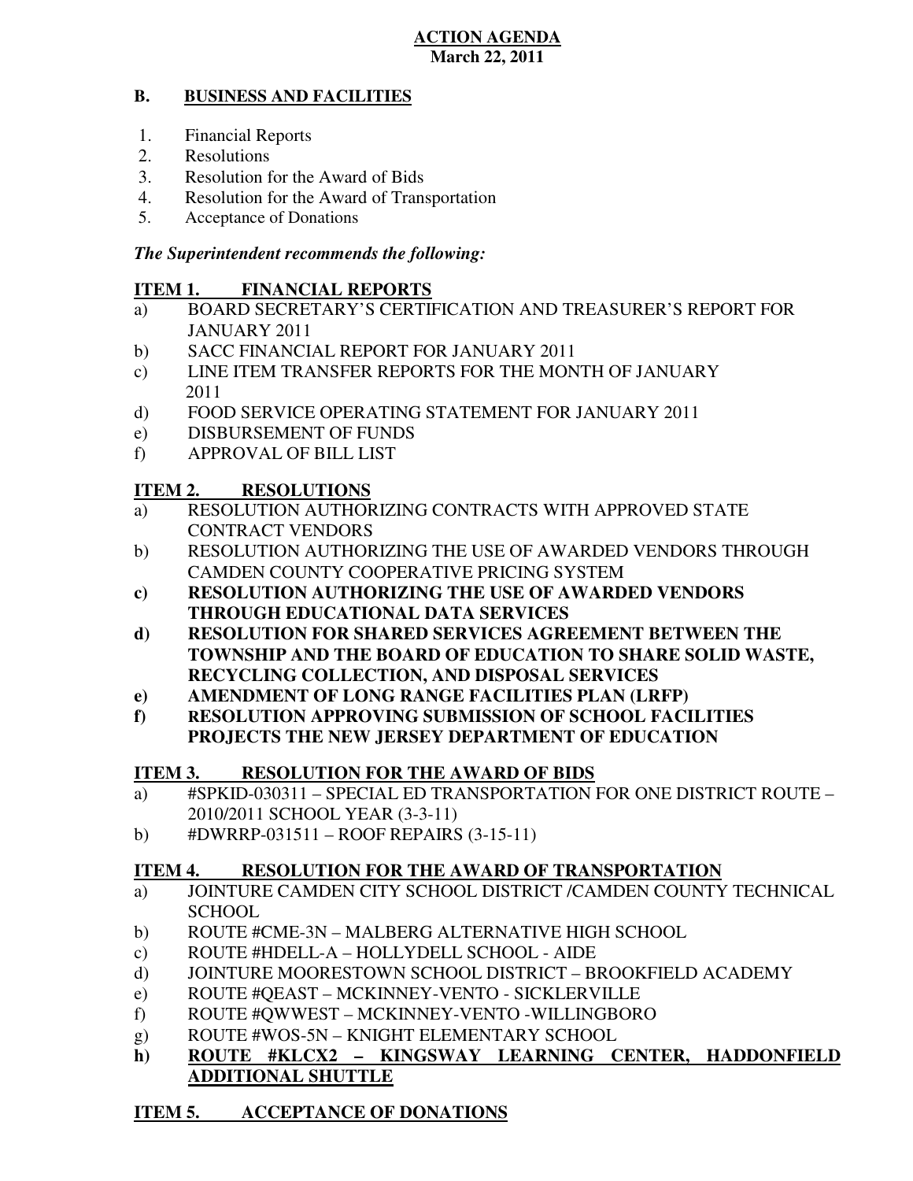**ACTION AGENDA**
**March 22, 2011**

## B. BUSINESS AND FACILITIES

1. Financial Reports
2. Resolutions
3. Resolution for the Award of Bids
4. Resolution for the Award of Transportation
5. Acceptance of Donations

***The Superintendent recommends the following:***

### ITEM 1. FINANCIAL REPORTS

a) BOARD SECRETARY'S CERTIFICATION AND TREASURER'S REPORT FOR JANUARY 2011
b) SACC FINANCIAL REPORT FOR JANUARY 2011
c) LINE ITEM TRANSFER REPORTS FOR THE MONTH OF JANUARY 2011
d) FOOD SERVICE OPERATING STATEMENT FOR JANUARY 2011
e) DISBURSEMENT OF FUNDS
f) APPROVAL OF BILL LIST

### ITEM 2. RESOLUTIONS

a) RESOLUTION AUTHORIZING CONTRACTS WITH APPROVED STATE CONTRACT VENDORS
b) RESOLUTION AUTHORIZING THE USE OF AWARDED VENDORS THROUGH CAMDEN COUNTY COOPERATIVE PRICING SYSTEM
**c) RESOLUTION AUTHORIZING THE USE OF AWARDED VENDORS THROUGH EDUCATIONAL DATA SERVICES**
**d) RESOLUTION FOR SHARED SERVICES AGREEMENT BETWEEN THE TOWNSHIP AND THE BOARD OF EDUCATION TO SHARE SOLID WASTE, RECYCLING COLLECTION, AND DISPOSAL SERVICES**
**e) AMENDMENT OF LONG RANGE FACILITIES PLAN (LRFP)**
**f) RESOLUTION APPROVING SUBMISSION OF SCHOOL FACILITIES PROJECTS THE NEW JERSEY DEPARTMENT OF EDUCATION**

### ITEM 3. RESOLUTION FOR THE AWARD OF BIDS

a) #SPKID-030311 – SPECIAL ED TRANSPORTATION FOR ONE DISTRICT ROUTE – 2010/2011 SCHOOL YEAR (3-3-11)
b) #DWRRP-031511 – ROOF REPAIRS (3-15-11)

### ITEM 4. RESOLUTION FOR THE AWARD OF TRANSPORTATION

a) JOINTURE CAMDEN CITY SCHOOL DISTRICT /CAMDEN COUNTY TECHNICAL SCHOOL
b) ROUTE #CME-3N – MALBERG ALTERNATIVE HIGH SCHOOL
c) ROUTE #HDELL-A – HOLLYDELL SCHOOL - AIDE
d) JOINTURE MOORESTOWN SCHOOL DISTRICT – BROOKFIELD ACADEMY
e) ROUTE #QEAST – MCKINNEY-VENTO - SICKLERVILLE
f) ROUTE #QWWEST – MCKINNEY-VENTO -WILLINGBORO
g) ROUTE #WOS-5N – KNIGHT ELEMENTARY SCHOOL
**h) ROUTE #KLCX2 – KINGSWAY LEARNING CENTER, HADDONFIELD ADDITIONAL SHUTTLE**

### ITEM 5. ACCEPTANCE OF DONATIONS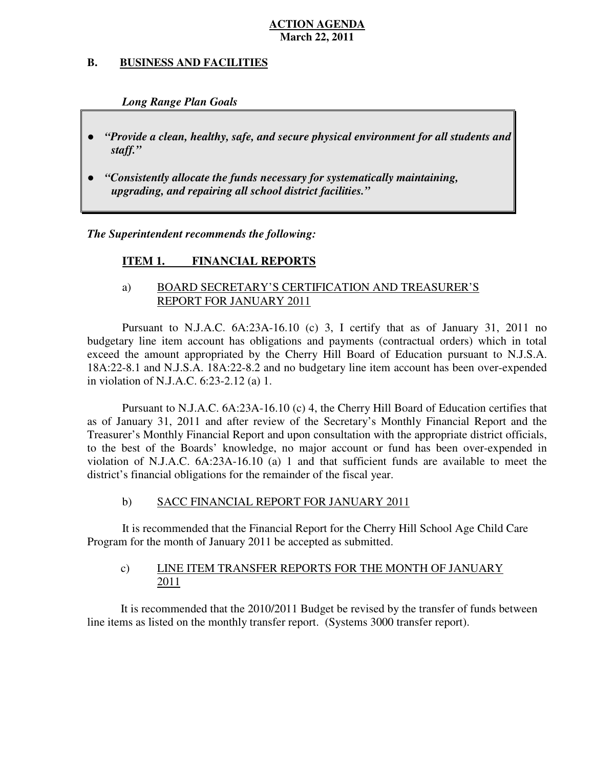**ACTION AGENDA**
**March 22, 2011**

## B. BUSINESS AND FACILITIES

***Long Range Plan Goals***

- ***"Provide a clean, healthy, safe, and secure physical environment for all students and staff."***
- ***"Consistently allocate the funds necessary for systematically maintaining, upgrading, and repairing all school district facilities."***

***The Superintendent recommends the following:***

### ITEM 1. FINANCIAL REPORTS

a) BOARD SECRETARY'S CERTIFICATION AND TREASURER'S REPORT FOR JANUARY 2011

Pursuant to N.J.A.C. 6A:23A-16.10 (c) 3, I certify that as of January 31, 2011 no budgetary line item account has obligations and payments (contractual orders) which in total exceed the amount appropriated by the Cherry Hill Board of Education pursuant to N.J.S.A. 18A:22-8.1 and N.J.S.A. 18A:22-8.2 and no budgetary line item account has been over-expended in violation of N.J.A.C. 6:23-2.12 (a) 1.

Pursuant to N.J.A.C. 6A:23A-16.10 (c) 4, the Cherry Hill Board of Education certifies that as of January 31, 2011 and after review of the Secretary's Monthly Financial Report and the Treasurer's Monthly Financial Report and upon consultation with the appropriate district officials, to the best of the Boards' knowledge, no major account or fund has been over-expended in violation of N.J.A.C. 6A:23A-16.10 (a) 1 and that sufficient funds are available to meet the district's financial obligations for the remainder of the fiscal year.

b) SACC FINANCIAL REPORT FOR JANUARY 2011

It is recommended that the Financial Report for the Cherry Hill School Age Child Care Program for the month of January 2011 be accepted as submitted.

c) LINE ITEM TRANSFER REPORTS FOR THE MONTH OF JANUARY 2011

It is recommended that the 2010/2011 Budget be revised by the transfer of funds between line items as listed on the monthly transfer report. (Systems 3000 transfer report).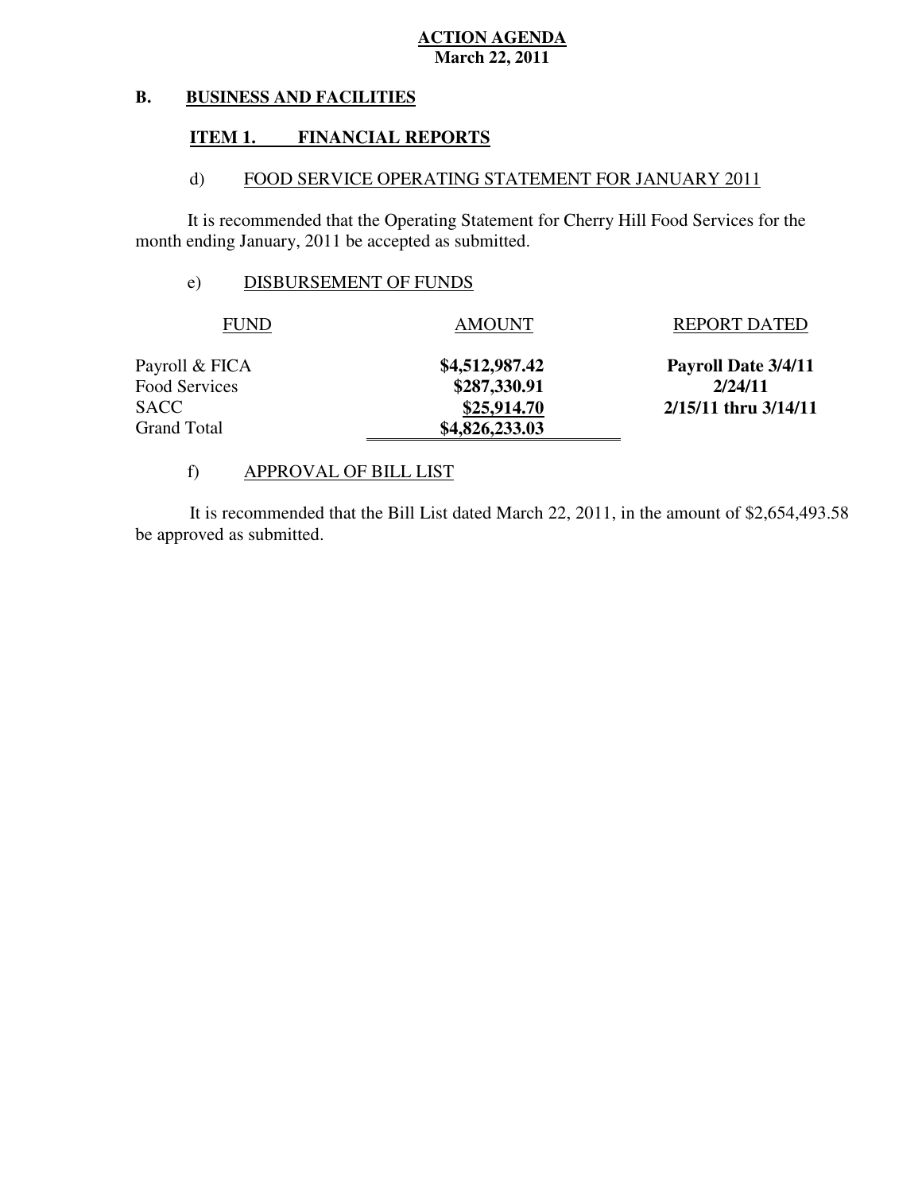**ACTION AGENDA**
**March 22, 2011**

## B. BUSINESS AND FACILITIES

### ITEM 1. FINANCIAL REPORTS

#### d) FOOD SERVICE OPERATING STATEMENT FOR JANUARY 2011

It is recommended that the Operating Statement for Cherry Hill Food Services for the month ending January, 2011 be accepted as submitted.

#### e) DISBURSEMENT OF FUNDS

| FUND | AMOUNT | REPORT DATED |
|---|---|---|
| Payroll & FICA | **$4,512,987.42** | **Payroll Date 3/4/11** |
| Food Services | **$287,330.91** | **2/24/11** |
| SACC | **$25,914.70** | **2/15/11 thru 3/14/11** |
| Grand Total | **$4,826,233.03** | |

#### f) APPROVAL OF BILL LIST

It is recommended that the Bill List dated March 22, 2011, in the amount of $2,654,493.58 be approved as submitted.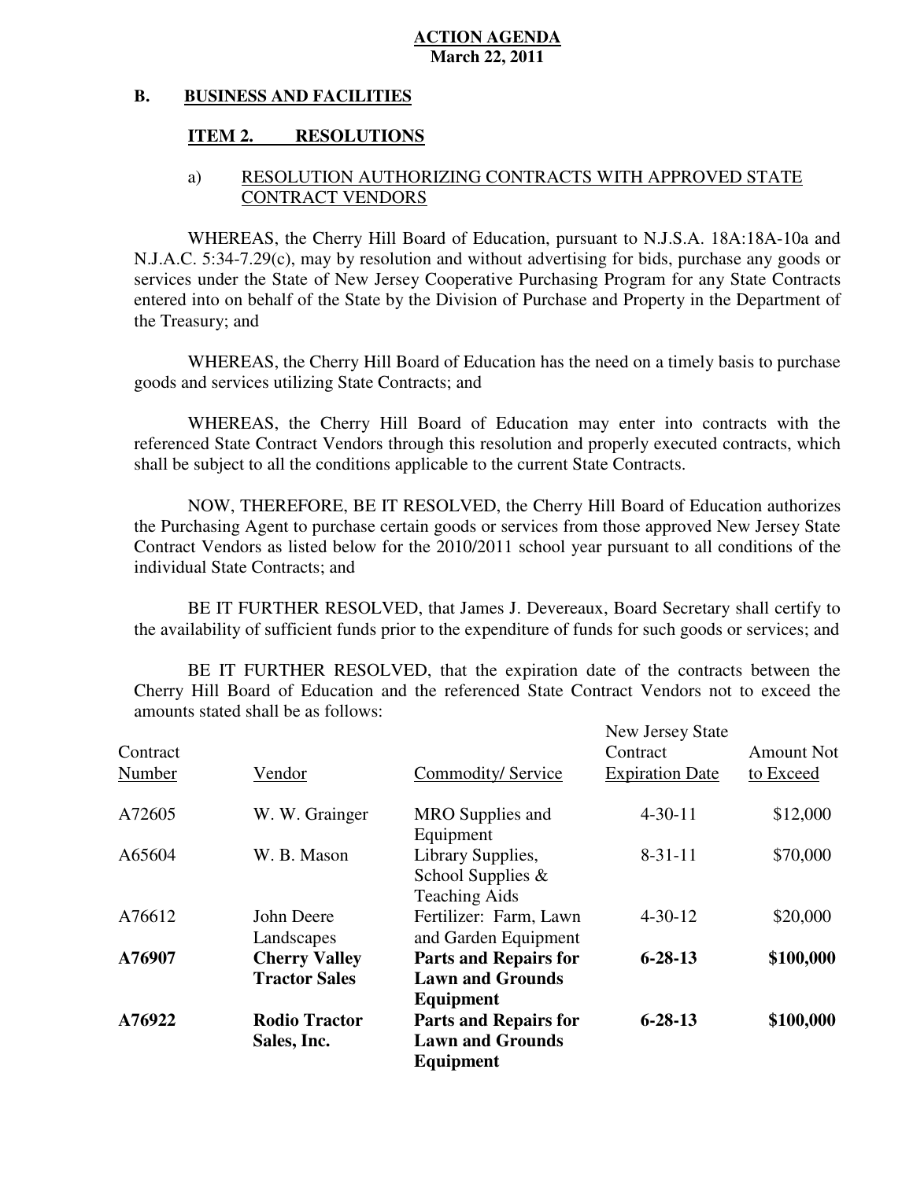**ACTION AGENDA**
**March 22, 2011**

**B. BUSINESS AND FACILITIES**

**ITEM 2. RESOLUTIONS**

a) RESOLUTION AUTHORIZING CONTRACTS WITH APPROVED STATE CONTRACT VENDORS

WHEREAS, the Cherry Hill Board of Education, pursuant to N.J.S.A. 18A:18A-10a and N.J.A.C. 5:34-7.29(c), may by resolution and without advertising for bids, purchase any goods or services under the State of New Jersey Cooperative Purchasing Program for any State Contracts entered into on behalf of the State by the Division of Purchase and Property in the Department of the Treasury; and

WHEREAS, the Cherry Hill Board of Education has the need on a timely basis to purchase goods and services utilizing State Contracts; and

WHEREAS, the Cherry Hill Board of Education may enter into contracts with the referenced State Contract Vendors through this resolution and properly executed contracts, which shall be subject to all the conditions applicable to the current State Contracts.

NOW, THEREFORE, BE IT RESOLVED, the Cherry Hill Board of Education authorizes the Purchasing Agent to purchase certain goods or services from those approved New Jersey State Contract Vendors as listed below for the 2010/2011 school year pursuant to all conditions of the individual State Contracts; and

BE IT FURTHER RESOLVED, that James J. Devereaux, Board Secretary shall certify to the availability of sufficient funds prior to the expenditure of funds for such goods or services; and

BE IT FURTHER RESOLVED, that the expiration date of the contracts between the Cherry Hill Board of Education and the referenced State Contract Vendors not to exceed the amounts stated shall be as follows:

| Contract Number | Vendor | Commodity/ Service | New Jersey State Contract Expiration Date | Amount Not to Exceed |
|---|---|---|---|---|
| A72605 | W. W. Grainger | MRO Supplies and Equipment | 4-30-11 | $12,000 |
| A65604 | W. B. Mason | Library Supplies, School Supplies & Teaching Aids | 8-31-11 | $70,000 |
| A76612 | John Deere Landscapes | Fertilizer: Farm, Lawn and Garden Equipment | 4-30-12 | $20,000 |
| **A76907** | **Cherry Valley Tractor Sales** | **Parts and Repairs for Lawn and Grounds Equipment** | **6-28-13** | **$100,000** |
| **A76922** | **Rodio Tractor Sales, Inc.** | **Parts and Repairs for Lawn and Grounds Equipment** | **6-28-13** | **$100,000** |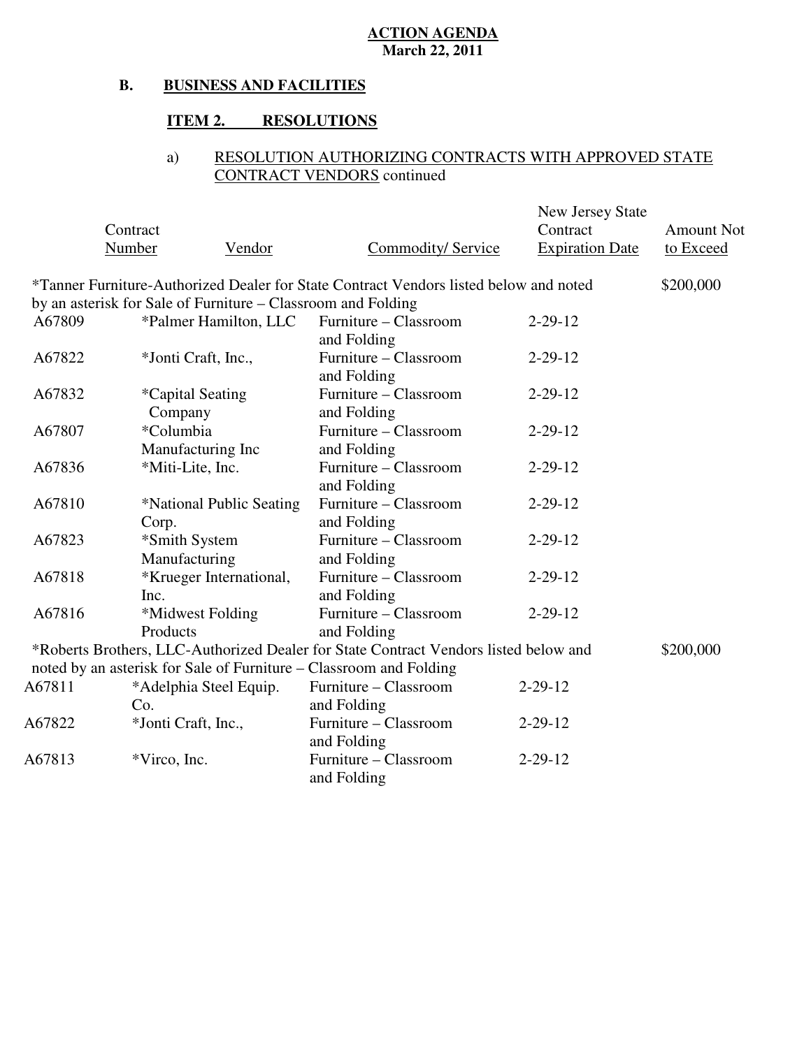**ACTION AGENDA**
**March 22, 2011**

## B. BUSINESS AND FACILITIES

### ITEM 2. RESOLUTIONS

a) RESOLUTION AUTHORIZING CONTRACTS WITH APPROVED STATE CONTRACT VENDORS continued

| Contract Number | Vendor | Commodity/ Service | New Jersey State Contract Expiration Date | Amount Not to Exceed |
|---|---|---|---|---|
| *Tanner Furniture-Authorized Dealer for State Contract Vendors listed below and noted by an asterisk for Sale of Furniture – Classroom and Folding | | | | $200,000 |
| A67809 | *Palmer Hamilton, LLC | Furniture – Classroom and Folding | 2-29-12 | |
| A67822 | *Jonti Craft, Inc., | Furniture – Classroom and Folding | 2-29-12 | |
| A67832 | *Capital Seating Company | Furniture – Classroom and Folding | 2-29-12 | |
| A67807 | *Columbia Manufacturing Inc | Furniture – Classroom and Folding | 2-29-12 | |
| A67836 | *Miti-Lite, Inc. | Furniture – Classroom and Folding | 2-29-12 | |
| A67810 | *National Public Seating Corp. | Furniture – Classroom and Folding | 2-29-12 | |
| A67823 | *Smith System Manufacturing | Furniture – Classroom and Folding | 2-29-12 | |
| A67818 | *Krueger International, Inc. | Furniture – Classroom and Folding | 2-29-12 | |
| A67816 | *Midwest Folding Products | Furniture – Classroom and Folding | 2-29-12 | |
| *Roberts Brothers, LLC-Authorized Dealer for State Contract Vendors listed below and noted by an asterisk for Sale of Furniture – Classroom and Folding | | | | $200,000 |
| A67811 | *Adelphia Steel Equip. Co. | Furniture – Classroom and Folding | 2-29-12 | |
| A67822 | *Jonti Craft, Inc., | Furniture – Classroom and Folding | 2-29-12 | |
| A67813 | *Virco, Inc. | Furniture – Classroom and Folding | 2-29-12 | |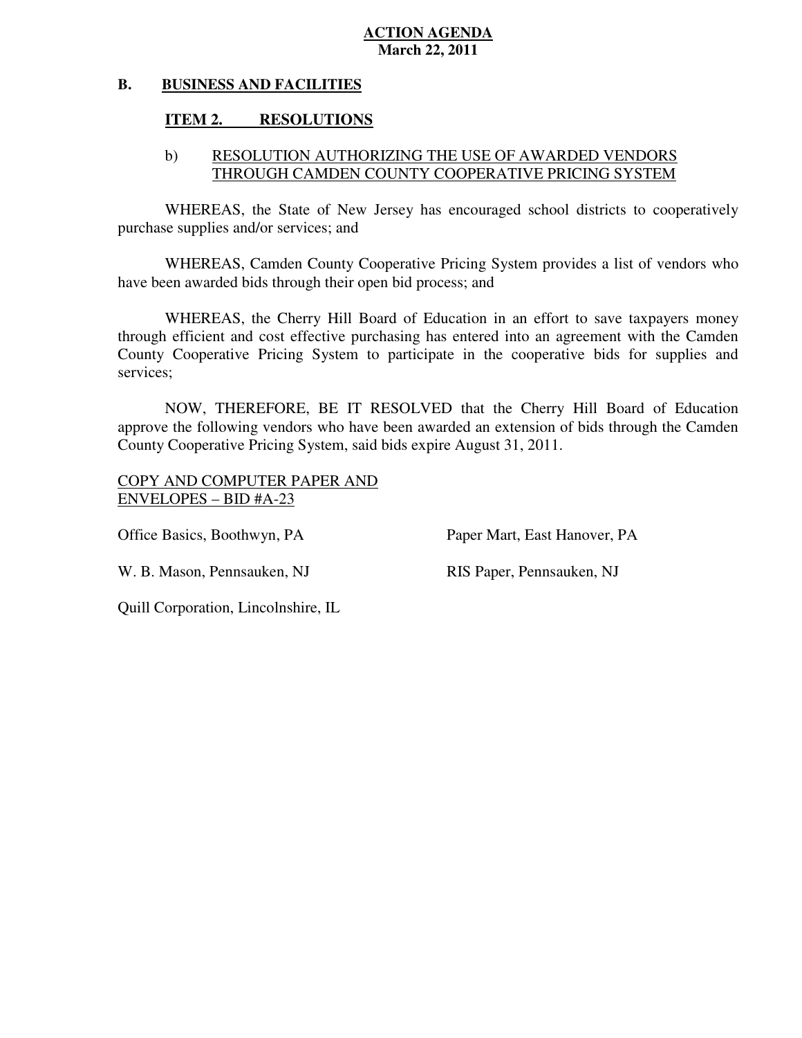**ACTION AGENDA**
**March 22, 2011**

## B. BUSINESS AND FACILITIES

### ITEM 2. RESOLUTIONS

b) RESOLUTION AUTHORIZING THE USE OF AWARDED VENDORS THROUGH CAMDEN COUNTY COOPERATIVE PRICING SYSTEM

WHEREAS, the State of New Jersey has encouraged school districts to cooperatively purchase supplies and/or services; and

WHEREAS, Camden County Cooperative Pricing System provides a list of vendors who have been awarded bids through their open bid process; and

WHEREAS, the Cherry Hill Board of Education in an effort to save taxpayers money through efficient and cost effective purchasing has entered into an agreement with the Camden County Cooperative Pricing System to participate in the cooperative bids for supplies and services;

NOW, THEREFORE, BE IT RESOLVED that the Cherry Hill Board of Education approve the following vendors who have been awarded an extension of bids through the Camden County Cooperative Pricing System, said bids expire August 31, 2011.

COPY AND COMPUTER PAPER AND ENVELOPES – BID #A-23

Office Basics, Boothwyn, PA

Paper Mart, East Hanover, PA

W. B. Mason, Pennsauken, NJ

RIS Paper, Pennsauken, NJ

Quill Corporation, Lincolnshire, IL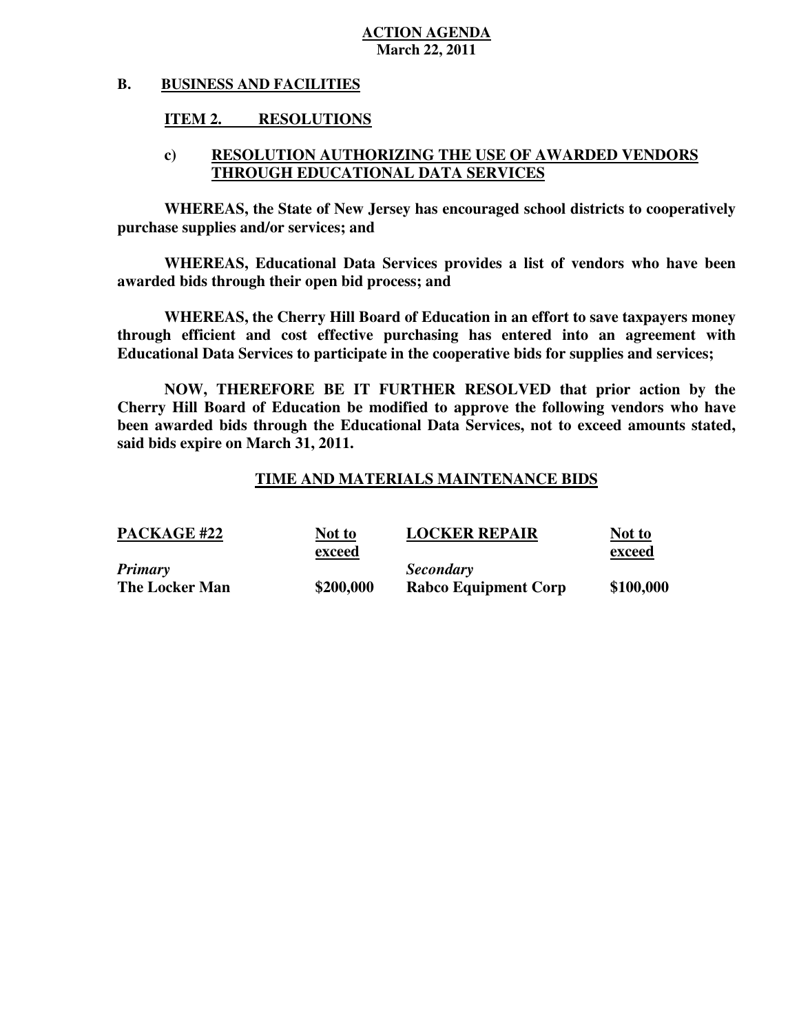**ACTION AGENDA**
**March 22, 2011**

## B. BUSINESS AND FACILITIES

### ITEM 2. RESOLUTIONS

#### c) RESOLUTION AUTHORIZING THE USE OF AWARDED VENDORS THROUGH EDUCATIONAL DATA SERVICES

**WHEREAS, the State of New Jersey has encouraged school districts to cooperatively purchase supplies and/or services; and**

**WHEREAS, Educational Data Services provides a list of vendors who have been awarded bids through their open bid process; and**

**WHEREAS, the Cherry Hill Board of Education in an effort to save taxpayers money through efficient and cost effective purchasing has entered into an agreement with Educational Data Services to participate in the cooperative bids for supplies and services;**

**NOW, THEREFORE BE IT FURTHER RESOLVED that prior action by the Cherry Hill Board of Education be modified to approve the following vendors who have been awarded bids through the Educational Data Services, not to exceed amounts stated, said bids expire on March 31, 2011.**

**TIME AND MATERIALS MAINTENANCE BIDS**

| PACKAGE #22 | Not to exceed | LOCKER REPAIR | Not to exceed |
|---|---|---|---|
| *Primary* | | *Secondary* | |
| **The Locker Man** | **$200,000** | **Rabco Equipment Corp** | **$100,000** |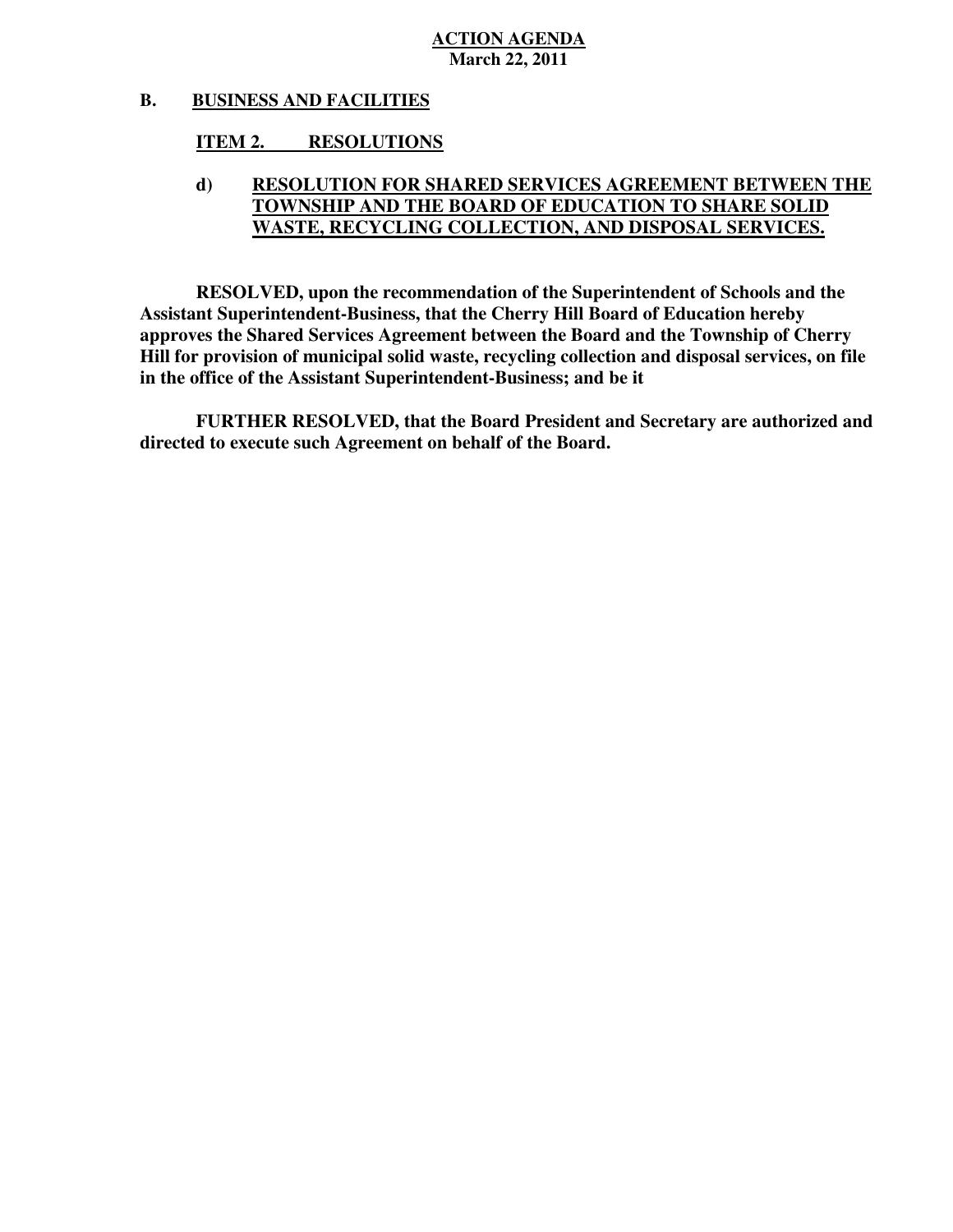**ACTION AGENDA**
**March 22, 2011**

## B. BUSINESS AND FACILITIES

### ITEM 2. RESOLUTIONS

#### d) RESOLUTION FOR SHARED SERVICES AGREEMENT BETWEEN THE TOWNSHIP AND THE BOARD OF EDUCATION TO SHARE SOLID WASTE, RECYCLING COLLECTION, AND DISPOSAL SERVICES.

**RESOLVED, upon the recommendation of the Superintendent of Schools and the Assistant Superintendent-Business, that the Cherry Hill Board of Education hereby approves the Shared Services Agreement between the Board and the Township of Cherry Hill for provision of municipal solid waste, recycling collection and disposal services, on file in the office of the Assistant Superintendent-Business; and be it**

**FURTHER RESOLVED, that the Board President and Secretary are authorized and directed to execute such Agreement on behalf of the Board.**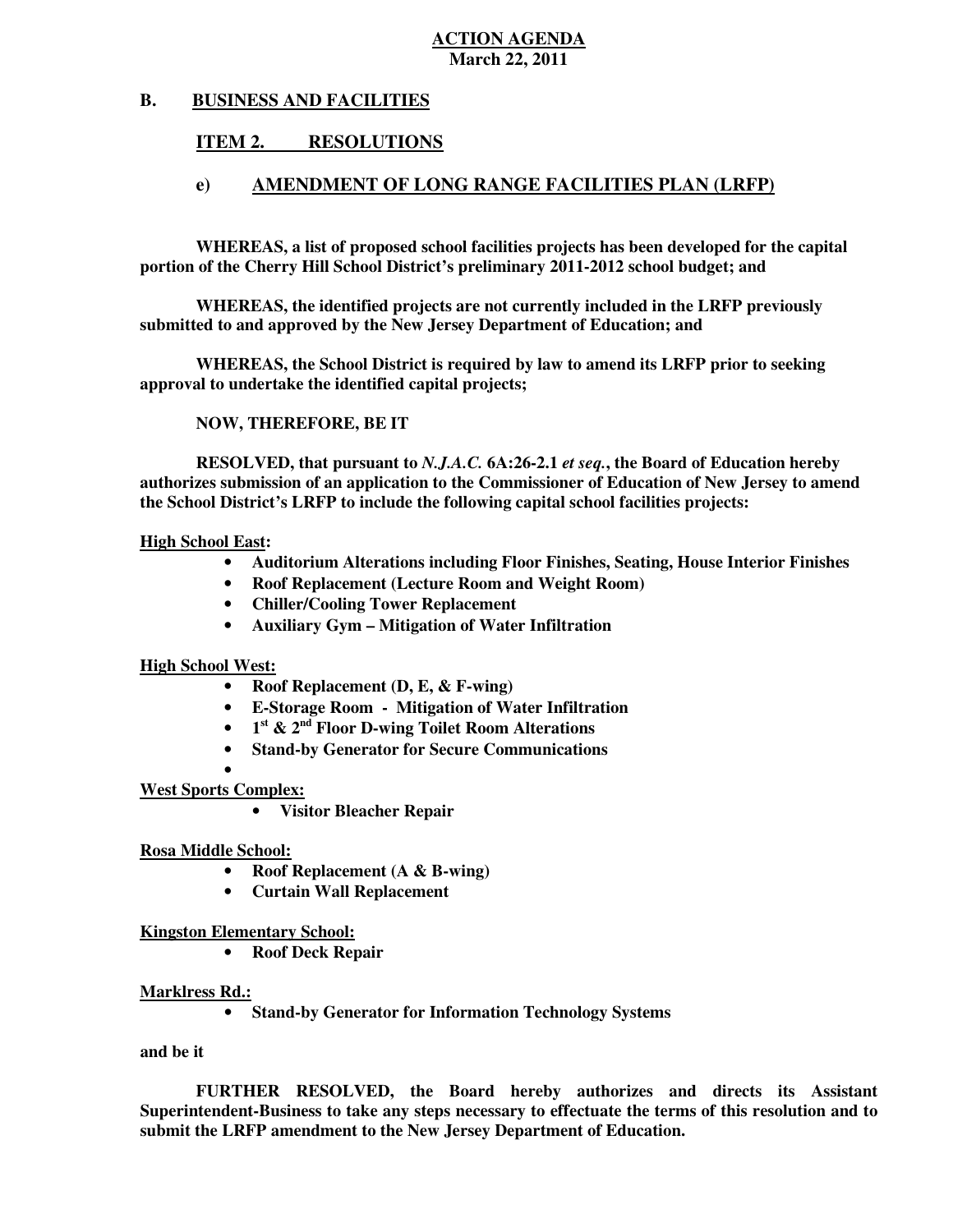**ACTION AGENDA**
**March 22, 2011**

## B. BUSINESS AND FACILITIES

### ITEM 2. RESOLUTIONS

### e) AMENDMENT OF LONG RANGE FACILITIES PLAN (LRFP)

**WHEREAS, a list of proposed school facilities projects has been developed for the capital portion of the Cherry Hill School District's preliminary 2011-2012 school budget; and**

**WHEREAS, the identified projects are not currently included in the LRFP previously submitted to and approved by the New Jersey Department of Education; and**

**WHEREAS, the School District is required by law to amend its LRFP prior to seeking approval to undertake the identified capital projects;**

**NOW, THEREFORE, BE IT**

**RESOLVED, that pursuant to *N.J.A.C.* 6A:26-2.1 *et seq.*, the Board of Education hereby authorizes submission of an application to the Commissioner of Education of New Jersey to amend the School District's LRFP to include the following capital school facilities projects:**

**High School East:**

- **Auditorium Alterations including Floor Finishes, Seating, House Interior Finishes**
- **Roof Replacement (Lecture Room and Weight Room)**
- **Chiller/Cooling Tower Replacement**
- **Auxiliary Gym – Mitigation of Water Infiltration**

**High School West:**

- **Roof Replacement (D, E, & F-wing)**
- **E-Storage Room - Mitigation of Water Infiltration**
- **1st & 2nd Floor D-wing Toilet Room Alterations**
- **Stand-by Generator for Secure Communications**

**West Sports Complex:**

- **Visitor Bleacher Repair**

**Rosa Middle School:**

- **Roof Replacement (A & B-wing)**
- **Curtain Wall Replacement**

**Kingston Elementary School:**

- **Roof Deck Repair**

**Marklress Rd.:**

- **Stand-by Generator for Information Technology Systems**

**and be it**

**FURTHER RESOLVED, the Board hereby authorizes and directs its Assistant Superintendent-Business to take any steps necessary to effectuate the terms of this resolution and to submit the LRFP amendment to the New Jersey Department of Education.**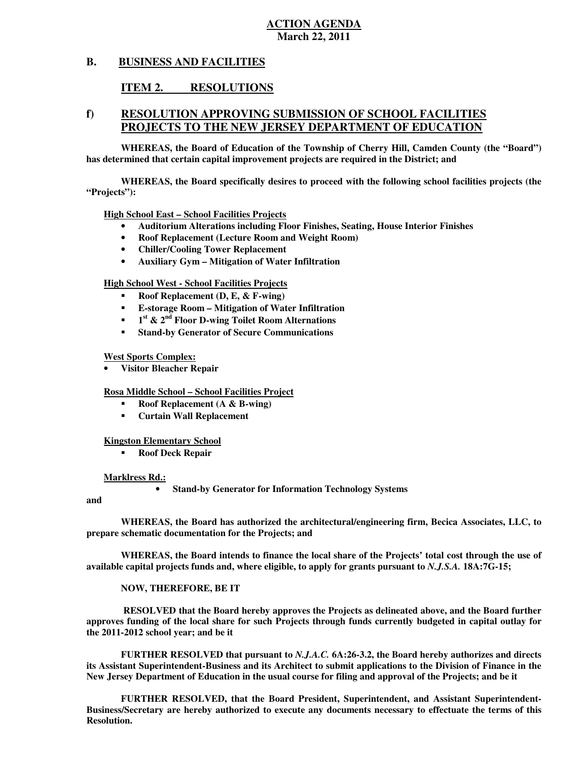**ACTION AGENDA**
**March 22, 2011**

## B. BUSINESS AND FACILITIES

### ITEM 2. RESOLUTIONS

### f) RESOLUTION APPROVING SUBMISSION OF SCHOOL FACILITIES PROJECTS TO THE NEW JERSEY DEPARTMENT OF EDUCATION

**WHEREAS, the Board of Education of the Township of Cherry Hill, Camden County (the "Board") has determined that certain capital improvement projects are required in the District; and**

**WHEREAS, the Board specifically desires to proceed with the following school facilities projects (the "Projects"):**

**High School East – School Facilities Projects**

- **Auditorium Alterations including Floor Finishes, Seating, House Interior Finishes**
- **Roof Replacement (Lecture Room and Weight Room)**
- **Chiller/Cooling Tower Replacement**
- **Auxiliary Gym – Mitigation of Water Infiltration**

**High School West - School Facilities Projects**

- **Roof Replacement (D, E, & F-wing)**
- **E-storage Room – Mitigation of Water Infiltration**
- **1st & 2nd Floor D-wing Toilet Room Alternations**
- **Stand-by Generator of Secure Communications**

**West Sports Complex:**

- **Visitor Bleacher Repair**

**Rosa Middle School – School Facilities Project**

- **Roof Replacement (A & B-wing)**
- **Curtain Wall Replacement**

**Kingston Elementary School**

- **Roof Deck Repair**

**Marklress Rd.:**

- **Stand-by Generator for Information Technology Systems**

**and**

**WHEREAS, the Board has authorized the architectural/engineering firm, Becica Associates, LLC, to prepare schematic documentation for the Projects; and**

**WHEREAS, the Board intends to finance the local share of the Projects' total cost through the use of available capital projects funds and, where eligible, to apply for grants pursuant to *N.J.S.A.* 18A:7G-15;**

**NOW, THEREFORE, BE IT**

**RESOLVED that the Board hereby approves the Projects as delineated above, and the Board further approves funding of the local share for such Projects through funds currently budgeted in capital outlay for the 2011-2012 school year; and be it**

**FURTHER RESOLVED that pursuant to *N.J.A.C.* 6A:26-3.2, the Board hereby authorizes and directs its Assistant Superintendent-Business and its Architect to submit applications to the Division of Finance in the New Jersey Department of Education in the usual course for filing and approval of the Projects; and be it**

**FURTHER RESOLVED, that the Board President, Superintendent, and Assistant Superintendent-Business/Secretary are hereby authorized to execute any documents necessary to effectuate the terms of this Resolution.**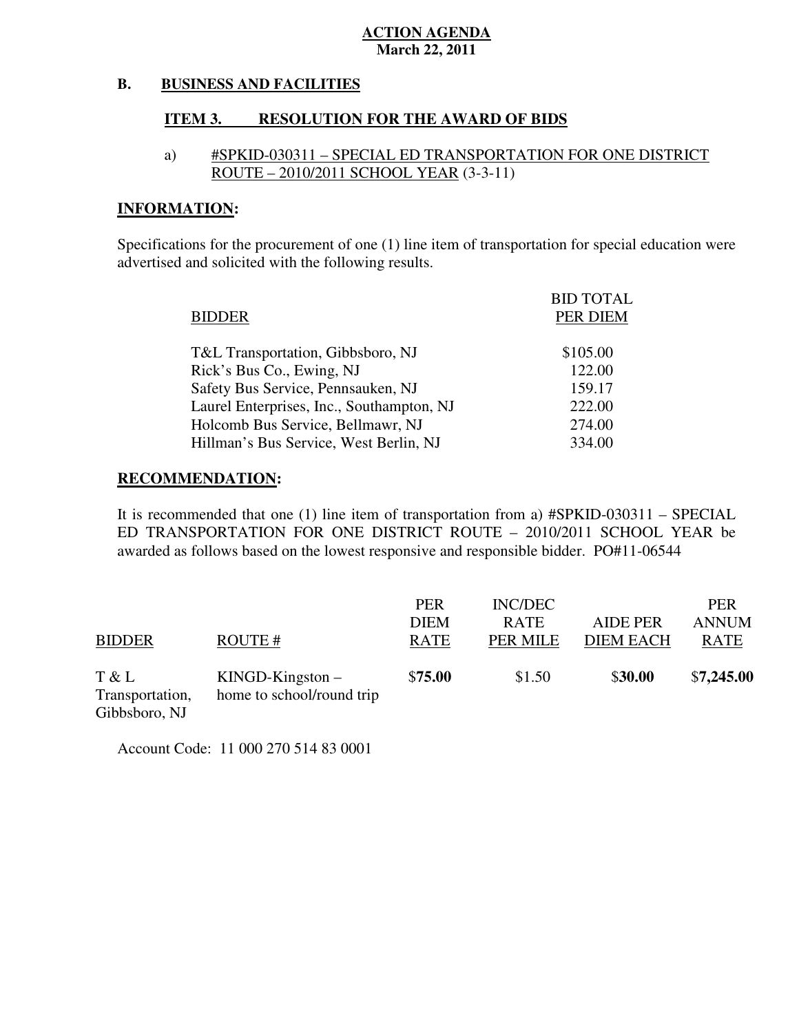**ACTION AGENDA**
**March 22, 2011**

**B. BUSINESS AND FACILITIES**

**ITEM 3. RESOLUTION FOR THE AWARD OF BIDS**

a) #SPKID-030311 – SPECIAL ED TRANSPORTATION FOR ONE DISTRICT ROUTE – 2010/2011 SCHOOL YEAR (3-3-11)

**INFORMATION:**

Specifications for the procurement of one (1) line item of transportation for special education were advertised and solicited with the following results.

| BIDDER | BID TOTAL PER DIEM |
|---|---|
| T&L Transportation, Gibbsboro, NJ | $105.00 |
| Rick's Bus Co., Ewing, NJ | 122.00 |
| Safety Bus Service, Pennsauken, NJ | 159.17 |
| Laurel Enterprises, Inc., Southampton, NJ | 222.00 |
| Holcomb Bus Service, Bellmawr, NJ | 274.00 |
| Hillman's Bus Service, West Berlin, NJ | 334.00 |

**RECOMMENDATION:**

It is recommended that one (1) line item of transportation from a) #SPKID-030311 – SPECIAL ED TRANSPORTATION FOR ONE DISTRICT ROUTE – 2010/2011 SCHOOL YEAR be awarded as follows based on the lowest responsive and responsible bidder. PO#11-06544

| BIDDER | ROUTE # | PER DIEM RATE | INC/DEC RATE PER MILE | AIDE PER DIEM EACH | PER ANNUM RATE |
|---|---|---|---|---|---|
| T & L Transportation, Gibbsboro, NJ | KINGD-Kingston – home to school/round trip | $**75.00** | $1.50 | $**30.00** | $**7,245.00** |

Account Code: 11 000 270 514 83 0001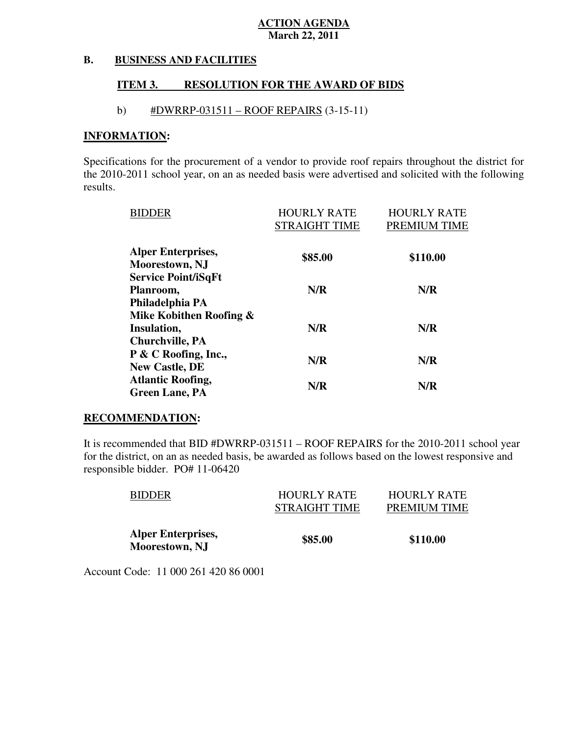**ACTION AGENDA**
**March 22, 2011**

## B. BUSINESS AND FACILITIES

### ITEM 3. RESOLUTION FOR THE AWARD OF BIDS

b) #DWRRP-031511 – ROOF REPAIRS (3-15-11)

**INFORMATION:**

Specifications for the procurement of a vendor to provide roof repairs throughout the district for the 2010-2011 school year, on an as needed basis were advertised and solicited with the following results.

| BIDDER | HOURLY RATE STRAIGHT TIME | HOURLY RATE PREMIUM TIME |
|---|---|---|
| **Alper Enterprises, Moorestown, NJ** | **$85.00** | **$110.00** |
| **Service Point/iSqFt Planroom, Philadelphia PA** | **N/R** | **N/R** |
| **Mike Kobithen Roofing & Insulation, Churchville, PA** | **N/R** | **N/R** |
| **P & C Roofing, Inc., New Castle, DE** | **N/R** | **N/R** |
| **Atlantic Roofing, Green Lane, PA** | **N/R** | **N/R** |

**RECOMMENDATION:**

It is recommended that BID #DWRRP-031511 – ROOF REPAIRS for the 2010-2011 school year for the district, on an as needed basis, be awarded as follows based on the lowest responsive and responsible bidder. PO# 11-06420

| BIDDER | HOURLY RATE STRAIGHT TIME | HOURLY RATE PREMIUM TIME |
|---|---|---|
| **Alper Enterprises, Moorestown, NJ** | **$85.00** | **$110.00** |

Account Code: 11 000 261 420 86 0001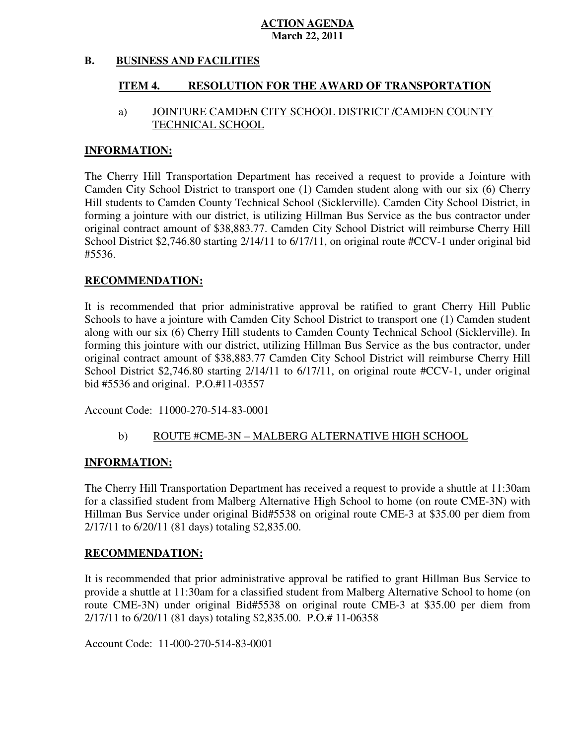**ACTION AGENDA**
**March 22, 2011**

## B. BUSINESS AND FACILITIES

### ITEM 4. RESOLUTION FOR THE AWARD OF TRANSPORTATION

a) JOINTURE CAMDEN CITY SCHOOL DISTRICT /CAMDEN COUNTY TECHNICAL SCHOOL

**INFORMATION:**

The Cherry Hill Transportation Department has received a request to provide a Jointure with Camden City School District to transport one (1) Camden student along with our six (6) Cherry Hill students to Camden County Technical School (Sicklerville). Camden City School District, in forming a jointure with our district, is utilizing Hillman Bus Service as the bus contractor under original contract amount of $38,883.77. Camden City School District will reimburse Cherry Hill School District $2,746.80 starting 2/14/11 to 6/17/11, on original route #CCV-1 under original bid #5536.

**RECOMMENDATION:**

It is recommended that prior administrative approval be ratified to grant Cherry Hill Public Schools to have a jointure with Camden City School District to transport one (1) Camden student along with our six (6) Cherry Hill students to Camden County Technical School (Sicklerville). In forming this jointure with our district, utilizing Hillman Bus Service as the bus contractor, under original contract amount of $38,883.77 Camden City School District will reimburse Cherry Hill School District $2,746.80 starting 2/14/11 to 6/17/11, on original route #CCV-1, under original bid #5536 and original. P.O.#11-03557

Account Code: 11000-270-514-83-0001

b) ROUTE #CME-3N – MALBERG ALTERNATIVE HIGH SCHOOL

**INFORMATION:**

The Cherry Hill Transportation Department has received a request to provide a shuttle at 11:30am for a classified student from Malberg Alternative High School to home (on route CME-3N) with Hillman Bus Service under original Bid#5538 on original route CME-3 at $35.00 per diem from 2/17/11 to 6/20/11 (81 days) totaling $2,835.00.

**RECOMMENDATION:**

It is recommended that prior administrative approval be ratified to grant Hillman Bus Service to provide a shuttle at 11:30am for a classified student from Malberg Alternative School to home (on route CME-3N) under original Bid#5538 on original route CME-3 at $35.00 per diem from 2/17/11 to 6/20/11 (81 days) totaling $2,835.00. P.O.# 11-06358

Account Code: 11-000-270-514-83-0001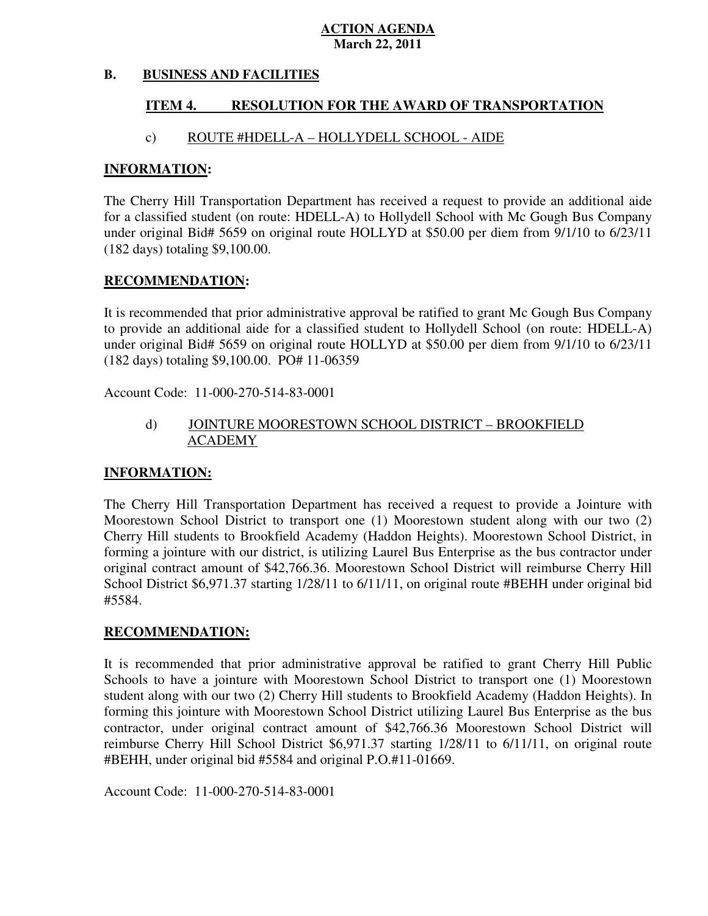**ACTION AGENDA**
**March 22, 2011**

## B. BUSINESS AND FACILITIES

### ITEM 4. RESOLUTION FOR THE AWARD OF TRANSPORTATION

c) ROUTE #HDELL-A – HOLLYDELL SCHOOL - AIDE

**INFORMATION:**

The Cherry Hill Transportation Department has received a request to provide an additional aide for a classified student (on route: HDELL-A) to Hollydell School with Mc Gough Bus Company under original Bid# 5659 on original route HOLLYD at $50.00 per diem from 9/1/10 to 6/23/11 (182 days) totaling $9,100.00.

**RECOMMENDATION:**

It is recommended that prior administrative approval be ratified to grant Mc Gough Bus Company to provide an additional aide for a classified student to Hollydell School (on route: HDELL-A) under original Bid# 5659 on original route HOLLYD at $50.00 per diem from 9/1/10 to 6/23/11 (182 days) totaling $9,100.00. PO# 11-06359

Account Code: 11-000-270-514-83-0001

d) JOINTURE MOORESTOWN SCHOOL DISTRICT – BROOKFIELD ACADEMY

**INFORMATION:**

The Cherry Hill Transportation Department has received a request to provide a Jointure with Moorestown School District to transport one (1) Moorestown student along with our two (2) Cherry Hill students to Brookfield Academy (Haddon Heights). Moorestown School District, in forming a jointure with our district, is utilizing Laurel Bus Enterprise as the bus contractor under original contract amount of $42,766.36. Moorestown School District will reimburse Cherry Hill School District $6,971.37 starting 1/28/11 to 6/11/11, on original route #BEHH under original bid #5584.

**RECOMMENDATION:**

It is recommended that prior administrative approval be ratified to grant Cherry Hill Public Schools to have a jointure with Moorestown School District to transport one (1) Moorestown student along with our two (2) Cherry Hill students to Brookfield Academy (Haddon Heights). In forming this jointure with Moorestown School District utilizing Laurel Bus Enterprise as the bus contractor, under original contract amount of $42,766.36 Moorestown School District will reimburse Cherry Hill School District $6,971.37 starting 1/28/11 to 6/11/11, on original route #BEHH, under original bid #5584 and original P.O.#11-01669.

Account Code: 11-000-270-514-83-0001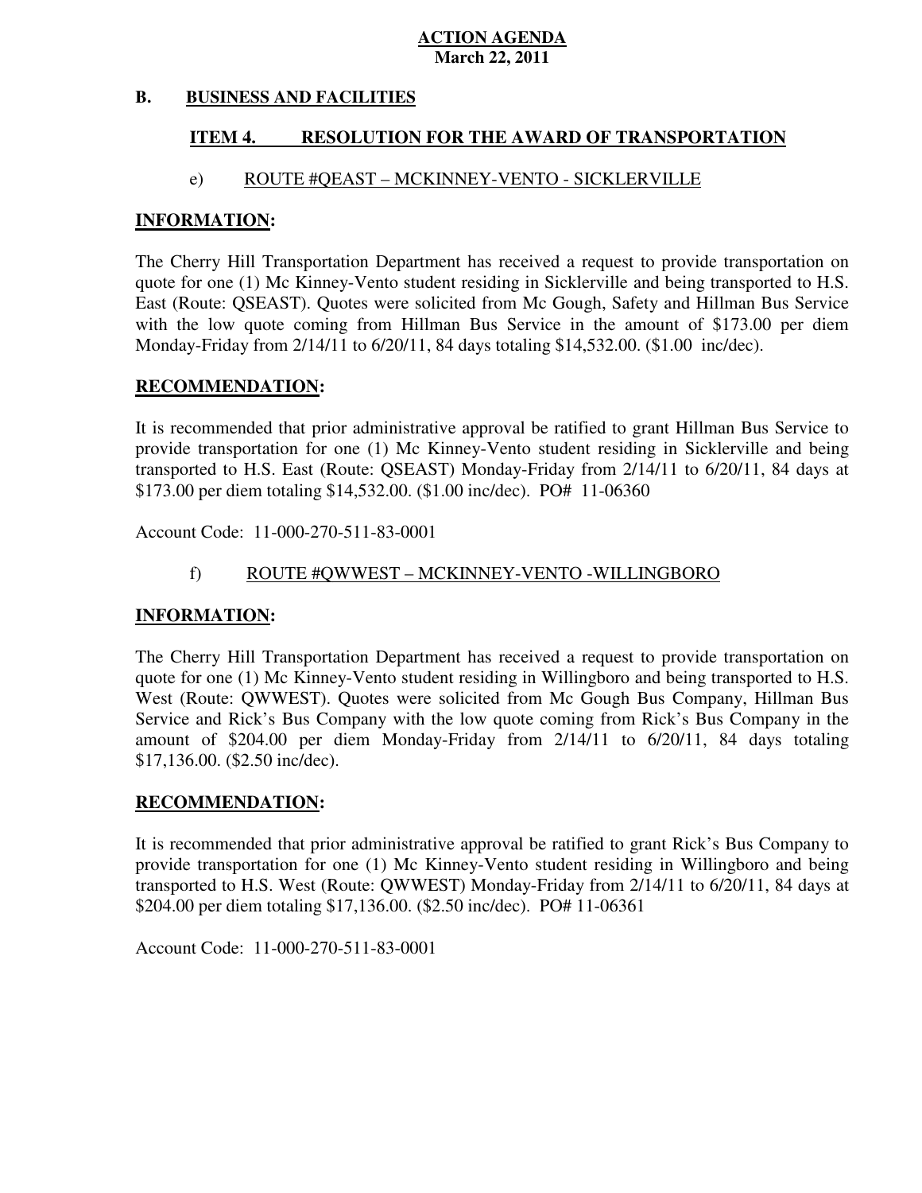**ACTION AGENDA**
**March 22, 2011**

## B. BUSINESS AND FACILITIES

### ITEM 4. RESOLUTION FOR THE AWARD OF TRANSPORTATION

e) ROUTE #QEAST – MCKINNEY-VENTO - SICKLERVILLE

**INFORMATION:**

The Cherry Hill Transportation Department has received a request to provide transportation on quote for one (1) Mc Kinney-Vento student residing in Sicklerville and being transported to H.S. East (Route: QSEAST). Quotes were solicited from Mc Gough, Safety and Hillman Bus Service with the low quote coming from Hillman Bus Service in the amount of $173.00 per diem Monday-Friday from 2/14/11 to 6/20/11, 84 days totaling $14,532.00. ($1.00 inc/dec).

**RECOMMENDATION:**

It is recommended that prior administrative approval be ratified to grant Hillman Bus Service to provide transportation for one (1) Mc Kinney-Vento student residing in Sicklerville and being transported to H.S. East (Route: QSEAST) Monday-Friday from 2/14/11 to 6/20/11, 84 days at $173.00 per diem totaling $14,532.00. ($1.00 inc/dec). PO# 11-06360

Account Code: 11-000-270-511-83-0001

f) ROUTE #QWWEST – MCKINNEY-VENTO -WILLINGBORO

**INFORMATION:**

The Cherry Hill Transportation Department has received a request to provide transportation on quote for one (1) Mc Kinney-Vento student residing in Willingboro and being transported to H.S. West (Route: QWWEST). Quotes were solicited from Mc Gough Bus Company, Hillman Bus Service and Rick's Bus Company with the low quote coming from Rick's Bus Company in the amount of $204.00 per diem Monday-Friday from 2/14/11 to 6/20/11, 84 days totaling $17,136.00. ($2.50 inc/dec).

**RECOMMENDATION:**

It is recommended that prior administrative approval be ratified to grant Rick's Bus Company to provide transportation for one (1) Mc Kinney-Vento student residing in Willingboro and being transported to H.S. West (Route: QWWEST) Monday-Friday from 2/14/11 to 6/20/11, 84 days at $204.00 per diem totaling $17,136.00. ($2.50 inc/dec). PO# 11-06361

Account Code: 11-000-270-511-83-0001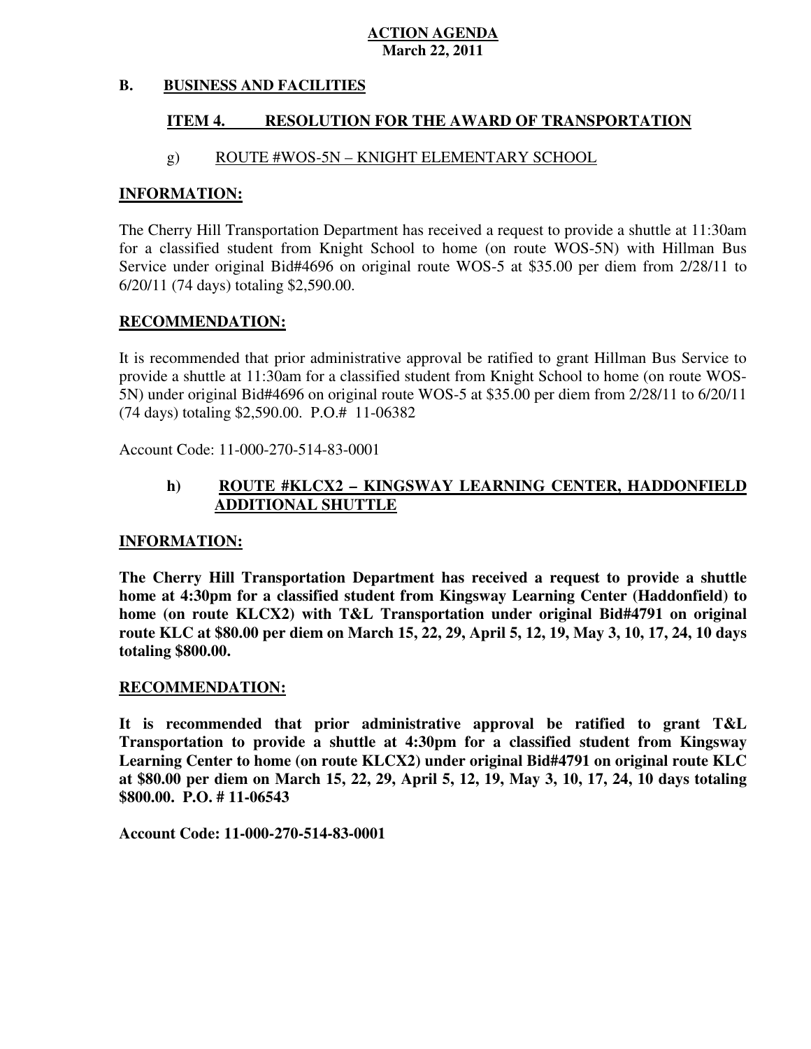**ACTION AGENDA**
**March 22, 2011**

## B. BUSINESS AND FACILITIES

### ITEM 4. RESOLUTION FOR THE AWARD OF TRANSPORTATION

#### g) ROUTE #WOS-5N – KNIGHT ELEMENTARY SCHOOL

**INFORMATION:**

The Cherry Hill Transportation Department has received a request to provide a shuttle at 11:30am for a classified student from Knight School to home (on route WOS-5N) with Hillman Bus Service under original Bid#4696 on original route WOS-5 at $35.00 per diem from 2/28/11 to 6/20/11 (74 days) totaling $2,590.00.

**RECOMMENDATION:**

It is recommended that prior administrative approval be ratified to grant Hillman Bus Service to provide a shuttle at 11:30am for a classified student from Knight School to home (on route WOS-5N) under original Bid#4696 on original route WOS-5 at $35.00 per diem from 2/28/11 to 6/20/11 (74 days) totaling $2,590.00. P.O.# 11-06382

Account Code: 11-000-270-514-83-0001

#### h) ROUTE #KLCX2 – KINGSWAY LEARNING CENTER, HADDONFIELD ADDITIONAL SHUTTLE

**INFORMATION:**

**The Cherry Hill Transportation Department has received a request to provide a shuttle home at 4:30pm for a classified student from Kingsway Learning Center (Haddonfield) to home (on route KLCX2) with T&L Transportation under original Bid#4791 on original route KLC at $80.00 per diem on March 15, 22, 29, April 5, 12, 19, May 3, 10, 17, 24, 10 days totaling $800.00.**

**RECOMMENDATION:**

**It is recommended that prior administrative approval be ratified to grant T&L Transportation to provide a shuttle at 4:30pm for a classified student from Kingsway Learning Center to home (on route KLCX2) under original Bid#4791 on original route KLC at $80.00 per diem on March 15, 22, 29, April 5, 12, 19, May 3, 10, 17, 24, 10 days totaling $800.00. P.O. # 11-06543**

**Account Code: 11-000-270-514-83-0001**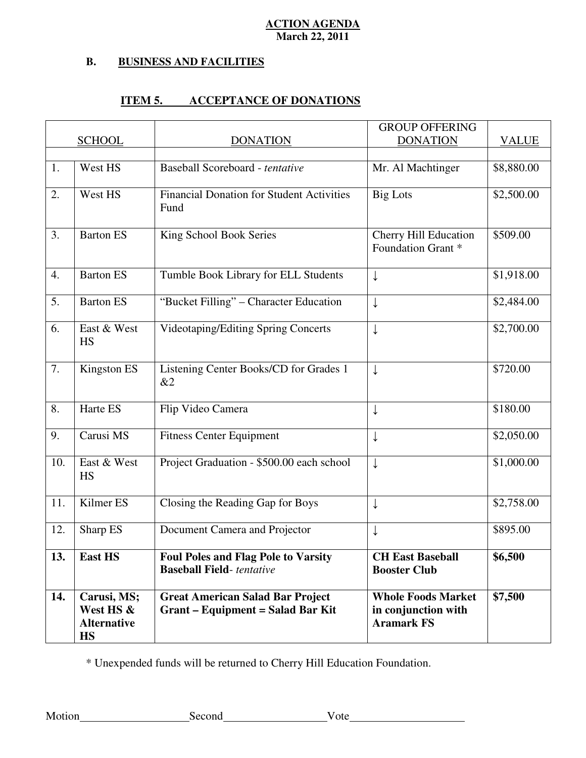**ACTION AGENDA**
**March 22, 2011**

### B. BUSINESS AND FACILITIES

### ITEM 5. ACCEPTANCE OF DONATIONS

| | SCHOOL | DONATION | GROUP OFFERING DONATION | VALUE |
|---|---|---|---|---|
| 1. | West HS | Baseball Scoreboard - *tentative* | Mr. Al Machtinger | $8,880.00 |
| 2. | West HS | Financial Donation for Student Activities Fund | Big Lots | $2,500.00 |
| 3. | Barton ES | King School Book Series | Cherry Hill Education Foundation Grant * | $509.00 |
| 4. | Barton ES | Tumble Book Library for ELL Students | ↓ | $1,918.00 |
| 5. | Barton ES | "Bucket Filling" – Character Education | ↓ | $2,484.00 |
| 6. | East & West HS | Videotaping/Editing Spring Concerts | ↓ | $2,700.00 |
| 7. | Kingston ES | Listening Center Books/CD for Grades 1 &2 | ↓ | $720.00 |
| 8. | Harte ES | Flip Video Camera | ↓ | $180.00 |
| 9. | Carusi MS | Fitness Center Equipment | ↓ | $2,050.00 |
| 10. | East & West HS | Project Graduation - $500.00 each school | ↓ | $1,000.00 |
| 11. | Kilmer ES | Closing the Reading Gap for Boys | ↓ | $2,758.00 |
| 12. | Sharp ES | Document Camera and Projector | ↓ | $895.00 |
| **13.** | **East HS** | **Foul Poles and Flag Pole to Varsity Baseball Field**- *tentative* | **CH East Baseball Booster Club** | **$6,500** |
| **14.** | **Carusi, MS; West HS & Alternative HS** | **Great American Salad Bar Project Grant – Equipment = Salad Bar Kit** | **Whole Foods Market in conjunction with Aramark FS** | **$7,500** |

* Unexpended funds will be returned to Cherry Hill Education Foundation.

Motion\_\_\_\_\_\_\_\_\_\_\_\_\_\_\_\_\_\_\_Second\_\_\_\_\_\_\_\_\_\_\_\_\_\_\_\_\_\_Vote\_\_\_\_\_\_\_\_\_\_\_\_\_\_\_\_\_\_\_\_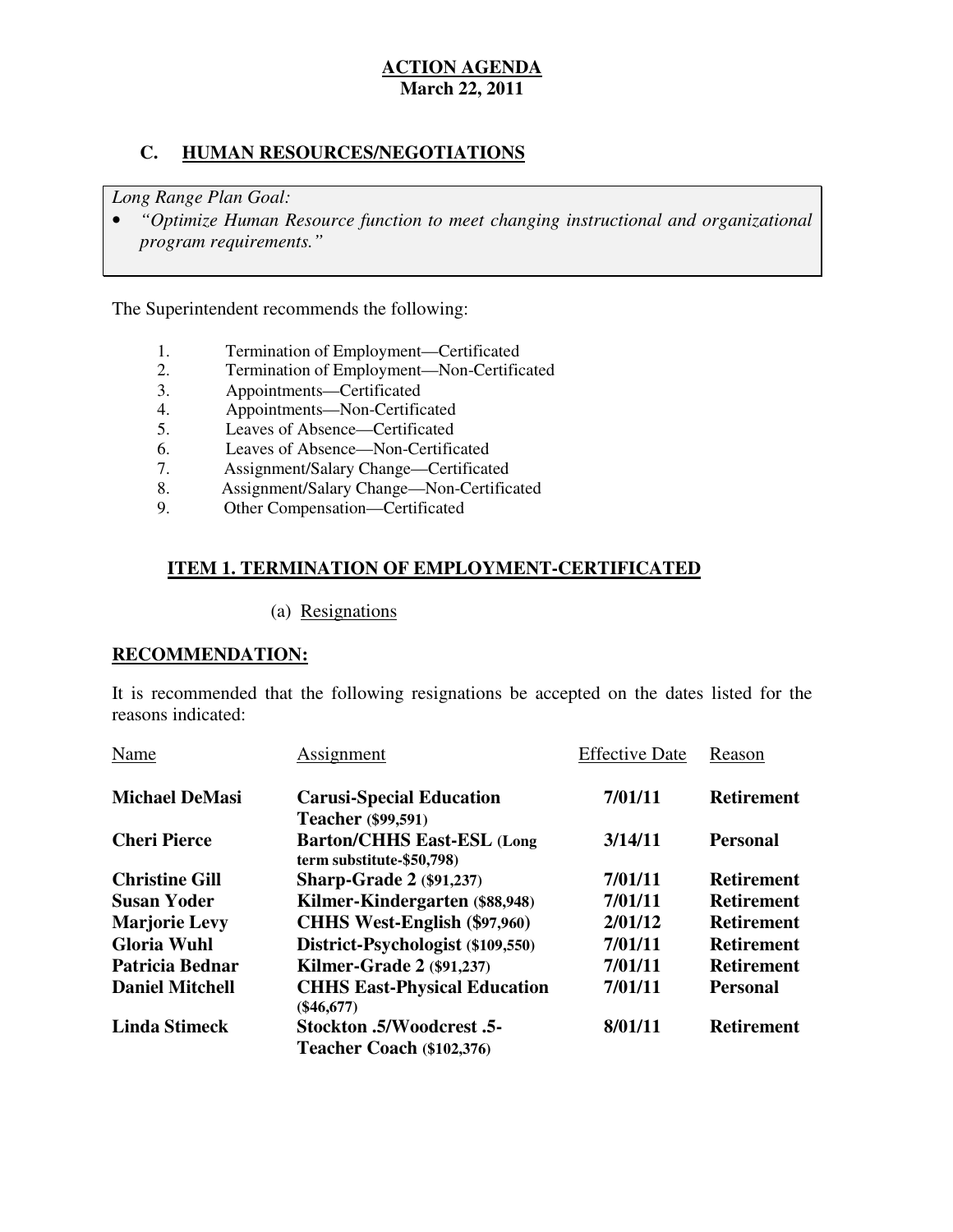**ACTION AGENDA**
**March 22, 2011**

## C. HUMAN RESOURCES/NEGOTIATIONS

*Long Range Plan Goal:*

- *"Optimize Human Resource function to meet changing instructional and organizational program requirements."*

The Superintendent recommends the following:

1. Termination of Employment—Certificated
2. Termination of Employment—Non-Certificated
3. Appointments—Certificated
4. Appointments—Non-Certificated
5. Leaves of Absence—Certificated
6. Leaves of Absence—Non-Certificated
7. Assignment/Salary Change—Certificated
8. Assignment/Salary Change—Non-Certificated
9. Other Compensation—Certificated

### ITEM 1. TERMINATION OF EMPLOYMENT-CERTIFICATED

(a) Resignations

**RECOMMENDATION:**

It is recommended that the following resignations be accepted on the dates listed for the reasons indicated:

| Name | Assignment | Effective Date | Reason |
|---|---|---|---|
| **Michael DeMasi** | **Carusi-Special Education Teacher (\$99,591)** | **7/01/11** | **Retirement** |
| **Cheri Pierce** | **Barton/CHHS East-ESL (Long term substitute-\$50,798)** | **3/14/11** | **Personal** |
| **Christine Gill** | **Sharp-Grade 2 (\$91,237)** | **7/01/11** | **Retirement** |
| **Susan Yoder** | **Kilmer-Kindergarten (\$88,948)** | **7/01/11** | **Retirement** |
| **Marjorie Levy** | **CHHS West-English (\$97,960)** | **2/01/12** | **Retirement** |
| **Gloria Wuhl** | **District-Psychologist (\$109,550)** | **7/01/11** | **Retirement** |
| **Patricia Bednar** | **Kilmer-Grade 2 (\$91,237)** | **7/01/11** | **Retirement** |
| **Daniel Mitchell** | **CHHS East-Physical Education (\$46,677)** | **7/01/11** | **Personal** |
| **Linda Stimeck** | **Stockton .5/Woodcrest .5-Teacher Coach (\$102,376)** | **8/01/11** | **Retirement** |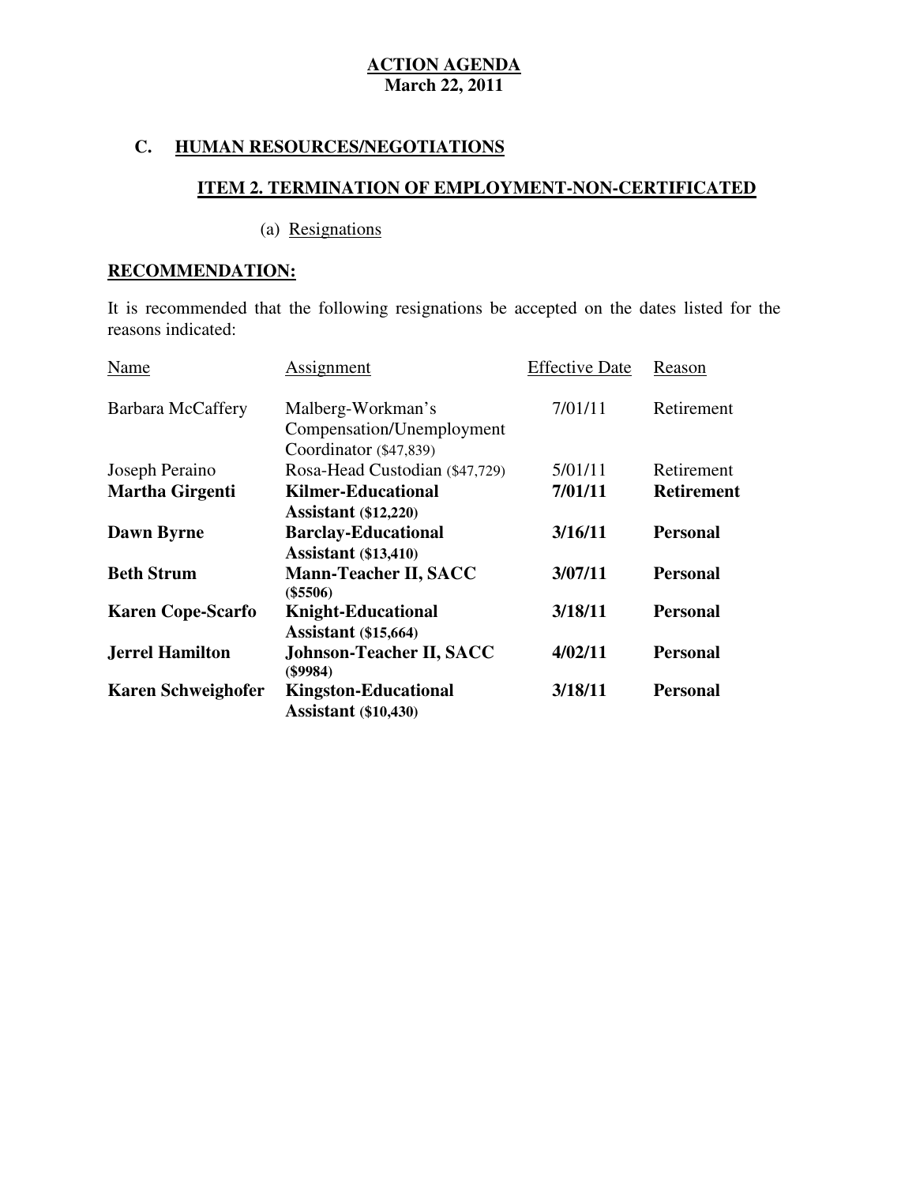**ACTION AGENDA**
**March 22, 2011**

## C. HUMAN RESOURCES/NEGOTIATIONS

### ITEM 2. TERMINATION OF EMPLOYMENT-NON-CERTIFICATED

(a) Resignations

**RECOMMENDATION:**

It is recommended that the following resignations be accepted on the dates listed for the reasons indicated:

| Name | Assignment | Effective Date | Reason |
|---|---|---|---|
| Barbara McCaffery | Malberg-Workman's Compensation/Unemployment Coordinator ($47,839) | 7/01/11 | Retirement |
| Joseph Peraino | Rosa-Head Custodian ($47,729) | 5/01/11 | Retirement |
| **Martha Girgenti** | **Kilmer-Educational Assistant ($12,220)** | **7/01/11** | **Retirement** |
| **Dawn Byrne** | **Barclay-Educational Assistant ($13,410)** | **3/16/11** | **Personal** |
| **Beth Strum** | **Mann-Teacher II, SACC ($5506)** | **3/07/11** | **Personal** |
| **Karen Cope-Scarfo** | **Knight-Educational Assistant ($15,664)** | **3/18/11** | **Personal** |
| **Jerrel Hamilton** | **Johnson-Teacher II, SACC ($9984)** | **4/02/11** | **Personal** |
| **Karen Schweighofer** | **Kingston-Educational Assistant ($10,430)** | **3/18/11** | **Personal** |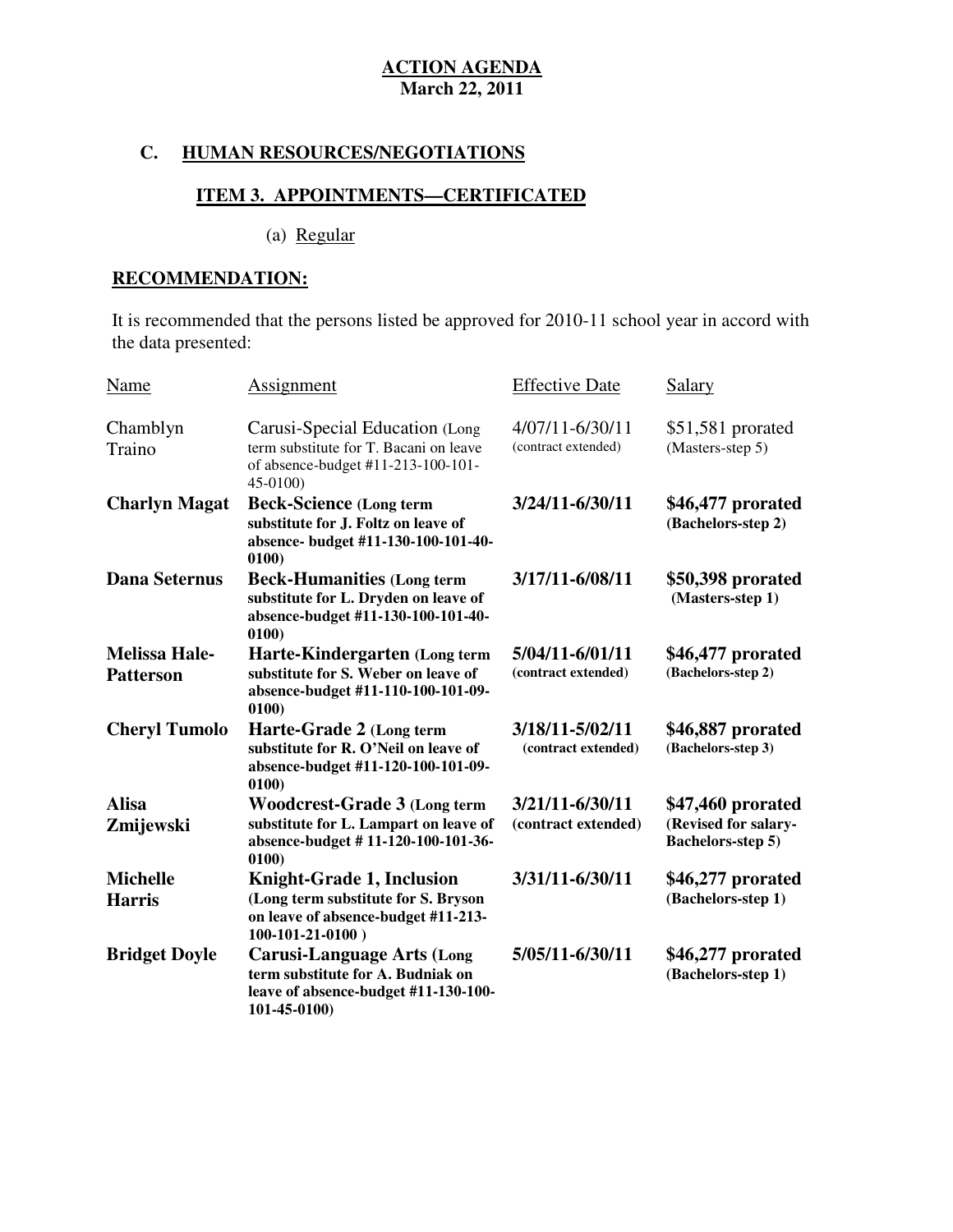**ACTION AGENDA**
**March 22, 2011**

## C. HUMAN RESOURCES/NEGOTIATIONS

### ITEM 3. APPOINTMENTS—CERTIFICATED

(a) Regular

**RECOMMENDATION:**

It is recommended that the persons listed be approved for 2010-11 school year in accord with the data presented:

| Name | Assignment | Effective Date | Salary |
|---|---|---|---|
| Chamblyn Traino | Carusi-Special Education (Long term substitute for T. Bacani on leave of absence-budget #11-213-100-101-45-0100) | 4/07/11-6/30/11 (contract extended) | $51,581 prorated (Masters-step 5) |
| **Charlyn Magat** | **Beck-Science (Long term substitute for J. Foltz on leave of absence- budget #11-130-100-101-40-0100)** | **3/24/11-6/30/11** | **$46,477 prorated (Bachelors-step 2)** |
| **Dana Seternus** | **Beck-Humanities (Long term substitute for L. Dryden on leave of absence-budget #11-130-100-101-40-0100)** | **3/17/11-6/08/11** | **$50,398 prorated (Masters-step 1)** |
| **Melissa Hale-Patterson** | **Harte-Kindergarten (Long term substitute for S. Weber on leave of absence-budget #11-110-100-101-09-0100)** | **5/04/11-6/01/11 (contract extended)** | **$46,477 prorated (Bachelors-step 2)** |
| **Cheryl Tumolo** | **Harte-Grade 2 (Long term substitute for R. O'Neil on leave of absence-budget #11-120-100-101-09-0100)** | **3/18/11-5/02/11 (contract extended)** | **$46,887 prorated (Bachelors-step 3)** |
| **Alisa Zmijewski** | **Woodcrest-Grade 3 (Long term substitute for L. Lampart on leave of absence-budget # 11-120-100-101-36-0100)** | **3/21/11-6/30/11 (contract extended)** | **$47,460 prorated (Revised for salary-Bachelors-step 5)** |
| **Michelle Harris** | **Knight-Grade 1, Inclusion (Long term substitute for S. Bryson on leave of absence-budget #11-213-100-101-21-0100 )** | **3/31/11-6/30/11** | **$46,277 prorated (Bachelors-step 1)** |
| **Bridget Doyle** | **Carusi-Language Arts (Long term substitute for A. Budniak on leave of absence-budget #11-130-100-101-45-0100)** | **5/05/11-6/30/11** | **$46,277 prorated (Bachelors-step 1)** |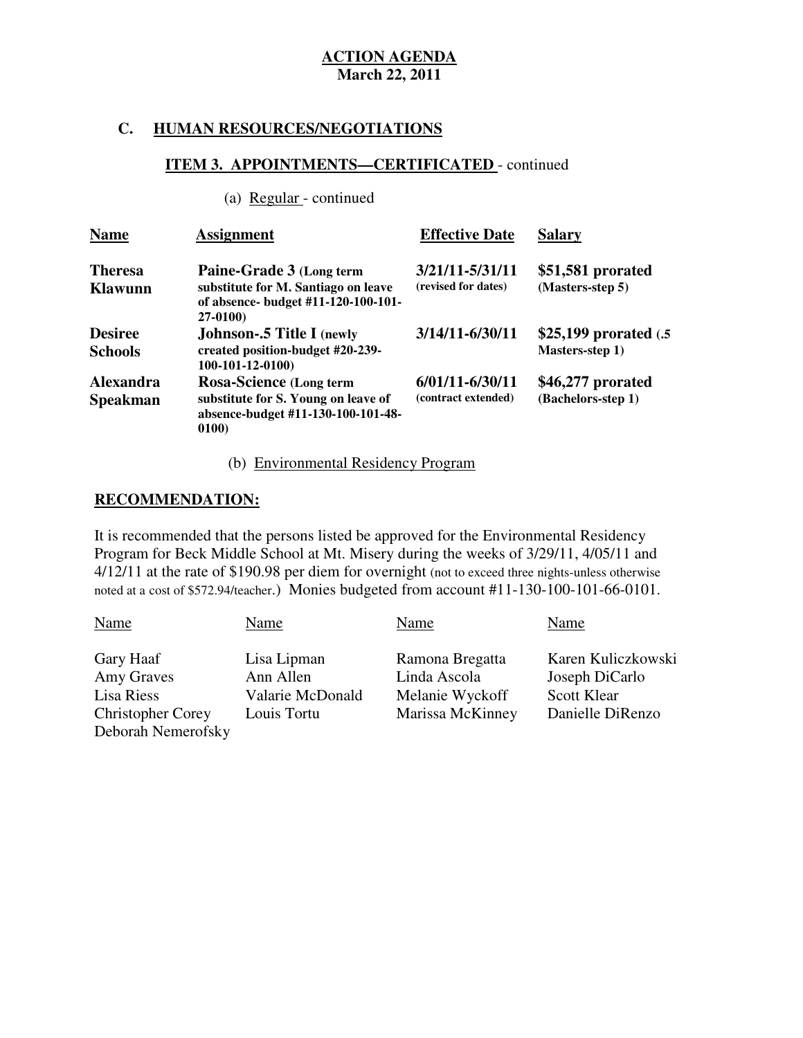**ACTION AGENDA**
**March 22, 2011**

## C. HUMAN RESOURCES/NEGOTIATIONS

### ITEM 3. APPOINTMENTS—CERTIFICATED - continued

(a) Regular - continued

| Name | Assignment | Effective Date | Salary |
|---|---|---|---|
| **Theresa Klawunn** | **Paine-Grade 3** (Long term substitute for M. Santiago on leave of absence- budget #11-120-100-101-27-0100) | **3/21/11-5/31/11** (revised for dates) | **$51,581 prorated** (Masters-step 5) |
| **Desiree Schools** | **Johnson-.5 Title I** (newly created position-budget #20-239-100-101-12-0100) | **3/14/11-6/30/11** | **$25,199 prorated** (.5 Masters-step 1) |
| **Alexandra Speakman** | **Rosa-Science** (Long term substitute for S. Young on leave of absence-budget #11-130-100-101-48-0100) | **6/01/11-6/30/11** (contract extended) | **$46,277 prorated** (Bachelors-step 1) |

(b) Environmental Residency Program

**RECOMMENDATION:**

It is recommended that the persons listed be approved for the Environmental Residency Program for Beck Middle School at Mt. Misery during the weeks of 3/29/11, 4/05/11 and 4/12/11 at the rate of $190.98 per diem for overnight (not to exceed three nights-unless otherwise noted at a cost of $572.94/teacher.) Monies budgeted from account #11-130-100-101-66-0101.

| Name | Name | Name | Name |
|---|---|---|---|
| Gary Haaf | Lisa Lipman | Ramona Bregatta | Karen Kuliczkowski |
| Amy Graves | Ann Allen | Linda Ascola | Joseph DiCarlo |
| Lisa Riess | Valarie McDonald | Melanie Wyckoff | Scott Klear |
| Christopher Corey | Louis Tortu | Marissa McKinney | Danielle DiRenzo |
| Deborah Nemerofsky | | | |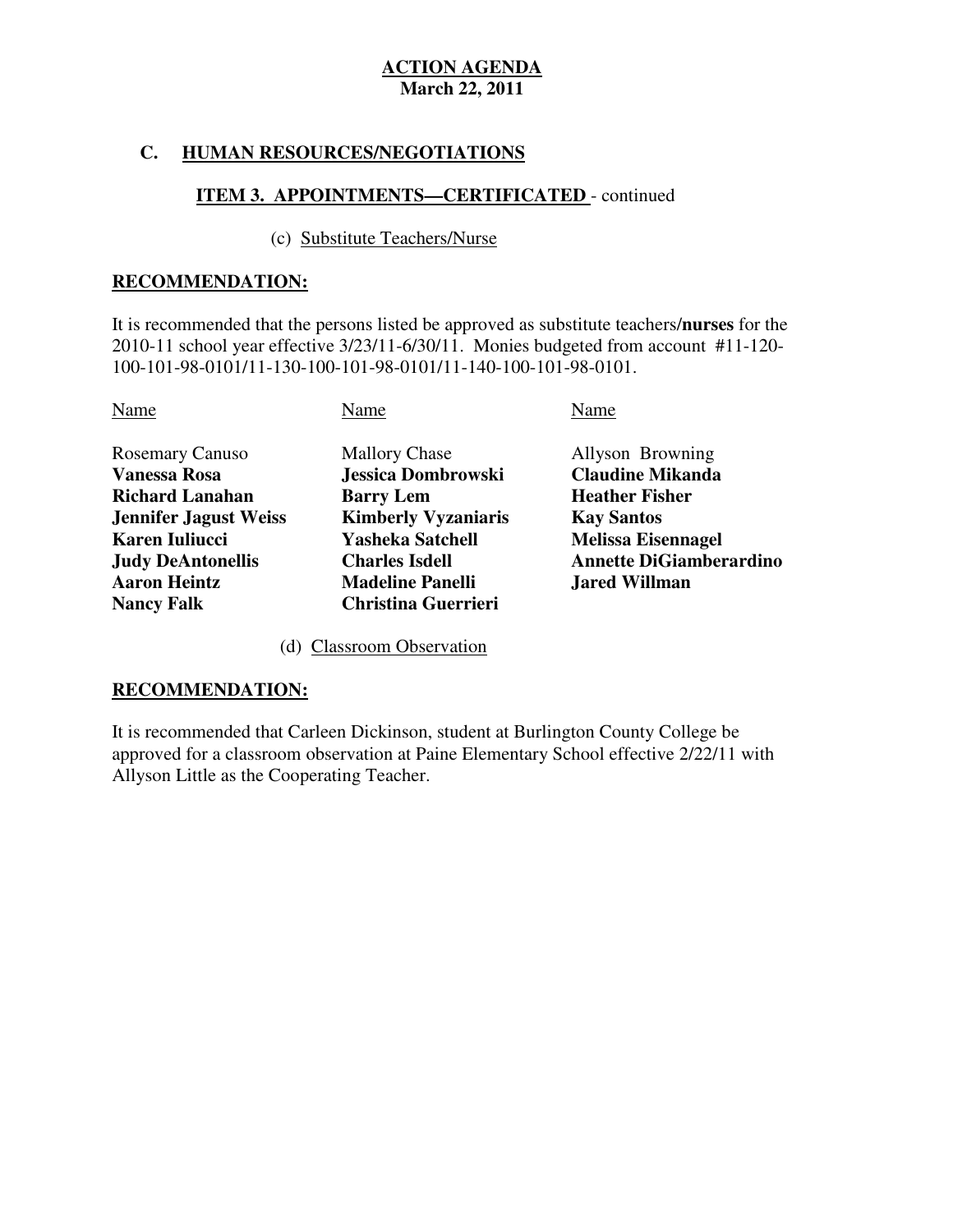**ACTION AGENDA**
**March 22, 2011**

## C. HUMAN RESOURCES/NEGOTIATIONS

### ITEM 3. APPOINTMENTS—CERTIFICATED - continued

(c) Substitute Teachers/Nurse

**RECOMMENDATION:**

It is recommended that the persons listed be approved as substitute teachers/**nurses** for the 2010-11 school year effective 3/23/11-6/30/11. Monies budgeted from account #11-120-100-101-98-0101/11-130-100-101-98-0101/11-140-100-101-98-0101.

| Name | Name | Name |
| --- | --- | --- |
| Rosemary Canuso | Mallory Chase | Allyson Browning |
| **Vanessa Rosa** | **Jessica Dombrowski** | **Claudine Mikanda** |
| **Richard Lanahan** | **Barry Lem** | **Heather Fisher** |
| **Jennifer Jagust Weiss** | **Kimberly Vyzaniaris** | **Kay Santos** |
| **Karen Iuliucci** | **Yasheka Satchell** | **Melissa Eisennagel** |
| **Judy DeAntonellis** | **Charles Isdell** | **Annette DiGiamberardino** |
| **Aaron Heintz** | **Madeline Panelli** | **Jared Willman** |
| **Nancy Falk** | **Christina Guerrieri** | |

(d) Classroom Observation

**RECOMMENDATION:**

It is recommended that Carleen Dickinson, student at Burlington County College be approved for a classroom observation at Paine Elementary School effective 2/22/11 with Allyson Little as the Cooperating Teacher.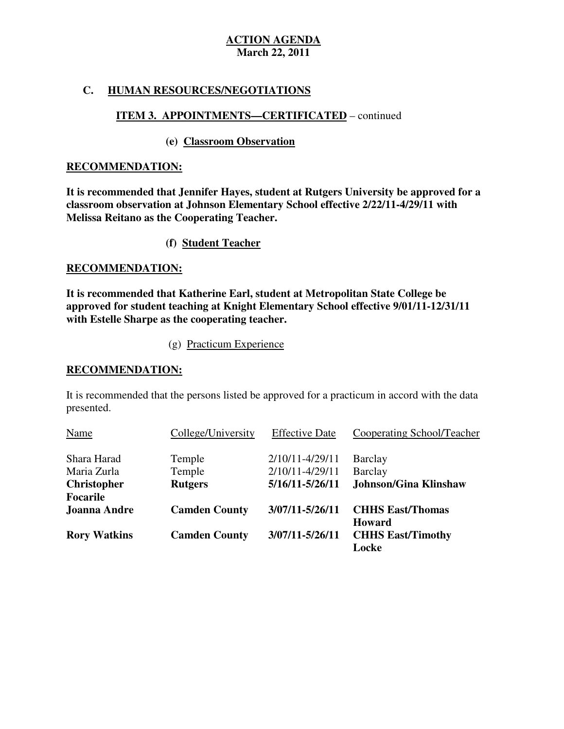**ACTION AGENDA**
**March 22, 2011**

## C. HUMAN RESOURCES/NEGOTIATIONS

### ITEM 3. APPOINTMENTS—CERTIFICATED – continued

#### (e) Classroom Observation

**RECOMMENDATION:**

**It is recommended that Jennifer Hayes, student at Rutgers University be approved for a classroom observation at Johnson Elementary School effective 2/22/11-4/29/11 with Melissa Reitano as the Cooperating Teacher.**

#### (f) Student Teacher

**RECOMMENDATION:**

**It is recommended that Katherine Earl, student at Metropolitan State College be approved for student teaching at Knight Elementary School effective 9/01/11-12/31/11 with Estelle Sharpe as the cooperating teacher.**

#### (g) Practicum Experience

**RECOMMENDATION:**

It is recommended that the persons listed be approved for a practicum in accord with the data presented.

| Name | College/University | Effective Date | Cooperating School/Teacher |
|---|---|---|---|
| Shara Harad | Temple | 2/10/11-4/29/11 | Barclay |
| Maria Zurla | Temple | 2/10/11-4/29/11 | Barclay |
| **Christopher Focarile** | **Rutgers** | **5/16/11-5/26/11** | **Johnson/Gina Klinshaw** |
| **Joanna Andre** | **Camden County** | **3/07/11-5/26/11** | **CHHS East/Thomas Howard** |
| **Rory Watkins** | **Camden County** | **3/07/11-5/26/11** | **CHHS East/Timothy Locke** |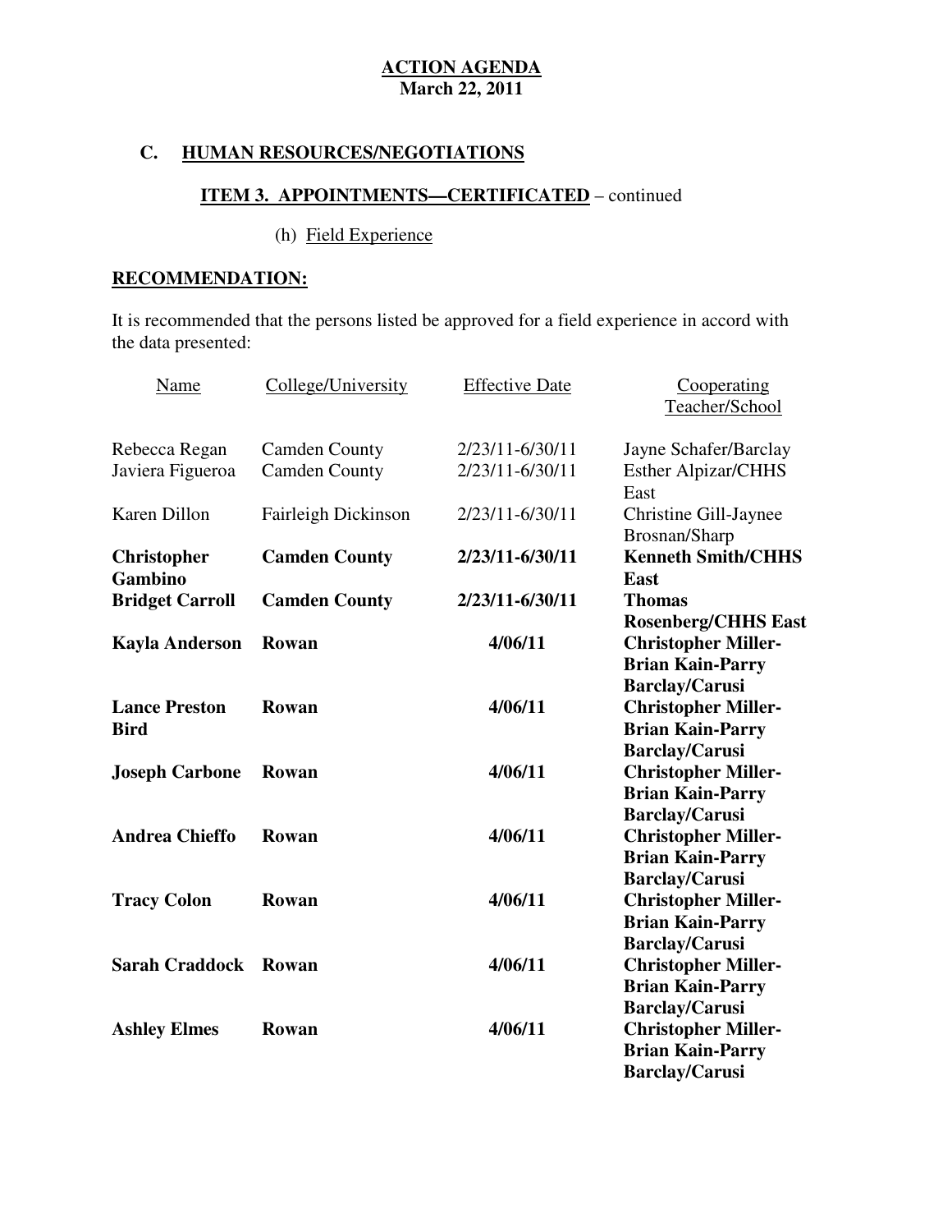**ACTION AGENDA**
**March 22, 2011**

## C. HUMAN RESOURCES/NEGOTIATIONS

### ITEM 3. APPOINTMENTS—CERTIFICATED – continued

(h) Field Experience

**RECOMMENDATION:**

It is recommended that the persons listed be approved for a field experience in accord with the data presented:

| Name | College/University | Effective Date | Cooperating Teacher/School |
|---|---|---|---|
| Rebecca Regan | Camden County | 2/23/11-6/30/11 | Jayne Schafer/Barclay |
| Javiera Figueroa | Camden County | 2/23/11-6/30/11 | Esther Alpizar/CHHS East |
| Karen Dillon | Fairleigh Dickinson | 2/23/11-6/30/11 | Christine Gill-Jaynee Brosnan/Sharp |
| **Christopher Gambino** | **Camden County** | **2/23/11-6/30/11** | **Kenneth Smith/CHHS East** |
| **Bridget Carroll** | **Camden County** | **2/23/11-6/30/11** | **Thomas Rosenberg/CHHS East** |
| **Kayla Anderson** | **Rowan** | **4/06/11** | **Christopher Miller-Brian Kain-Parry Barclay/Carusi** |
| **Lance Preston Bird** | **Rowan** | **4/06/11** | **Christopher Miller-Brian Kain-Parry Barclay/Carusi** |
| **Joseph Carbone** | **Rowan** | **4/06/11** | **Christopher Miller-Brian Kain-Parry Barclay/Carusi** |
| **Andrea Chieffo** | **Rowan** | **4/06/11** | **Christopher Miller-Brian Kain-Parry Barclay/Carusi** |
| **Tracy Colon** | **Rowan** | **4/06/11** | **Christopher Miller-Brian Kain-Parry Barclay/Carusi** |
| **Sarah Craddock** | **Rowan** | **4/06/11** | **Christopher Miller-Brian Kain-Parry Barclay/Carusi** |
| **Ashley Elmes** | **Rowan** | **4/06/11** | **Christopher Miller-Brian Kain-Parry Barclay/Carusi** |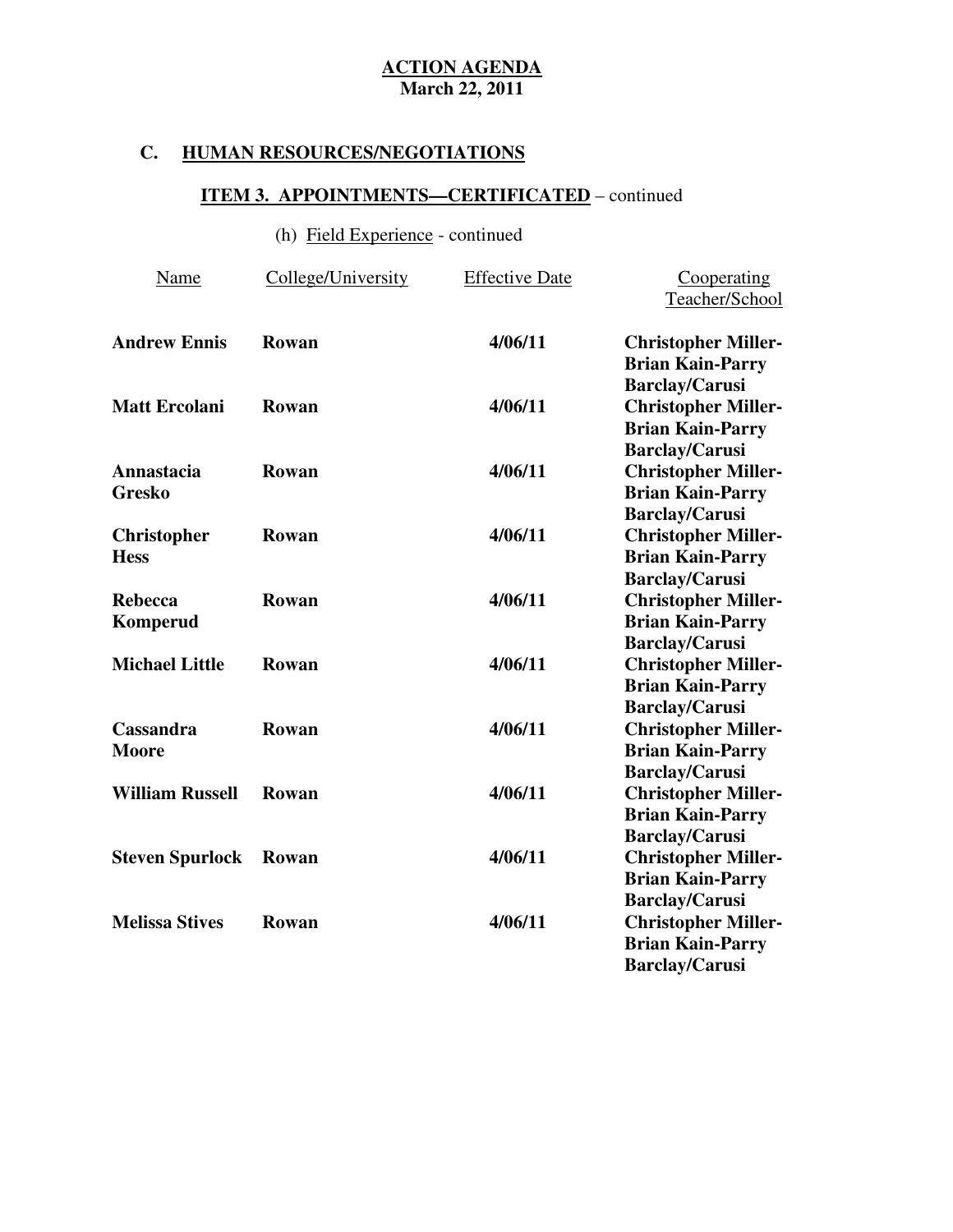**ACTION AGENDA**
**March 22, 2011**

## C. HUMAN RESOURCES/NEGOTIATIONS

### ITEM 3. APPOINTMENTS—CERTIFICATED – continued

(h) Field Experience - continued

| Name | College/University | Effective Date | Cooperating Teacher/School |
|---|---|---|---|
| **Andrew Ennis** | **Rowan** | **4/06/11** | **Christopher Miller-Brian Kain-Parry Barclay/Carusi** |
| **Matt Ercolani** | **Rowan** | **4/06/11** | **Christopher Miller-Brian Kain-Parry Barclay/Carusi** |
| **Annastacia Gresko** | **Rowan** | **4/06/11** | **Christopher Miller-Brian Kain-Parry Barclay/Carusi** |
| **Christopher Hess** | **Rowan** | **4/06/11** | **Christopher Miller-Brian Kain-Parry Barclay/Carusi** |
| **Rebecca Komperud** | **Rowan** | **4/06/11** | **Christopher Miller-Brian Kain-Parry Barclay/Carusi** |
| **Michael Little** | **Rowan** | **4/06/11** | **Christopher Miller-Brian Kain-Parry Barclay/Carusi** |
| **Cassandra Moore** | **Rowan** | **4/06/11** | **Christopher Miller-Brian Kain-Parry Barclay/Carusi** |
| **William Russell** | **Rowan** | **4/06/11** | **Christopher Miller-Brian Kain-Parry Barclay/Carusi** |
| **Steven Spurlock** | **Rowan** | **4/06/11** | **Christopher Miller-Brian Kain-Parry Barclay/Carusi** |
| **Melissa Stives** | **Rowan** | **4/06/11** | **Christopher Miller-Brian Kain-Parry Barclay/Carusi** |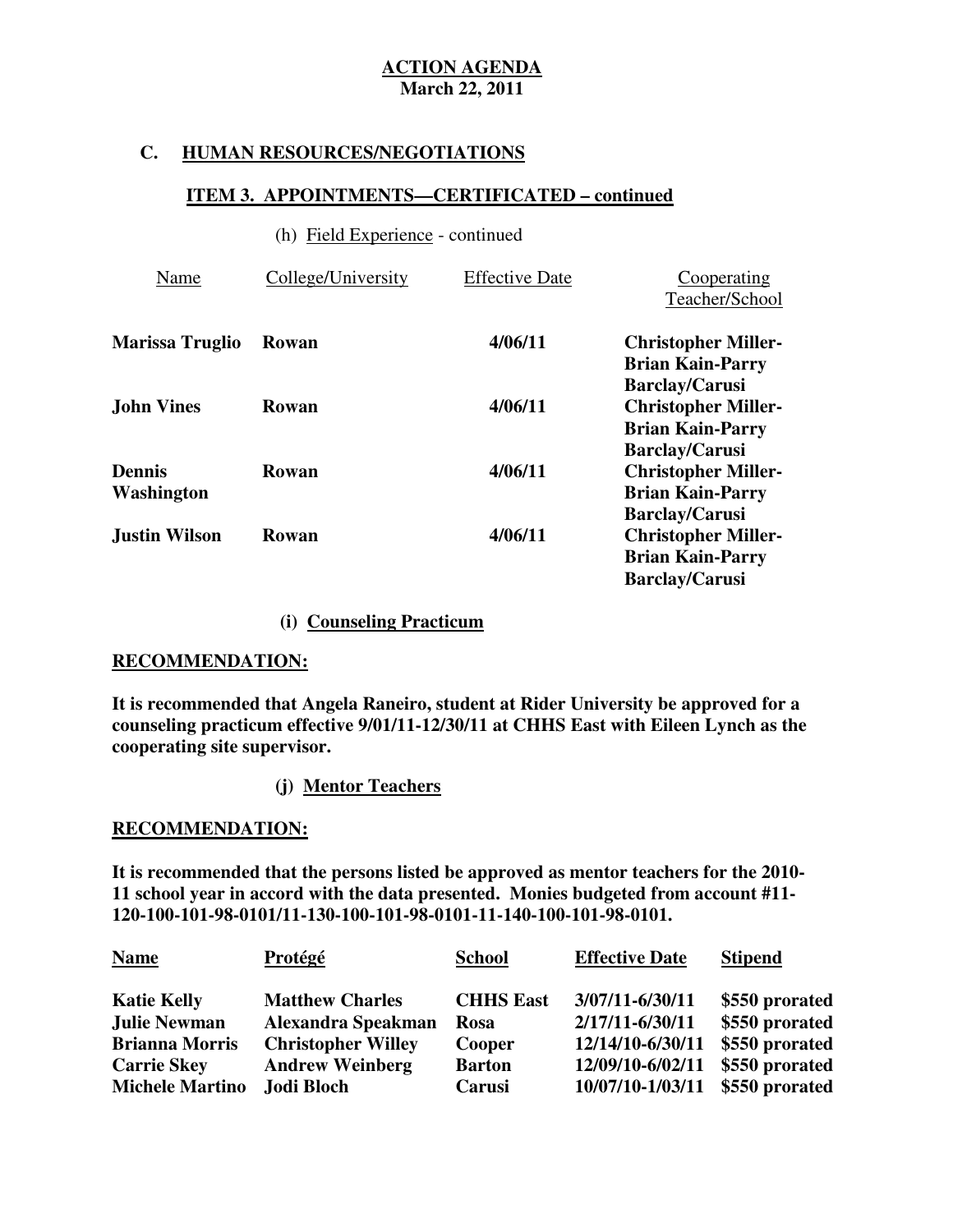**ACTION AGENDA**
**March 22, 2011**

## C. HUMAN RESOURCES/NEGOTIATIONS

### ITEM 3. APPOINTMENTS—CERTIFICATED – continued

(h) Field Experience - continued

| Name | College/University | Effective Date | Cooperating Teacher/School |
|---|---|---|---|
| **Marissa Truglio** | **Rowan** | **4/06/11** | **Christopher Miller-Brian Kain-Parry Barclay/Carusi** |
| **John Vines** | **Rowan** | **4/06/11** | **Christopher Miller-Brian Kain-Parry Barclay/Carusi** |
| **Dennis Washington** | **Rowan** | **4/06/11** | **Christopher Miller-Brian Kain-Parry Barclay/Carusi** |
| **Justin Wilson** | **Rowan** | **4/06/11** | **Christopher Miller-Brian Kain-Parry Barclay/Carusi** |

**(i) Counseling Practicum**

**RECOMMENDATION:**

**It is recommended that Angela Raneiro, student at Rider University be approved for a counseling practicum effective 9/01/11-12/30/11 at CHHS East with Eileen Lynch as the cooperating site supervisor.**

**(j) Mentor Teachers**

**RECOMMENDATION:**

**It is recommended that the persons listed be approved as mentor teachers for the 2010-11 school year in accord with the data presented. Monies budgeted from account #11-120-100-101-98-0101/11-130-100-101-98-0101-11-140-100-101-98-0101.**

| Name | Protégé | School | Effective Date | Stipend |
|---|---|---|---|---|
| **Katie Kelly** | **Matthew Charles** | **CHHS East** | **3/07/11-6/30/11** | **$550 prorated** |
| **Julie Newman** | **Alexandra Speakman** | **Rosa** | **2/17/11-6/30/11** | **$550 prorated** |
| **Brianna Morris** | **Christopher Willey** | **Cooper** | **12/14/10-6/30/11** | **$550 prorated** |
| **Carrie Skey** | **Andrew Weinberg** | **Barton** | **12/09/10-6/02/11** | **$550 prorated** |
| **Michele Martino** | **Jodi Bloch** | **Carusi** | **10/07/10-1/03/11** | **$550 prorated** |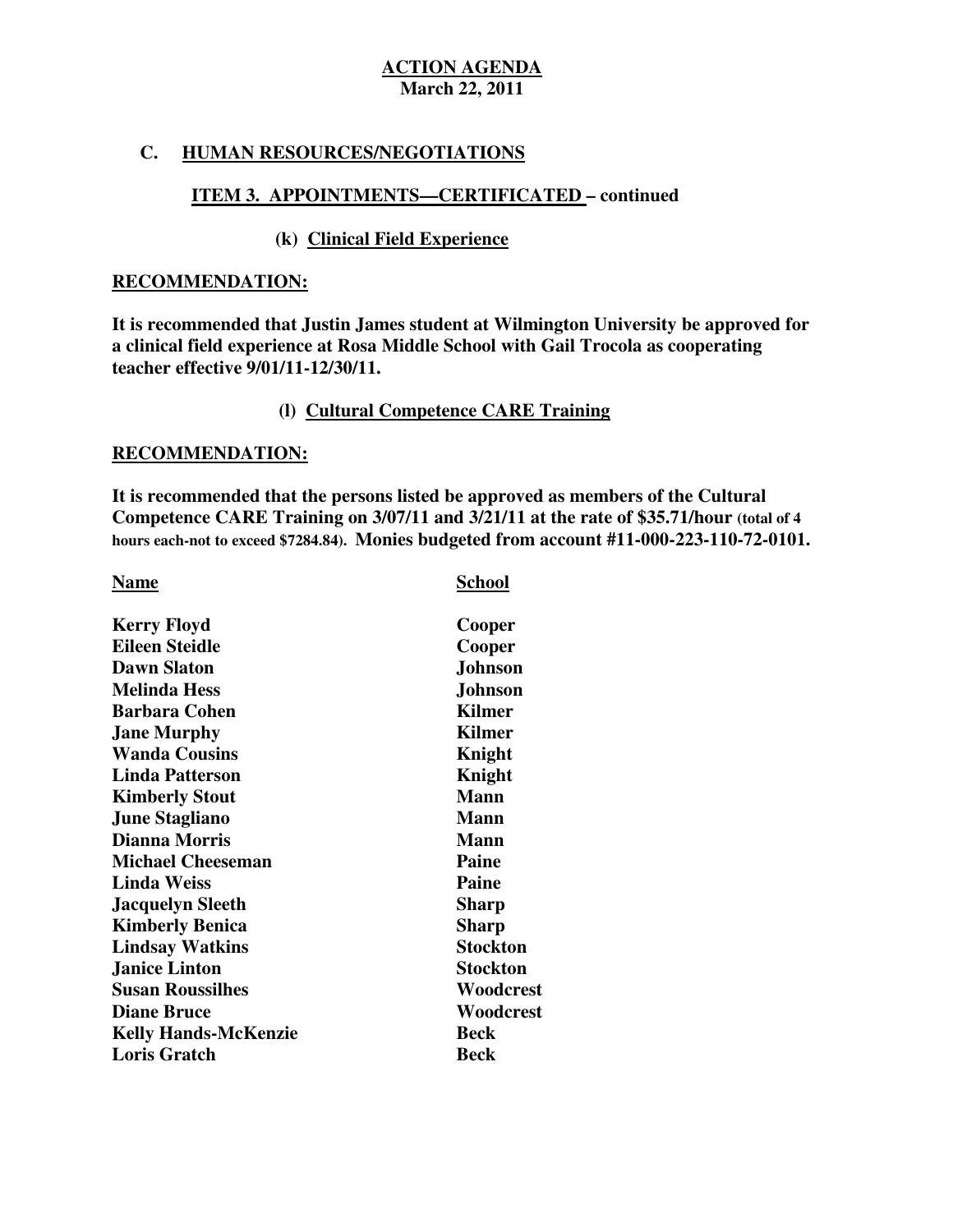**ACTION AGENDA**
**March 22, 2011**

## C. HUMAN RESOURCES/NEGOTIATIONS

### ITEM 3. APPOINTMENTS—CERTIFICATED – continued

#### (k) Clinical Field Experience

**RECOMMENDATION:**

**It is recommended that Justin James student at Wilmington University be approved for a clinical field experience at Rosa Middle School with Gail Trocola as cooperating teacher effective 9/01/11-12/30/11.**

#### (l) Cultural Competence CARE Training

**RECOMMENDATION:**

**It is recommended that the persons listed be approved as members of the Cultural Competence CARE Training on 3/07/11 and 3/21/11 at the rate of $35.71/hour (total of 4 hours each-not to exceed $7284.84). Monies budgeted from account #11-000-223-110-72-0101.**

| Name | School |
|---|---|
| Kerry Floyd | Cooper |
| Eileen Steidle | Cooper |
| Dawn Slaton | Johnson |
| Melinda Hess | Johnson |
| Barbara Cohen | Kilmer |
| Jane Murphy | Kilmer |
| Wanda Cousins | Knight |
| Linda Patterson | Knight |
| Kimberly Stout | Mann |
| June Stagliano | Mann |
| Dianna Morris | Mann |
| Michael Cheeseman | Paine |
| Linda Weiss | Paine |
| Jacquelyn Sleeth | Sharp |
| Kimberly Benica | Sharp |
| Lindsay Watkins | Stockton |
| Janice Linton | Stockton |
| Susan Roussilhes | Woodcrest |
| Diane Bruce | Woodcrest |
| Kelly Hands-McKenzie | Beck |
| Loris Gratch | Beck |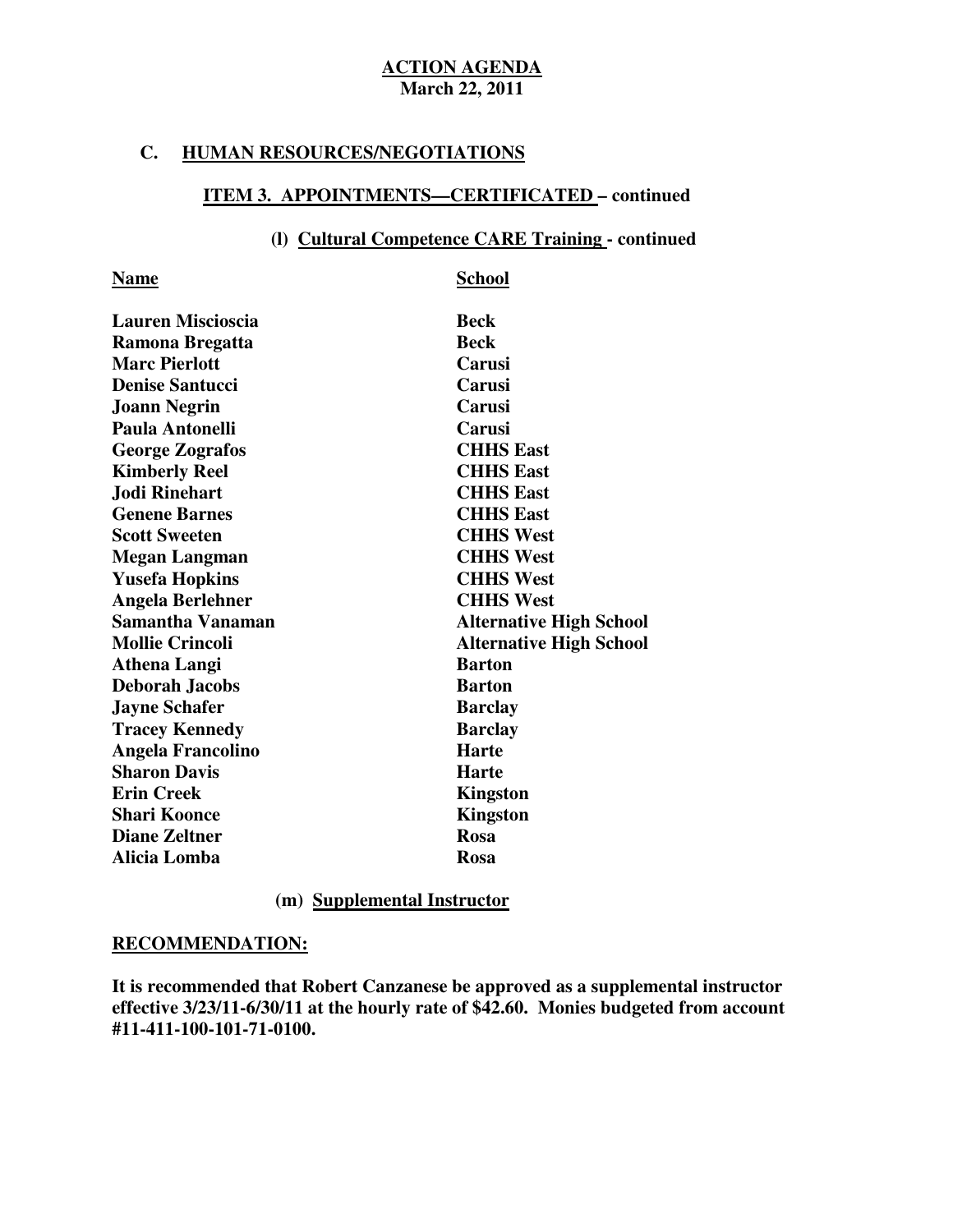**ACTION AGENDA**
**March 22, 2011**

## C. HUMAN RESOURCES/NEGOTIATIONS

### ITEM 3. APPOINTMENTS—CERTIFICATED – continued

#### (l) Cultural Competence CARE Training - continued

| Name | School |
|---|---|
| Lauren Miscioscia | Beck |
| Ramona Bregatta | Beck |
| Marc Pierlott | Carusi |
| Denise Santucci | Carusi |
| Joann Negrin | Carusi |
| Paula Antonelli | Carusi |
| George Zografos | CHHS East |
| Kimberly Reel | CHHS East |
| Jodi Rinehart | CHHS East |
| Genene Barnes | CHHS East |
| Scott Sweeten | CHHS West |
| Megan Langman | CHHS West |
| Yusefa Hopkins | CHHS West |
| Angela Berlehner | CHHS West |
| Samantha Vanaman | Alternative High School |
| Mollie Crincoli | Alternative High School |
| Athena Langi | Barton |
| Deborah Jacobs | Barton |
| Jayne Schafer | Barclay |
| Tracey Kennedy | Barclay |
| Angela Francolino | Harte |
| Sharon Davis | Harte |
| Erin Creek | Kingston |
| Shari Koonce | Kingston |
| Diane Zeltner | Rosa |
| Alicia Lomba | Rosa |

#### (m) Supplemental Instructor

**RECOMMENDATION:**

**It is recommended that Robert Canzanese be approved as a supplemental instructor effective 3/23/11-6/30/11 at the hourly rate of $42.60. Monies budgeted from account #11-411-100-101-71-0100.**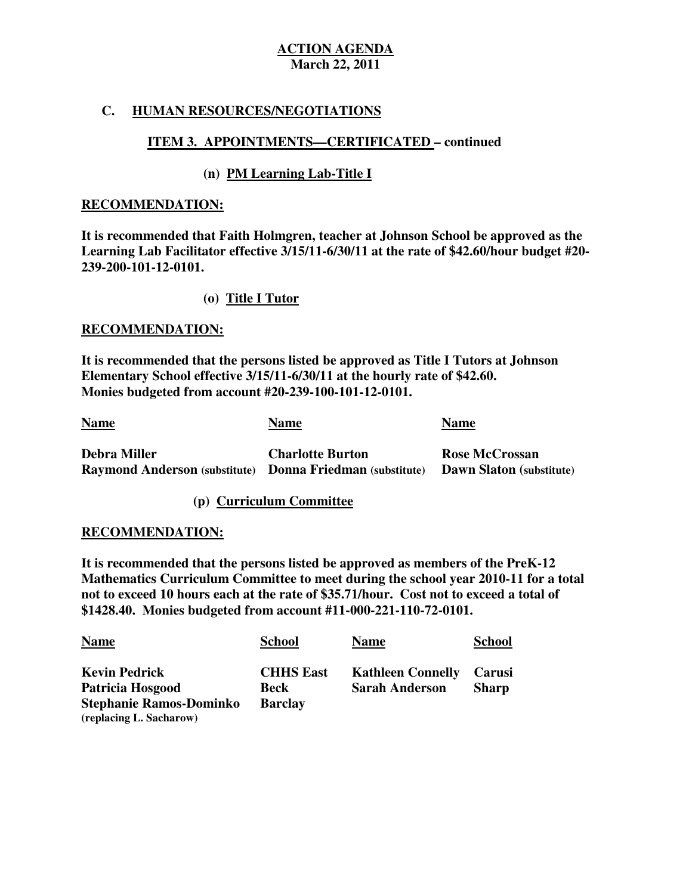**ACTION AGENDA**
**March 22, 2011**

## C. HUMAN RESOURCES/NEGOTIATIONS

### ITEM 3. APPOINTMENTS—CERTIFICATED – continued

#### (n) PM Learning Lab-Title I

**RECOMMENDATION:**

**It is recommended that Faith Holmgren, teacher at Johnson School be approved as the Learning Lab Facilitator effective 3/15/11-6/30/11 at the rate of $42.60/hour budget #20-239-200-101-12-0101.**

#### (o) Title I Tutor

**RECOMMENDATION:**

**It is recommended that the persons listed be approved as Title I Tutors at Johnson Elementary School effective 3/15/11-6/30/11 at the hourly rate of $42.60. Monies budgeted from account #20-239-100-101-12-0101.**

| Name | Name | Name |
| --- | --- | --- |
| Debra Miller | Charlotte Burton | Rose McCrossan |
| Raymond Anderson (substitute) | Donna Friedman (substitute) | Dawn Slaton (substitute) |

#### (p) Curriculum Committee

**RECOMMENDATION:**

**It is recommended that the persons listed be approved as members of the PreK-12 Mathematics Curriculum Committee to meet during the school year 2010-11 for a total not to exceed 10 hours each at the rate of $35.71/hour. Cost not to exceed a total of $1428.40. Monies budgeted from account #11-000-221-110-72-0101.**

| Name | School | Name | School |
| --- | --- | --- | --- |
| Kevin Pedrick | CHHS East | Kathleen Connelly | Carusi |
| Patricia Hosgood | Beck | Sarah Anderson | Sharp |
| Stephanie Ramos-Dominko (replacing L. Sacharow) | Barclay | | |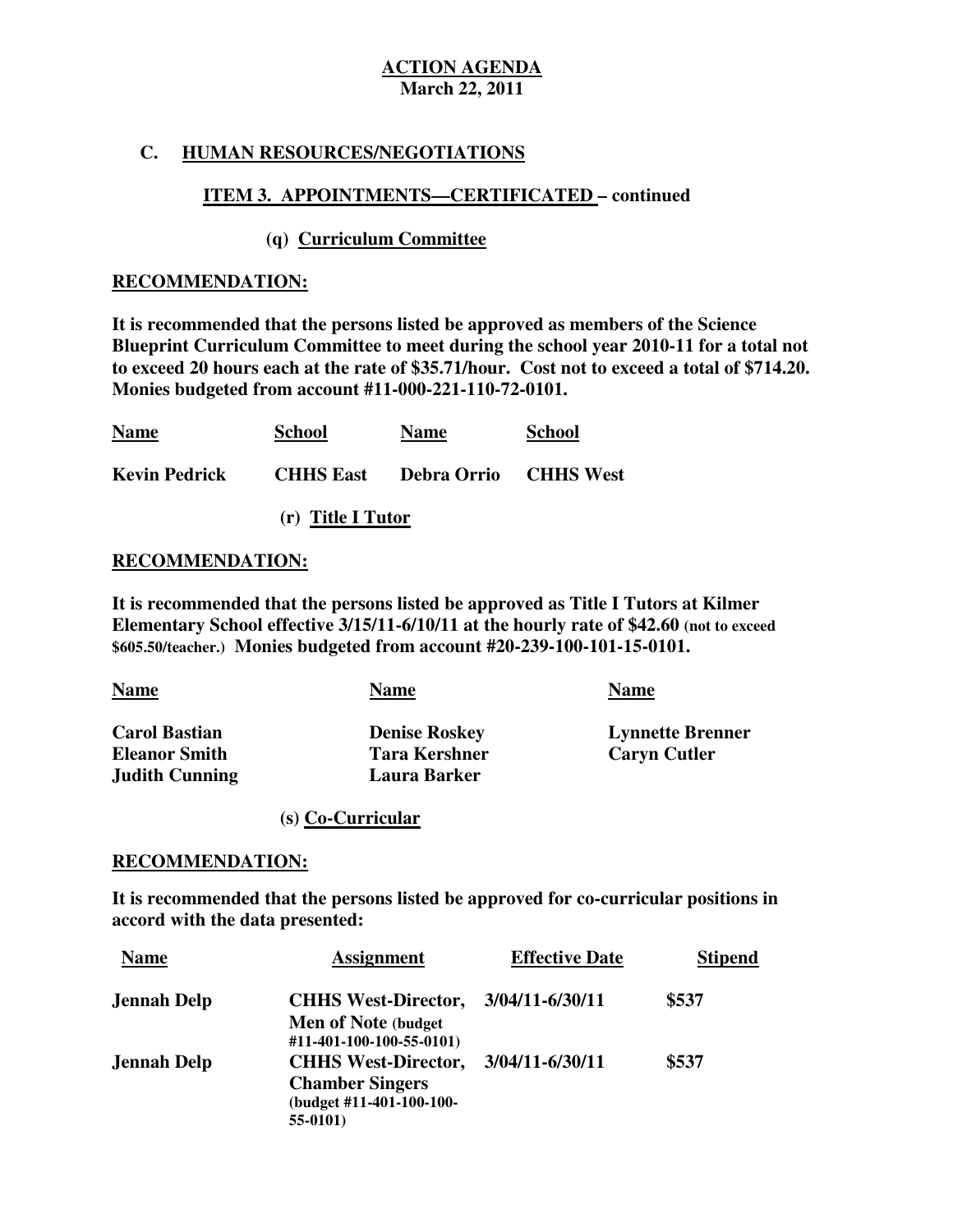**ACTION AGENDA**
**March 22, 2011**

## C. HUMAN RESOURCES/NEGOTIATIONS

### ITEM 3. APPOINTMENTS—CERTIFICATED – continued

#### (q) Curriculum Committee

**RECOMMENDATION:**

**It is recommended that the persons listed be approved as members of the Science Blueprint Curriculum Committee to meet during the school year 2010-11 for a total not to exceed 20 hours each at the rate of $35.71/hour. Cost not to exceed a total of $714.20. Monies budgeted from account #11-000-221-110-72-0101.**

| Name | School | Name | School |
|---|---|---|---|
| Kevin Pedrick | CHHS East | Debra Orrio | CHHS West |

#### (r) Title I Tutor

**RECOMMENDATION:**

**It is recommended that the persons listed be approved as Title I Tutors at Kilmer Elementary School effective 3/15/11-6/10/11 at the hourly rate of $42.60 (not to exceed $605.50/teacher.) Monies budgeted from account #20-239-100-101-15-0101.**

| Name | Name | Name |
|---|---|---|
| Carol Bastian | Denise Roskey | Lynnette Brenner |
| Eleanor Smith | Tara Kershner | Caryn Cutler |
| Judith Cunning | Laura Barker | |

#### (s) Co-Curricular

**RECOMMENDATION:**

**It is recommended that the persons listed be approved for co-curricular positions in accord with the data presented:**

| Name | Assignment | Effective Date | Stipend |
|---|---|---|---|
| Jennah Delp | CHHS West-Director, Men of Note (budget #11-401-100-100-55-0101) | 3/04/11-6/30/11 | $537 |
| Jennah Delp | CHHS West-Director, Chamber Singers (budget #11-401-100-100-55-0101) | 3/04/11-6/30/11 | $537 |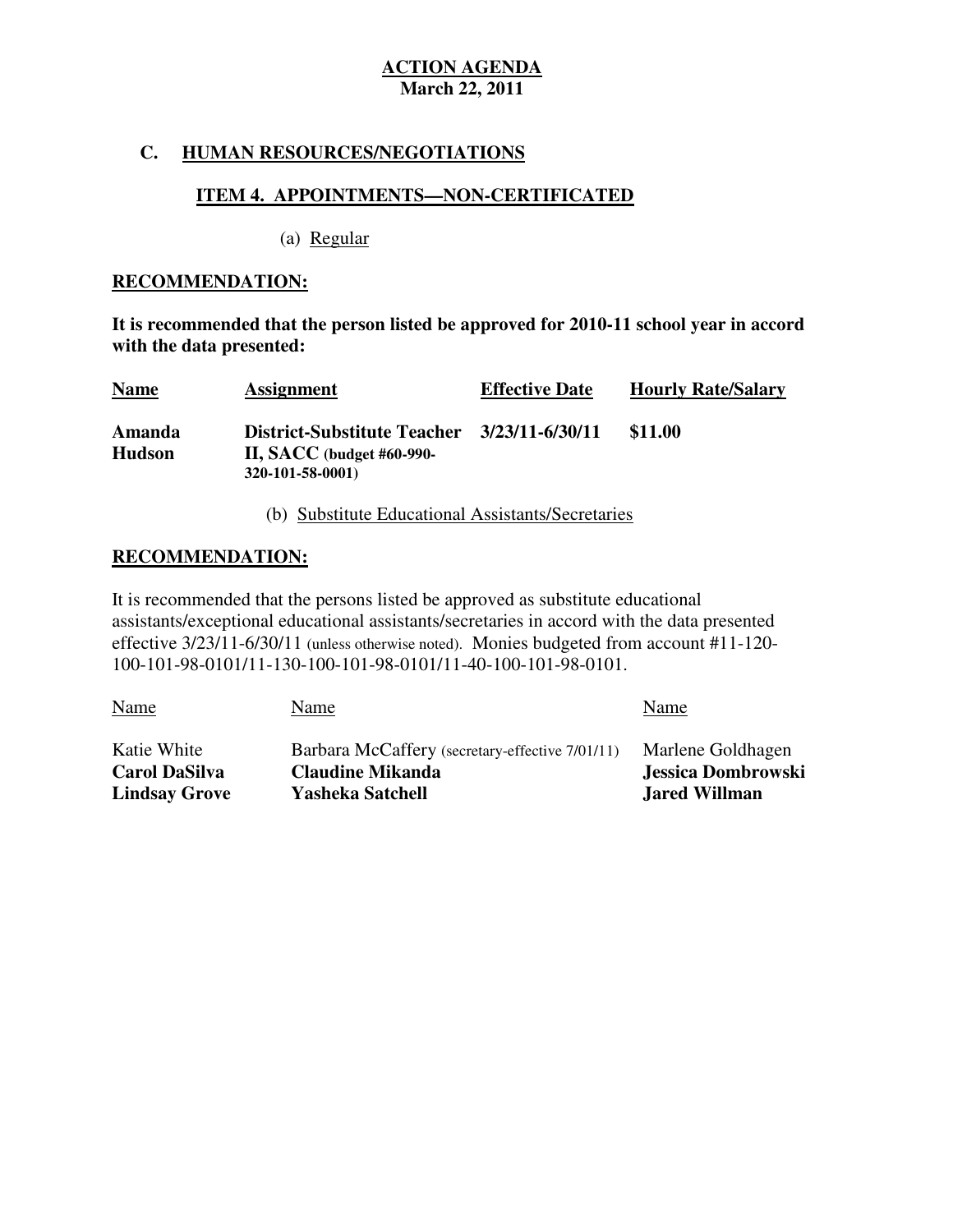**ACTION AGENDA**
**March 22, 2011**

## C. HUMAN RESOURCES/NEGOTIATIONS

### ITEM 4. APPOINTMENTS—NON-CERTIFICATED

(a) Regular

**RECOMMENDATION:**

**It is recommended that the person listed be approved for 2010-11 school year in accord with the data presented:**

| Name | Assignment | Effective Date | Hourly Rate/Salary |
|---|---|---|---|
| **Amanda Hudson** | **District-Substitute Teacher II, SACC (budget #60-990-320-101-58-0001)** | **3/23/11-6/30/11** | **$11.00** |

(b) Substitute Educational Assistants/Secretaries

**RECOMMENDATION:**

It is recommended that the persons listed be approved as substitute educational assistants/exceptional educational assistants/secretaries in accord with the data presented effective 3/23/11-6/30/11 (unless otherwise noted). Monies budgeted from account #11-120-100-101-98-0101/11-130-100-101-98-0101/11-40-100-101-98-0101.

| Name | Name | Name |
|---|---|---|
| Katie White | Barbara McCaffery (secretary-effective 7/01/11) | Marlene Goldhagen |
| **Carol DaSilva** | **Claudine Mikanda** | **Jessica Dombrowski** |
| **Lindsay Grove** | **Yasheka Satchell** | **Jared Willman** |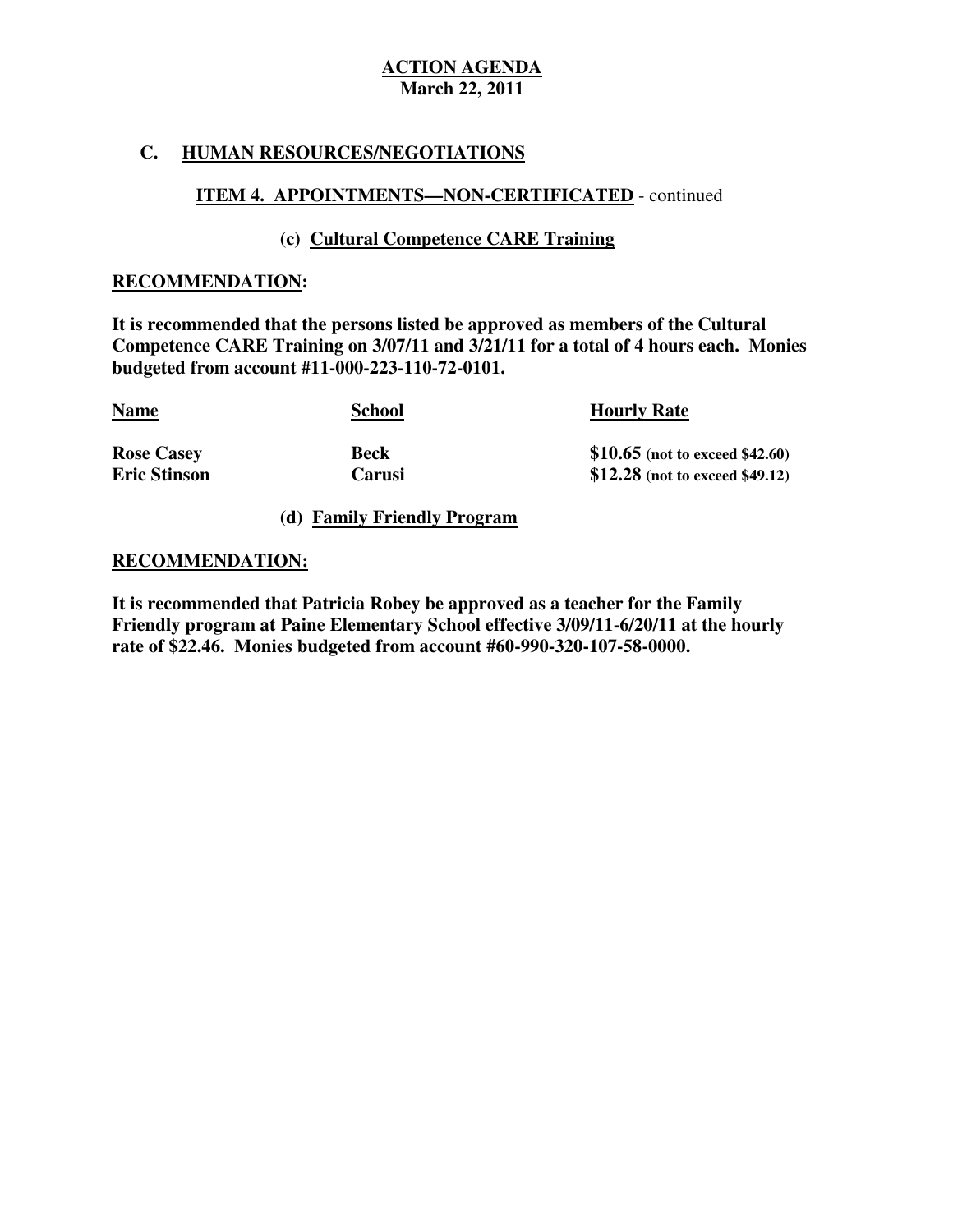**ACTION AGENDA**
**March 22, 2011**

## C. HUMAN RESOURCES/NEGOTIATIONS

### ITEM 4. APPOINTMENTS—NON-CERTIFICATED - continued

#### (c) Cultural Competence CARE Training

**RECOMMENDATION:**

**It is recommended that the persons listed be approved as members of the Cultural Competence CARE Training on 3/07/11 and 3/21/11 for a total of 4 hours each. Monies budgeted from account #11-000-223-110-72-0101.**

| Name | School | Hourly Rate |
|---|---|---|
| **Rose Casey** | **Beck** | **$10.65** (not to exceed $42.60) |
| **Eric Stinson** | **Carusi** | **$12.28** (not to exceed $49.12) |

#### (d) Family Friendly Program

**RECOMMENDATION:**

**It is recommended that Patricia Robey be approved as a teacher for the Family Friendly program at Paine Elementary School effective 3/09/11-6/20/11 at the hourly rate of $22.46. Monies budgeted from account #60-990-320-107-58-0000.**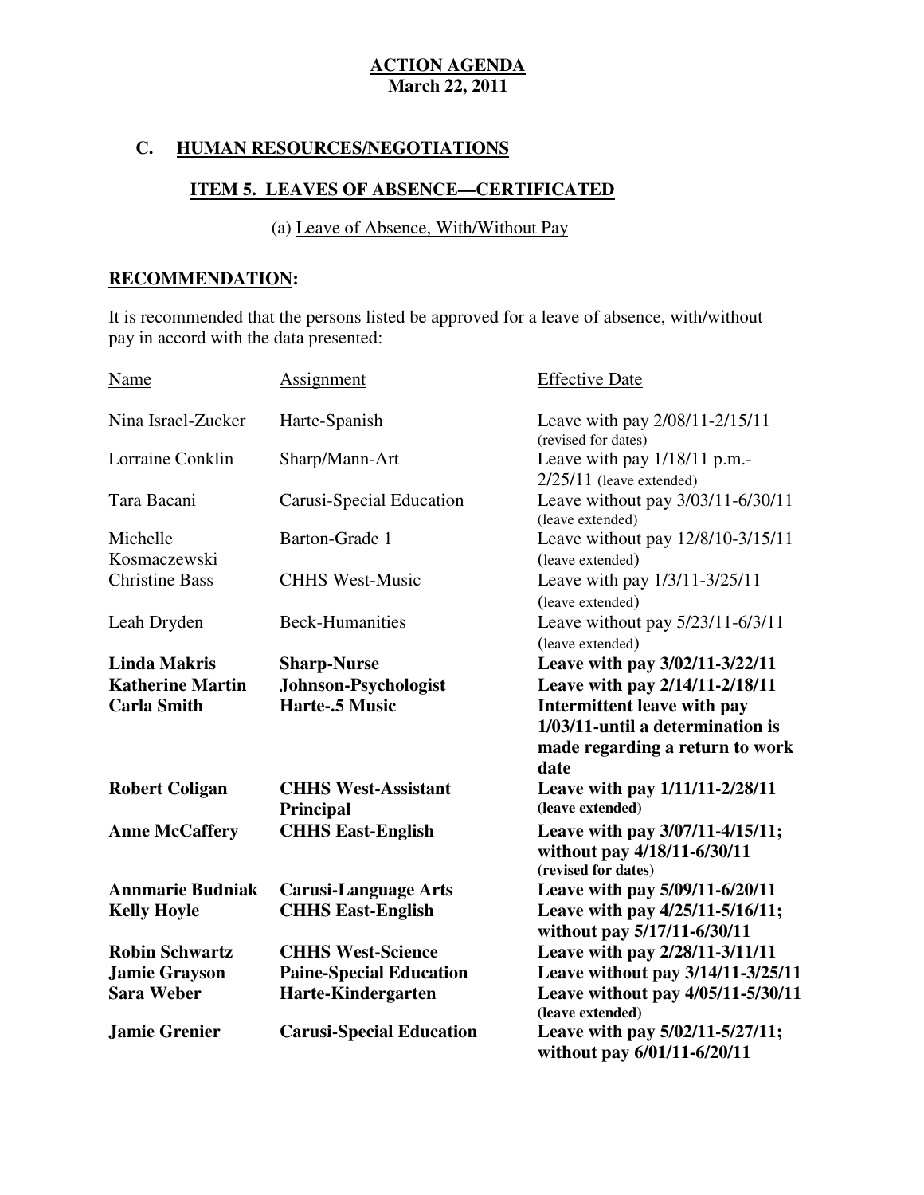**ACTION AGENDA**
**March 22, 2011**

## C. HUMAN RESOURCES/NEGOTIATIONS

### ITEM 5. LEAVES OF ABSENCE—CERTIFICATED

(a) Leave of Absence, With/Without Pay

**RECOMMENDATION:**

It is recommended that the persons listed be approved for a leave of absence, with/without pay in accord with the data presented:

| Name | Assignment | Effective Date |
|---|---|---|
| Nina Israel-Zucker | Harte-Spanish | Leave with pay 2/08/11-2/15/11 (revised for dates) |
| Lorraine Conklin | Sharp/Mann-Art | Leave with pay 1/18/11 p.m.-2/25/11 (leave extended) |
| Tara Bacani | Carusi-Special Education | Leave without pay 3/03/11-6/30/11 (leave extended) |
| Michelle Kosmaczewski | Barton-Grade 1 | Leave without pay 12/8/10-3/15/11 (leave extended) |
| Christine Bass | CHHS West-Music | Leave with pay 1/3/11-3/25/11 (leave extended) |
| Leah Dryden | Beck-Humanities | Leave without pay 5/23/11-6/3/11 (leave extended) |
| **Linda Makris** | **Sharp-Nurse** | **Leave with pay 3/02/11-3/22/11** |
| **Katherine Martin** | **Johnson-Psychologist** | **Leave with pay 2/14/11-2/18/11** |
| **Carla Smith** | **Harte-.5 Music** | **Intermittent leave with pay 1/03/11-until a determination is made regarding a return to work date** |
| **Robert Coligan** | **CHHS West-Assistant Principal** | **Leave with pay 1/11/11-2/28/11 (leave extended)** |
| **Anne McCaffery** | **CHHS East-English** | **Leave with pay 3/07/11-4/15/11; without pay 4/18/11-6/30/11 (revised for dates)** |
| **Annmarie Budniak** | **Carusi-Language Arts** | **Leave with pay 5/09/11-6/20/11** |
| **Kelly Hoyle** | **CHHS East-English** | **Leave with pay 4/25/11-5/16/11; without pay 5/17/11-6/30/11** |
| **Robin Schwartz** | **CHHS West-Science** | **Leave with pay 2/28/11-3/11/11** |
| **Jamie Grayson** | **Paine-Special Education** | **Leave without pay 3/14/11-3/25/11** |
| **Sara Weber** | **Harte-Kindergarten** | **Leave without pay 4/05/11-5/30/11 (leave extended)** |
| **Jamie Grenier** | **Carusi-Special Education** | **Leave with pay 5/02/11-5/27/11; without pay 6/01/11-6/20/11** |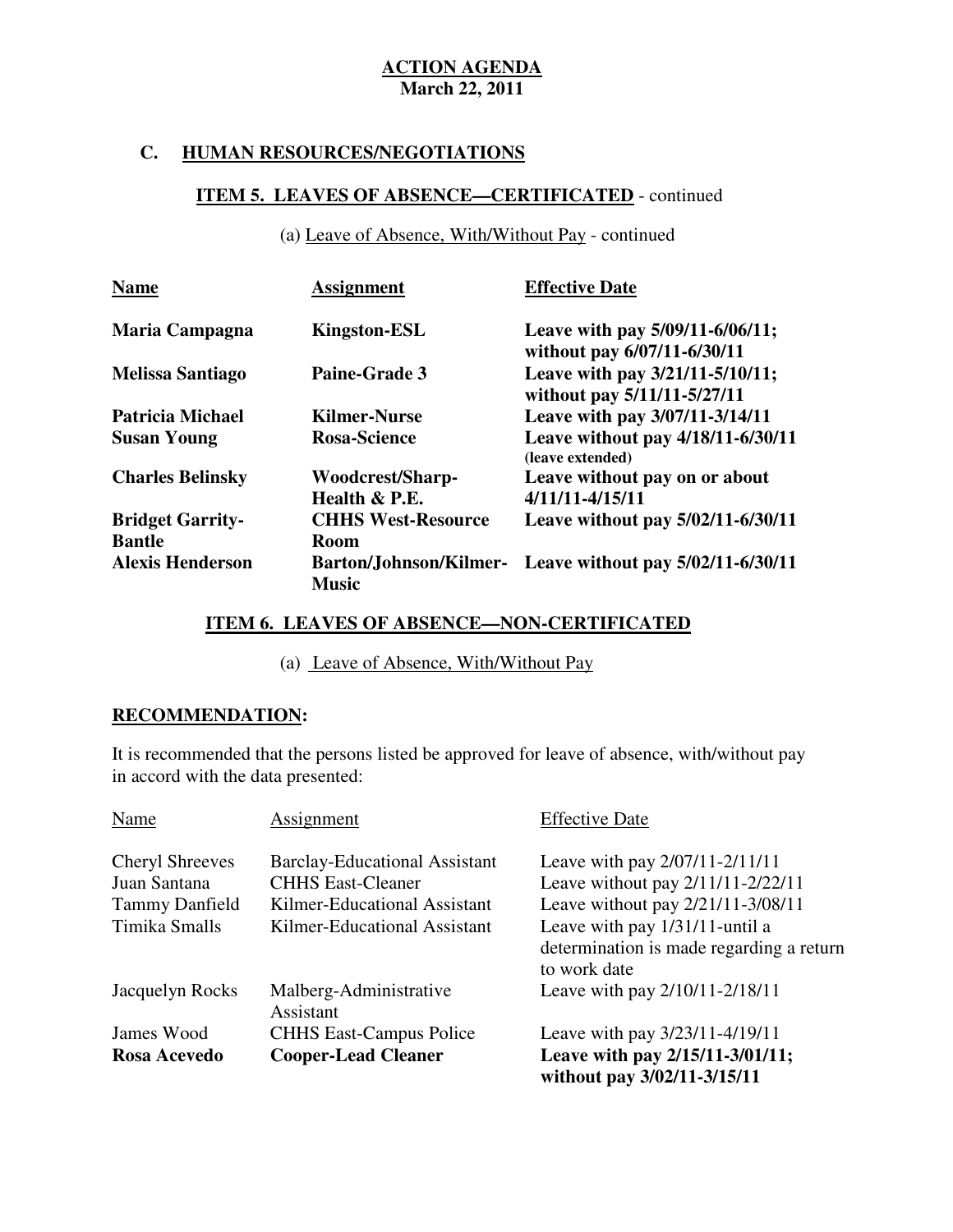**ACTION AGENDA**
**March 22, 2011**

## C. HUMAN RESOURCES/NEGOTIATIONS

### ITEM 5. LEAVES OF ABSENCE—CERTIFICATED - continued

(a) Leave of Absence, With/Without Pay - continued

| **Name** | **Assignment** | **Effective Date** |
|---|---|---|
| **Maria Campagna** | **Kingston-ESL** | **Leave with pay 5/09/11-6/06/11; without pay 6/07/11-6/30/11** |
| **Melissa Santiago** | **Paine-Grade 3** | **Leave with pay 3/21/11-5/10/11; without pay 5/11/11-5/27/11** |
| **Patricia Michael** | **Kilmer-Nurse** | **Leave with pay 3/07/11-3/14/11** |
| **Susan Young** | **Rosa-Science** | **Leave without pay 4/18/11-6/30/11 (leave extended)** |
| **Charles Belinsky** | **Woodcrest/Sharp-Health & P.E.** | **Leave without pay on or about 4/11/11-4/15/11** |
| **Bridget Garrity-Bantle** | **CHHS West-Resource Room** | **Leave without pay 5/02/11-6/30/11** |
| **Alexis Henderson** | **Barton/Johnson/Kilmer-Music** | **Leave without pay 5/02/11-6/30/11** |

### ITEM 6. LEAVES OF ABSENCE—NON-CERTIFICATED

(a) Leave of Absence, With/Without Pay

**RECOMMENDATION:**

It is recommended that the persons listed be approved for leave of absence, with/without pay in accord with the data presented:

| Name | Assignment | Effective Date |
|---|---|---|
| Cheryl Shreeves | Barclay-Educational Assistant | Leave with pay 2/07/11-2/11/11 |
| Juan Santana | CHHS East-Cleaner | Leave without pay 2/11/11-2/22/11 |
| Tammy Danfield | Kilmer-Educational Assistant | Leave without pay 2/21/11-3/08/11 |
| Timika Smalls | Kilmer-Educational Assistant | Leave with pay 1/31/11-until a determination is made regarding a return to work date |
| Jacquelyn Rocks | Malberg-Administrative Assistant | Leave with pay 2/10/11-2/18/11 |
| James Wood | CHHS East-Campus Police | Leave with pay 3/23/11-4/19/11 |
| **Rosa Acevedo** | **Cooper-Lead Cleaner** | **Leave with pay 2/15/11-3/01/11; without pay 3/02/11-3/15/11** |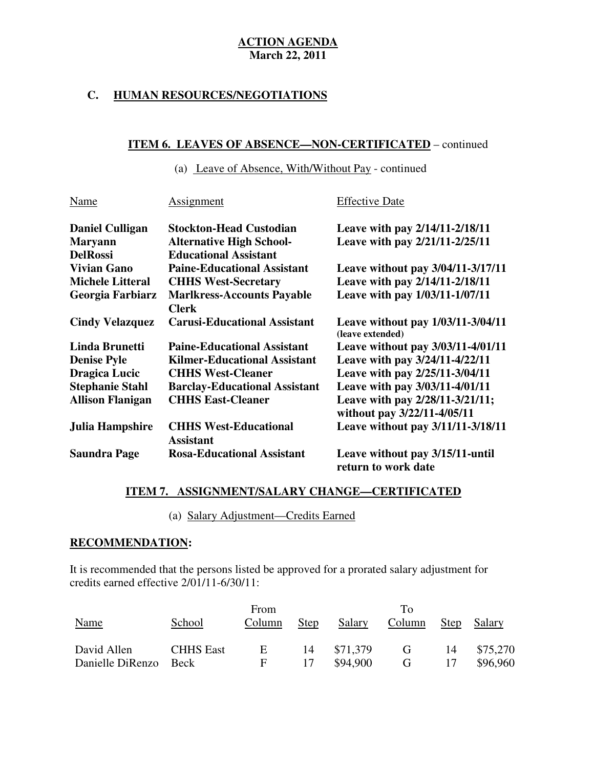**ACTION AGENDA**
**March 22, 2011**

## C. HUMAN RESOURCES/NEGOTIATIONS

### ITEM 6. LEAVES OF ABSENCE—NON-CERTIFICATED – continued

(a) Leave of Absence, With/Without Pay - continued

| Name | Assignment | Effective Date |
|---|---|---|
| **Daniel Culligan** | **Stockton-Head Custodian** | **Leave with pay 2/14/11-2/18/11** |
| **Maryann DelRossi** | **Alternative High School-Educational Assistant** | **Leave with pay 2/21/11-2/25/11** |
| **Vivian Gano** | **Paine-Educational Assistant** | **Leave without pay 3/04/11-3/17/11** |
| **Michele Litteral** | **CHHS West-Secretary** | **Leave with pay 2/14/11-2/18/11** |
| **Georgia Farbiarz** | **Marlkress-Accounts Payable Clerk** | **Leave with pay 1/03/11-1/07/11** |
| **Cindy Velazquez** | **Carusi-Educational Assistant** | **Leave without pay 1/03/11-3/04/11 (leave extended)** |
| **Linda Brunetti** | **Paine-Educational Assistant** | **Leave without pay 3/03/11-4/01/11** |
| **Denise Pyle** | **Kilmer-Educational Assistant** | **Leave with pay 3/24/11-4/22/11** |
| **Dragica Lucic** | **CHHS West-Cleaner** | **Leave with pay 2/25/11-3/04/11** |
| **Stephanie Stahl** | **Barclay-Educational Assistant** | **Leave with pay 3/03/11-4/01/11** |
| **Allison Flanigan** | **CHHS East-Cleaner** | **Leave with pay 2/28/11-3/21/11; without pay 3/22/11-4/05/11** |
| **Julia Hampshire** | **CHHS West-Educational Assistant** | **Leave without pay 3/11/11-3/18/11** |
| **Saundra Page** | **Rosa-Educational Assistant** | **Leave without pay 3/15/11-until return to work date** |

### ITEM 7. ASSIGNMENT/SALARY CHANGE—CERTIFICATED

(a) Salary Adjustment—Credits Earned

**RECOMMENDATION:**

It is recommended that the persons listed be approved for a prorated salary adjustment for credits earned effective 2/01/11-6/30/11:

| Name | School | From Column | Step | Salary | To Column | Step | Salary |
|---|---|---|---|---|---|---|---|
| David Allen | CHHS East | E | 14 | $71,379 | G | 14 | $75,270 |
| Danielle DiRenzo | Beck | F | 17 | $94,900 | G | 17 | $96,960 |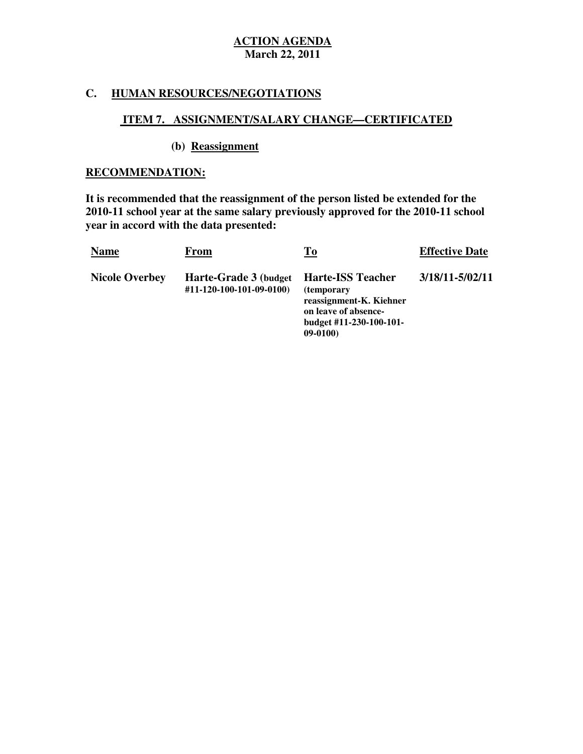**ACTION AGENDA**
**March 22, 2011**

## C. HUMAN RESOURCES/NEGOTIATIONS

### ITEM 7. ASSIGNMENT/SALARY CHANGE—CERTIFICATED

**(b) Reassignment**

**RECOMMENDATION:**

**It is recommended that the reassignment of the person listed be extended for the 2010-11 school year at the same salary previously approved for the 2010-11 school year in accord with the data presented:**

| Name | From | To | Effective Date |
|---|---|---|---|
| **Nicole Overbey** | **Harte-Grade 3 (budget #11-120-100-101-09-0100)** | **Harte-ISS Teacher (temporary reassignment-K. Kiehner on leave of absence-budget #11-230-100-101-09-0100)** | **3/18/11-5/02/11** |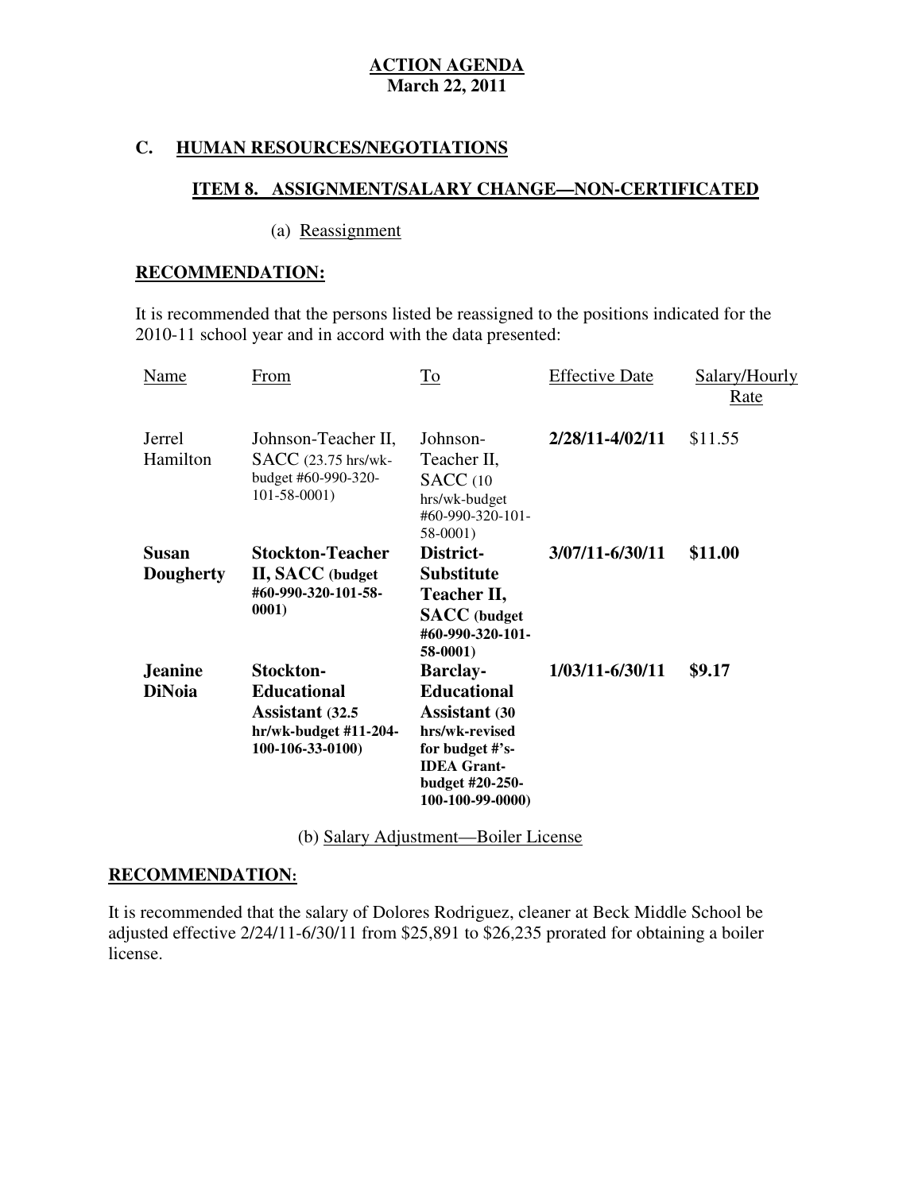**ACTION AGENDA**
**March 22, 2011**

## C. HUMAN RESOURCES/NEGOTIATIONS

### ITEM 8. ASSIGNMENT/SALARY CHANGE—NON-CERTIFICATED

(a) Reassignment

**RECOMMENDATION:**

It is recommended that the persons listed be reassigned to the positions indicated for the 2010-11 school year and in accord with the data presented:

| Name | From | To | Effective Date | Salary/Hourly Rate |
|---|---|---|---|---|
| Jerrel Hamilton | Johnson-Teacher II, SACC (23.75 hrs/wk-budget #60-990-320-101-58-0001) | Johnson-Teacher II, SACC (10 hrs/wk-budget #60-990-320-101-58-0001) | **2/28/11-4/02/11** | $11.55 |
| **Susan Dougherty** | **Stockton-Teacher II, SACC (budget #60-990-320-101-58-0001)** | **District-Substitute Teacher II, SACC (budget #60-990-320-101-58-0001)** | **3/07/11-6/30/11** | **$11.00** |
| **Jeanine DiNoia** | **Stockton-Educational Assistant (32.5 hr/wk-budget #11-204-100-106-33-0100)** | **Barclay-Educational Assistant (30 hrs/wk-revised for budget #'s-IDEA Grant-budget #20-250-100-100-99-0000)** | **1/03/11-6/30/11** | **$9.17** |

(b) Salary Adjustment—Boiler License

**RECOMMENDATION:**

It is recommended that the salary of Dolores Rodriguez, cleaner at Beck Middle School be adjusted effective 2/24/11-6/30/11 from $25,891 to $26,235 prorated for obtaining a boiler license.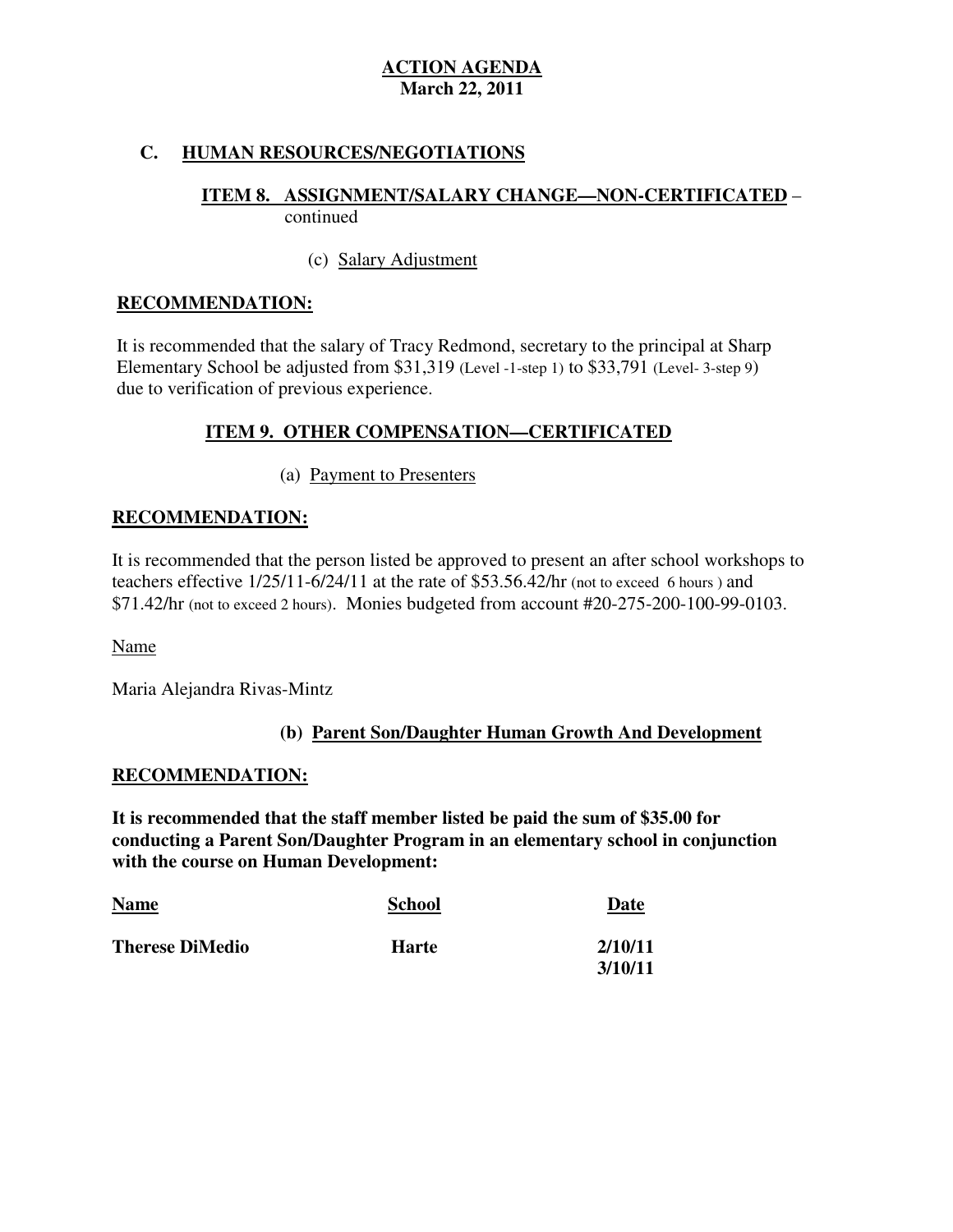**ACTION AGENDA**
**March 22, 2011**

## C. HUMAN RESOURCES/NEGOTIATIONS

### ITEM 8. ASSIGNMENT/SALARY CHANGE—NON-CERTIFICATED – continued

(c) Salary Adjustment

**RECOMMENDATION:**

It is recommended that the salary of Tracy Redmond, secretary to the principal at Sharp Elementary School be adjusted from $31,319 (Level -1-step 1) to $33,791 (Level- 3-step 9) due to verification of previous experience.

### ITEM 9. OTHER COMPENSATION—CERTIFICATED

(a) Payment to Presenters

**RECOMMENDATION:**

It is recommended that the person listed be approved to present an after school workshops to teachers effective 1/25/11-6/24/11 at the rate of $53.56.42/hr (not to exceed 6 hours ) and $71.42/hr (not to exceed 2 hours). Monies budgeted from account #20-275-200-100-99-0103.

Name

Maria Alejandra Rivas-Mintz

**(b) Parent Son/Daughter Human Growth And Development**

**RECOMMENDATION:**

**It is recommended that the staff member listed be paid the sum of $35.00 for conducting a Parent Son/Daughter Program in an elementary school in conjunction with the course on Human Development:**

| Name | School | Date |
|---|---|---|
| **Therese DiMedio** | **Harte** | **2/10/11**<br>**3/10/11** |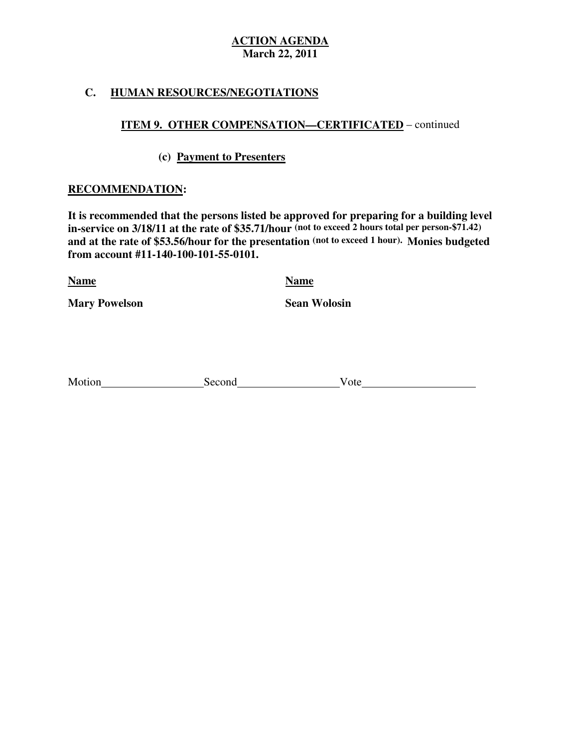**ACTION AGENDA**
**March 22, 2011**

## C. HUMAN RESOURCES/NEGOTIATIONS

### ITEM 9. OTHER COMPENSATION—CERTIFICATED – continued

#### (c) Payment to Presenters

**RECOMMENDATION:**

**It is recommended that the persons listed be approved for preparing for a building level in-service on 3/18/11 at the rate of $35.71/hour (not to exceed 2 hours total per person-$71.42) and at the rate of $53.56/hour for the presentation (not to exceed 1 hour). Monies budgeted from account #11-140-100-101-55-0101.**

| Name | Name |
|---|---|
| **Mary Powelson** | **Sean Wolosin** |

Motion__________________ Second__________________ Vote____________________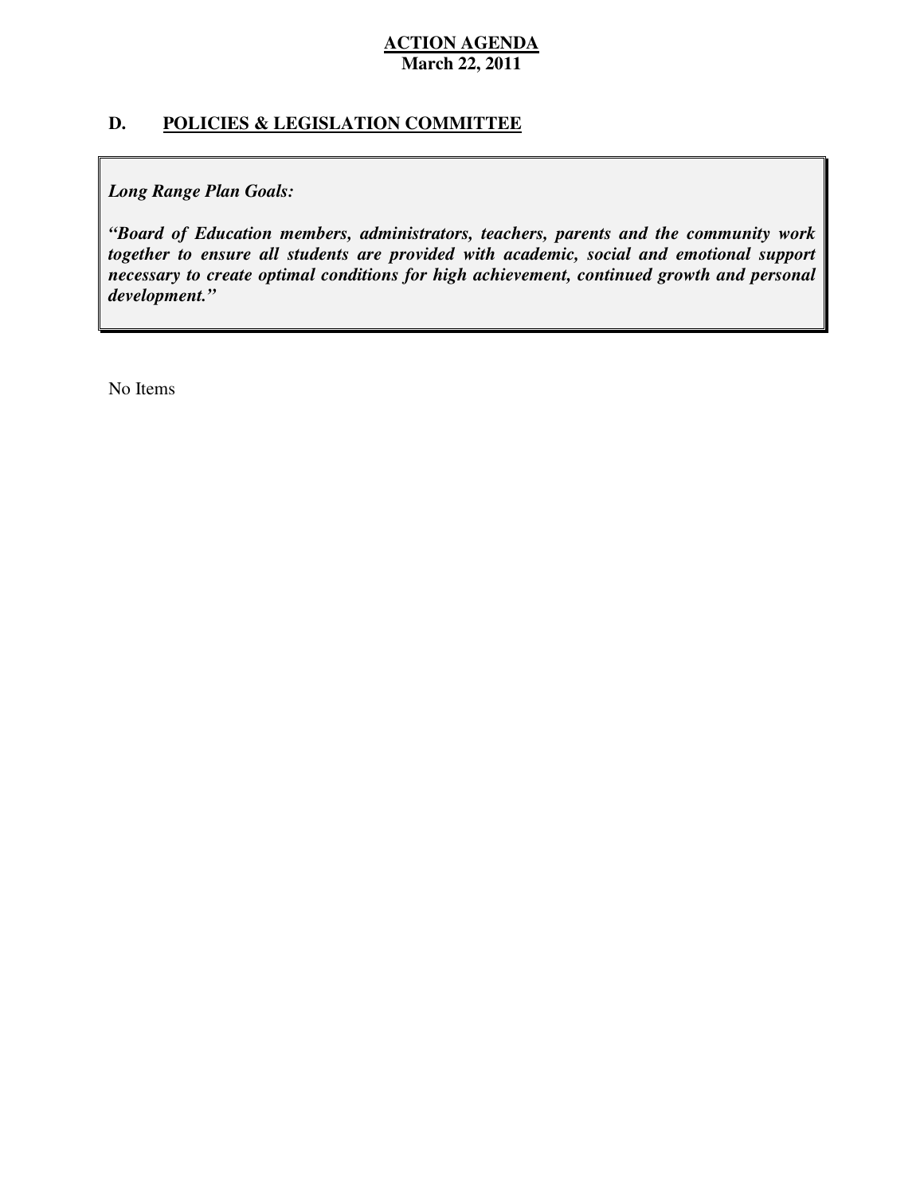**ACTION AGENDA**
**March 22, 2011**

## D. POLICIES & LEGISLATION COMMITTEE

***Long Range Plan Goals:***

***"Board of Education members, administrators, teachers, parents and the community work together to ensure all students are provided with academic, social and emotional support necessary to create optimal conditions for high achievement, continued growth and personal development."***

No Items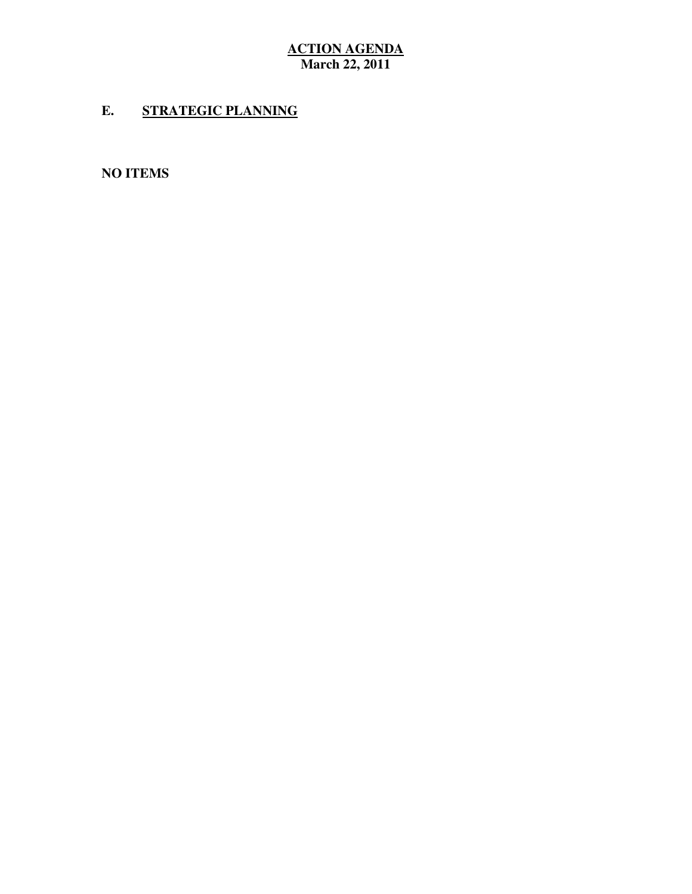**ACTION AGENDA**
**March 22, 2011**

## E. STRATEGIC PLANNING

**NO ITEMS**